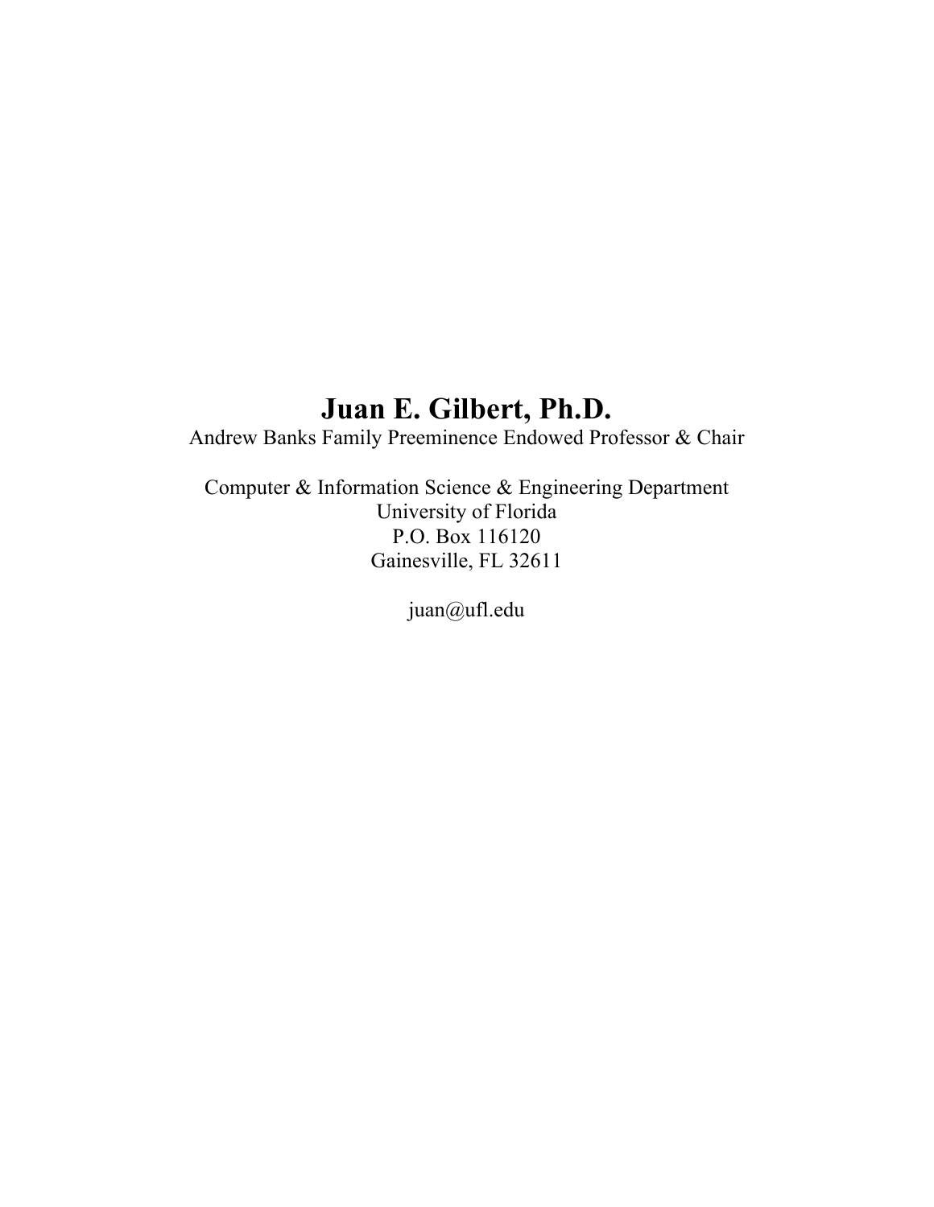# Juan E. Gilbert, Ph.D.

Andrew Banks Family Preeminence Endowed Professor & Chair

Computer & Information Science & Engineering Department
University of Florida
P.O. Box 116120
Gainesville, FL 32611

juan@ufl.edu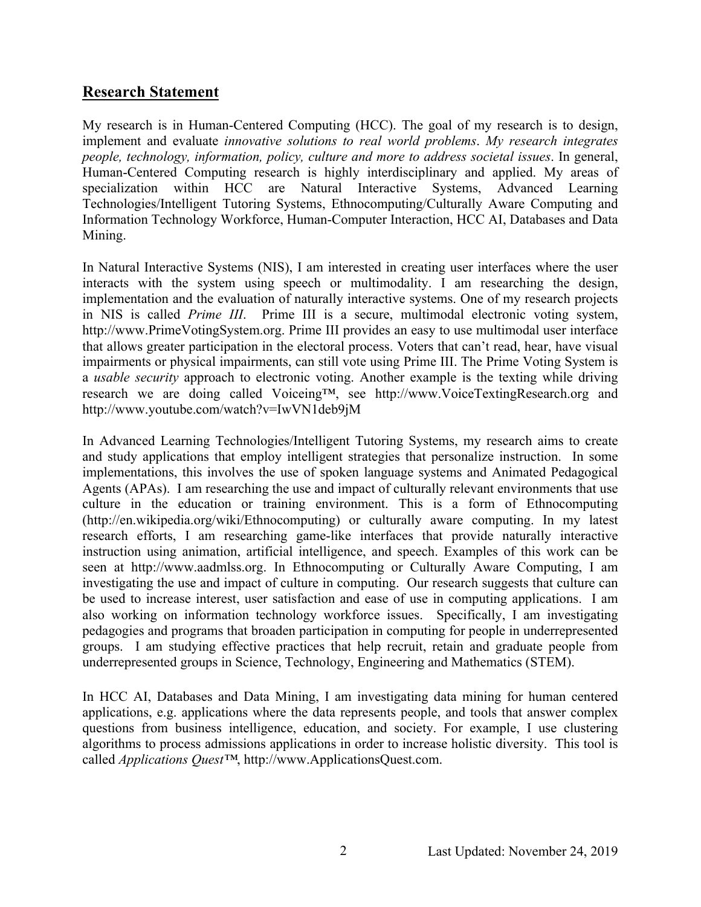## Research Statement

My research is in Human-Centered Computing (HCC). The goal of my research is to design, implement and evaluate *innovative solutions to real world problems*. *My research integrates people, technology, information, policy, culture and more to address societal issues*. In general, Human-Centered Computing research is highly interdisciplinary and applied. My areas of specialization within HCC are Natural Interactive Systems, Advanced Learning Technologies/Intelligent Tutoring Systems, Ethnocomputing/Culturally Aware Computing and Information Technology Workforce, Human-Computer Interaction, HCC AI, Databases and Data Mining.

In Natural Interactive Systems (NIS), I am interested in creating user interfaces where the user interacts with the system using speech or multimodality. I am researching the design, implementation and the evaluation of naturally interactive systems. One of my research projects in NIS is called *Prime III*. Prime III is a secure, multimodal electronic voting system, http://www.PrimeVotingSystem.org. Prime III provides an easy to use multimodal user interface that allows greater participation in the electoral process. Voters that can't read, hear, have visual impairments or physical impairments, can still vote using Prime III. The Prime Voting System is a *usable security* approach to electronic voting. Another example is the texting while driving research we are doing called Voiceing™, see http://www.VoiceTextingResearch.org and http://www.youtube.com/watch?v=IwVN1deb9jM

In Advanced Learning Technologies/Intelligent Tutoring Systems, my research aims to create and study applications that employ intelligent strategies that personalize instruction. In some implementations, this involves the use of spoken language systems and Animated Pedagogical Agents (APAs). I am researching the use and impact of culturally relevant environments that use culture in the education or training environment. This is a form of Ethnocomputing (http://en.wikipedia.org/wiki/Ethnocomputing) or culturally aware computing. In my latest research efforts, I am researching game-like interfaces that provide naturally interactive instruction using animation, artificial intelligence, and speech. Examples of this work can be seen at http://www.aadmlss.org. In Ethnocomputing or Culturally Aware Computing, I am investigating the use and impact of culture in computing. Our research suggests that culture can be used to increase interest, user satisfaction and ease of use in computing applications. I am also working on information technology workforce issues. Specifically, I am investigating pedagogies and programs that broaden participation in computing for people in underrepresented groups. I am studying effective practices that help recruit, retain and graduate people from underrepresented groups in Science, Technology, Engineering and Mathematics (STEM).

In HCC AI, Databases and Data Mining, I am investigating data mining for human centered applications, e.g. applications where the data represents people, and tools that answer complex questions from business intelligence, education, and society. For example, I use clustering algorithms to process admissions applications in order to increase holistic diversity. This tool is called *Applications Quest™*, http://www.ApplicationsQuest.com.

Last Updated: November 24, 2019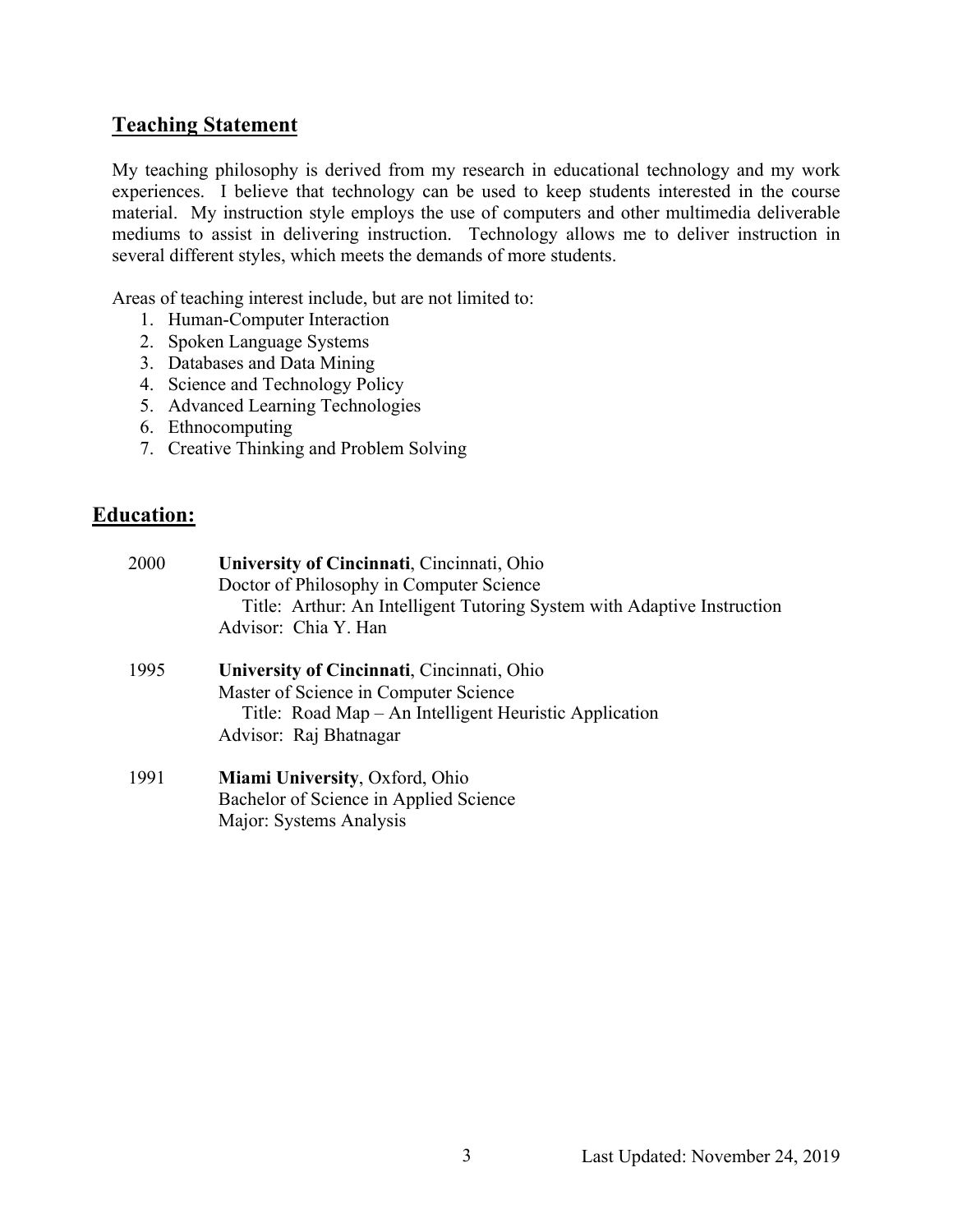## Teaching Statement

My teaching philosophy is derived from my research in educational technology and my work experiences. I believe that technology can be used to keep students interested in the course material. My instruction style employs the use of computers and other multimedia deliverable mediums to assist in delivering instruction. Technology allows me to deliver instruction in several different styles, which meets the demands of more students.

Areas of teaching interest include, but are not limited to:

1. Human-Computer Interaction
2. Spoken Language Systems
3. Databases and Data Mining
4. Science and Technology Policy
5. Advanced Learning Technologies
6. Ethnocomputing
7. Creative Thinking and Problem Solving

## Education:

2000 **University of Cincinnati**, Cincinnati, Ohio
Doctor of Philosophy in Computer Science
Title: Arthur: An Intelligent Tutoring System with Adaptive Instruction
Advisor: Chia Y. Han

1995 **University of Cincinnati**, Cincinnati, Ohio
Master of Science in Computer Science
Title: Road Map – An Intelligent Heuristic Application
Advisor: Raj Bhatnagar

1991 **Miami University**, Oxford, Ohio
Bachelor of Science in Applied Science
Major: Systems Analysis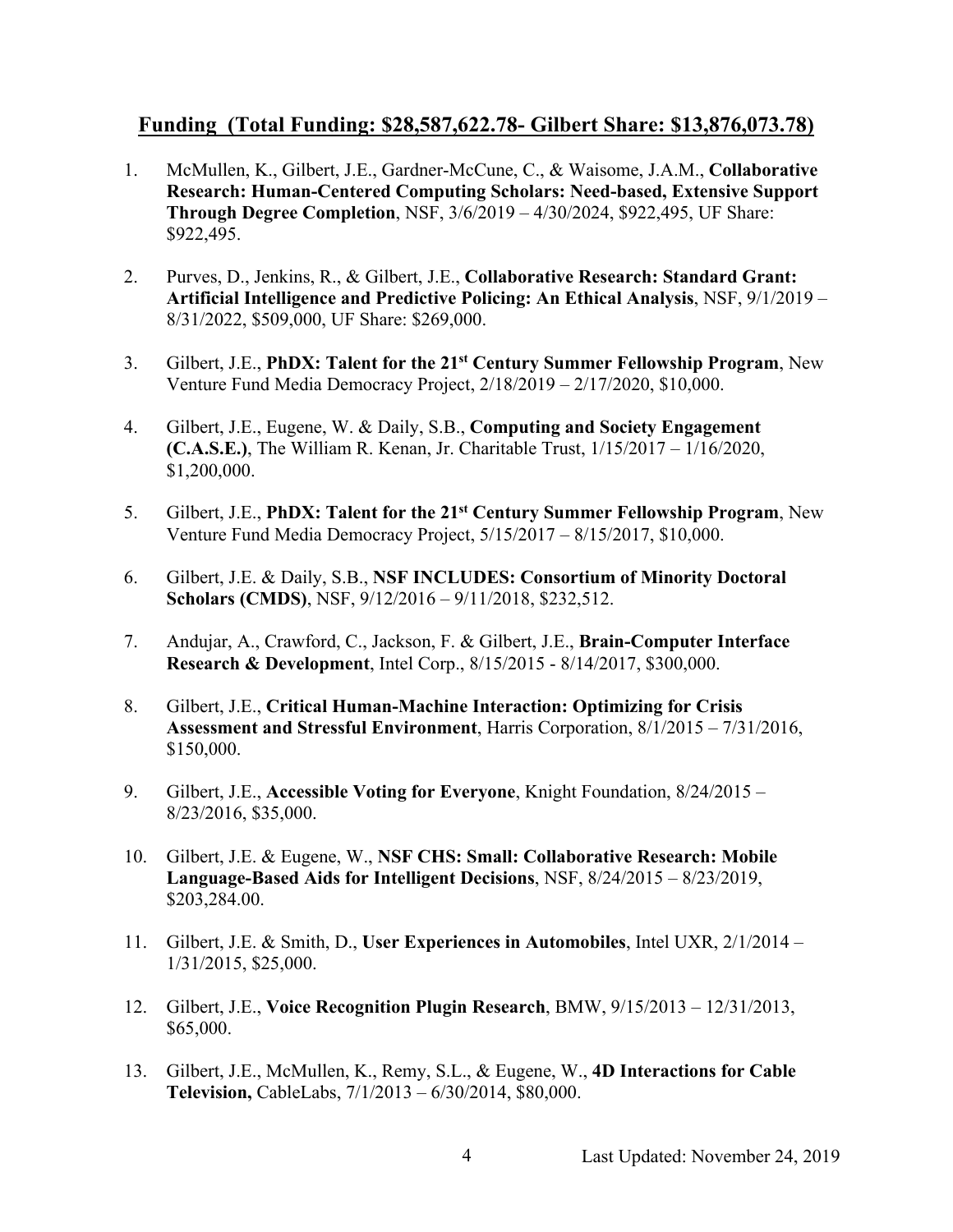## Funding (Total Funding: $28,587,622.78- Gilbert Share: $13,876,073.78)

1. McMullen, K., Gilbert, J.E., Gardner-McCune, C., & Waisome, J.A.M., **Collaborative Research: Human-Centered Computing Scholars: Need-based, Extensive Support Through Degree Completion**, NSF, 3/6/2019 – 4/30/2024, $922,495, UF Share: $922,495.

2. Purves, D., Jenkins, R., & Gilbert, J.E., **Collaborative Research: Standard Grant: Artificial Intelligence and Predictive Policing: An Ethical Analysis**, NSF, 9/1/2019 – 8/31/2022, $509,000, UF Share: $269,000.

3. Gilbert, J.E., **PhDX: Talent for the 21st Century Summer Fellowship Program**, New Venture Fund Media Democracy Project, 2/18/2019 – 2/17/2020, $10,000.

4. Gilbert, J.E., Eugene, W. & Daily, S.B., **Computing and Society Engagement (C.A.S.E.)**, The William R. Kenan, Jr. Charitable Trust, 1/15/2017 – 1/16/2020, $1,200,000.

5. Gilbert, J.E., **PhDX: Talent for the 21st Century Summer Fellowship Program**, New Venture Fund Media Democracy Project, 5/15/2017 – 8/15/2017, $10,000.

6. Gilbert, J.E. & Daily, S.B., **NSF INCLUDES: Consortium of Minority Doctoral Scholars (CMDS)**, NSF, 9/12/2016 – 9/11/2018, $232,512.

7. Andujar, A., Crawford, C., Jackson, F. & Gilbert, J.E., **Brain-Computer Interface Research & Development**, Intel Corp., 8/15/2015 - 8/14/2017, $300,000.

8. Gilbert, J.E., **Critical Human-Machine Interaction: Optimizing for Crisis Assessment and Stressful Environment**, Harris Corporation, 8/1/2015 – 7/31/2016, $150,000.

9. Gilbert, J.E., **Accessible Voting for Everyone**, Knight Foundation, 8/24/2015 – 8/23/2016, $35,000.

10. Gilbert, J.E. & Eugene, W., **NSF CHS: Small: Collaborative Research: Mobile Language-Based Aids for Intelligent Decisions**, NSF, 8/24/2015 – 8/23/2019, $203,284.00.

11. Gilbert, J.E. & Smith, D., **User Experiences in Automobiles**, Intel UXR, 2/1/2014 – 1/31/2015, $25,000.

12. Gilbert, J.E., **Voice Recognition Plugin Research**, BMW, 9/15/2013 – 12/31/2013, $65,000.

13. Gilbert, J.E., McMullen, K., Remy, S.L., & Eugene, W., **4D Interactions for Cable Television,** CableLabs, 7/1/2013 – 6/30/2014, $80,000.

Last Updated: November 24, 2019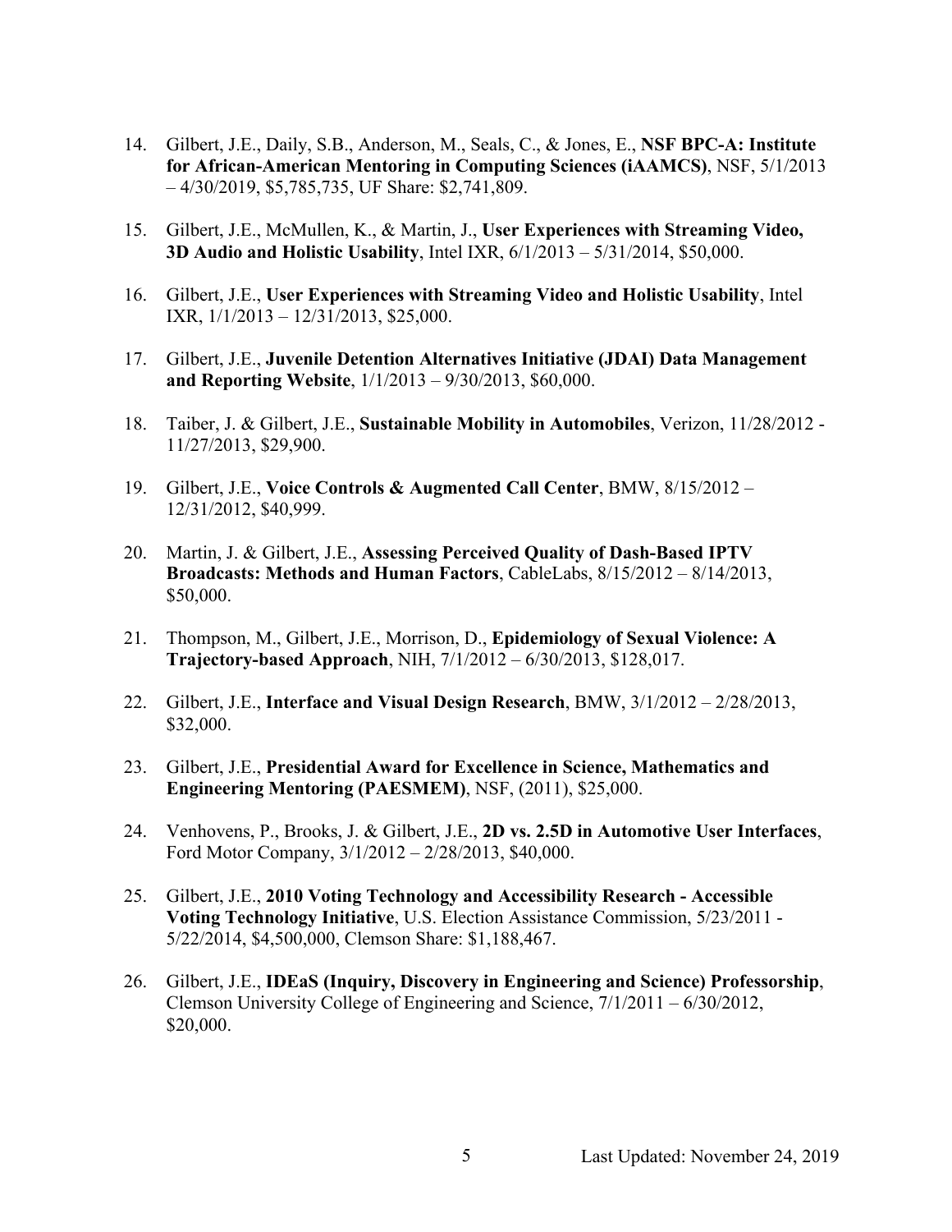14. Gilbert, J.E., Daily, S.B., Anderson, M., Seals, C., & Jones, E., **NSF BPC-A: Institute for African-American Mentoring in Computing Sciences (iAAMCS)**, NSF, 5/1/2013 – 4/30/2019, $5,785,735, UF Share: $2,741,809.

15. Gilbert, J.E., McMullen, K., & Martin, J., **User Experiences with Streaming Video, 3D Audio and Holistic Usability**, Intel IXR, 6/1/2013 – 5/31/2014, $50,000.

16. Gilbert, J.E., **User Experiences with Streaming Video and Holistic Usability**, Intel IXR, 1/1/2013 – 12/31/2013, $25,000.

17. Gilbert, J.E., **Juvenile Detention Alternatives Initiative (JDAI) Data Management and Reporting Website**, 1/1/2013 – 9/30/2013, $60,000.

18. Taiber, J. & Gilbert, J.E., **Sustainable Mobility in Automobiles**, Verizon, 11/28/2012 - 11/27/2013, $29,900.

19. Gilbert, J.E., **Voice Controls & Augmented Call Center**, BMW, 8/15/2012 – 12/31/2012, $40,999.

20. Martin, J. & Gilbert, J.E., **Assessing Perceived Quality of Dash-Based IPTV Broadcasts: Methods and Human Factors**, CableLabs, 8/15/2012 – 8/14/2013, $50,000.

21. Thompson, M., Gilbert, J.E., Morrison, D., **Epidemiology of Sexual Violence: A Trajectory-based Approach**, NIH, 7/1/2012 – 6/30/2013, $128,017.

22. Gilbert, J.E., **Interface and Visual Design Research**, BMW, 3/1/2012 – 2/28/2013, $32,000.

23. Gilbert, J.E., **Presidential Award for Excellence in Science, Mathematics and Engineering Mentoring (PAESMEM)**, NSF, (2011), $25,000.

24. Venhovens, P., Brooks, J. & Gilbert, J.E., **2D vs. 2.5D in Automotive User Interfaces**, Ford Motor Company, 3/1/2012 – 2/28/2013, $40,000.

25. Gilbert, J.E., **2010 Voting Technology and Accessibility Research - Accessible Voting Technology Initiative**, U.S. Election Assistance Commission, 5/23/2011 - 5/22/2014, $4,500,000, Clemson Share: $1,188,467.

26. Gilbert, J.E., **IDEaS (Inquiry, Discovery in Engineering and Science) Professorship**, Clemson University College of Engineering and Science, 7/1/2011 – 6/30/2012, $20,000.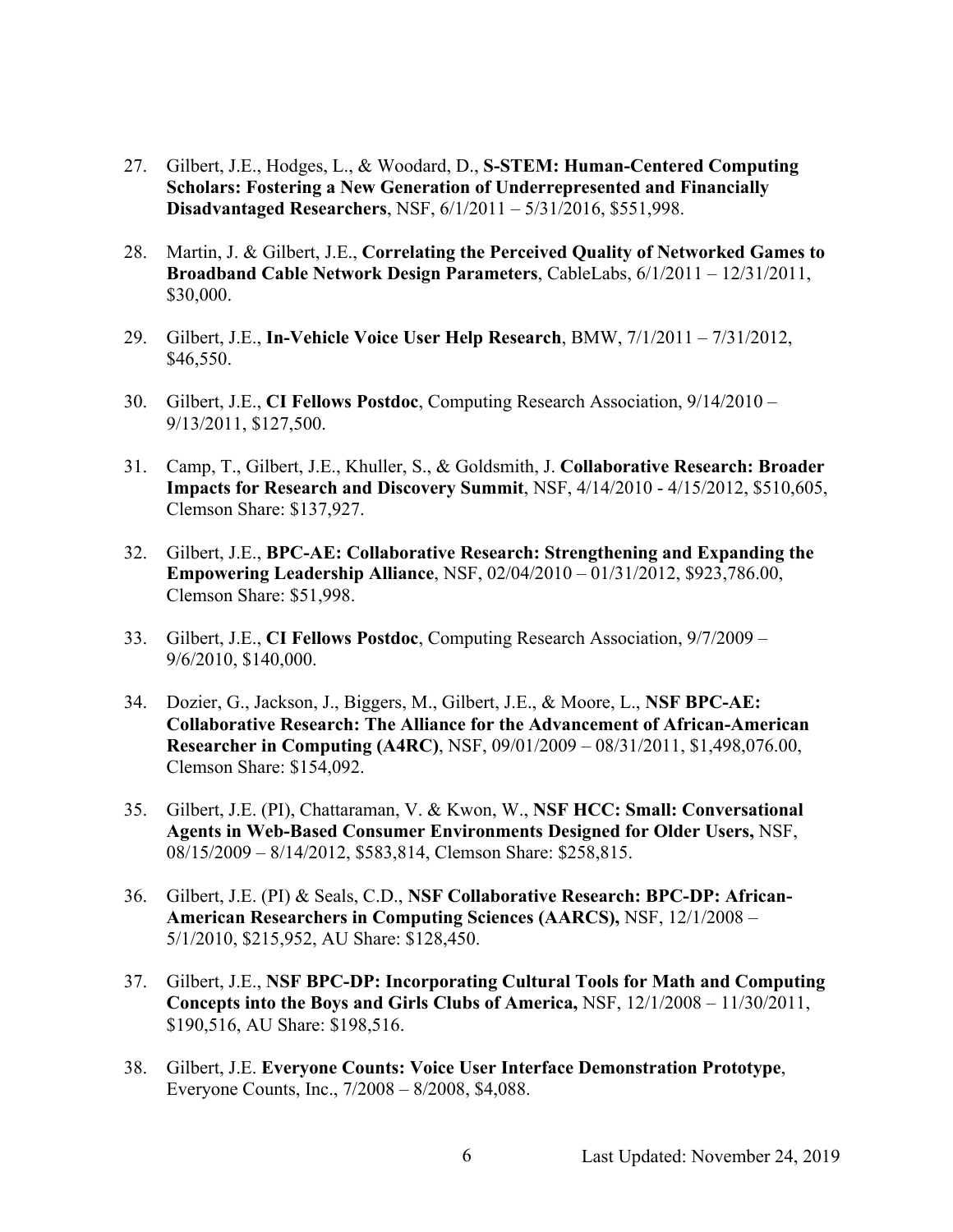27. Gilbert, J.E., Hodges, L., & Woodard, D., **S-STEM: Human-Centered Computing Scholars: Fostering a New Generation of Underrepresented and Financially Disadvantaged Researchers**, NSF, 6/1/2011 – 5/31/2016, $551,998.

28. Martin, J. & Gilbert, J.E., **Correlating the Perceived Quality of Networked Games to Broadband Cable Network Design Parameters**, CableLabs, 6/1/2011 – 12/31/2011, $30,000.

29. Gilbert, J.E., **In-Vehicle Voice User Help Research**, BMW, 7/1/2011 – 7/31/2012, $46,550.

30. Gilbert, J.E., **CI Fellows Postdoc**, Computing Research Association, 9/14/2010 – 9/13/2011, $127,500.

31. Camp, T., Gilbert, J.E., Khuller, S., & Goldsmith, J. **Collaborative Research: Broader Impacts for Research and Discovery Summit**, NSF, 4/14/2010 - 4/15/2012, $510,605, Clemson Share: $137,927.

32. Gilbert, J.E., **BPC-AE: Collaborative Research: Strengthening and Expanding the Empowering Leadership Alliance**, NSF, 02/04/2010 – 01/31/2012, $923,786.00, Clemson Share: $51,998.

33. Gilbert, J.E., **CI Fellows Postdoc**, Computing Research Association, 9/7/2009 – 9/6/2010, $140,000.

34. Dozier, G., Jackson, J., Biggers, M., Gilbert, J.E., & Moore, L., **NSF BPC-AE: Collaborative Research: The Alliance for the Advancement of African-American Researcher in Computing (A4RC)**, NSF, 09/01/2009 – 08/31/2011, $1,498,076.00, Clemson Share: $154,092.

35. Gilbert, J.E. (PI), Chattaraman, V. & Kwon, W., **NSF HCC: Small: Conversational Agents in Web-Based Consumer Environments Designed for Older Users,** NSF, 08/15/2009 – 8/14/2012, $583,814, Clemson Share: $258,815.

36. Gilbert, J.E. (PI) & Seals, C.D., **NSF Collaborative Research: BPC-DP: African-American Researchers in Computing Sciences (AARCS),** NSF, 12/1/2008 – 5/1/2010, $215,952, AU Share: $128,450.

37. Gilbert, J.E., **NSF BPC-DP: Incorporating Cultural Tools for Math and Computing Concepts into the Boys and Girls Clubs of America,** NSF, 12/1/2008 – 11/30/2011, $190,516, AU Share: $198,516.

38. Gilbert, J.E. **Everyone Counts: Voice User Interface Demonstration Prototype**, Everyone Counts, Inc., 7/2008 – 8/2008, $4,088.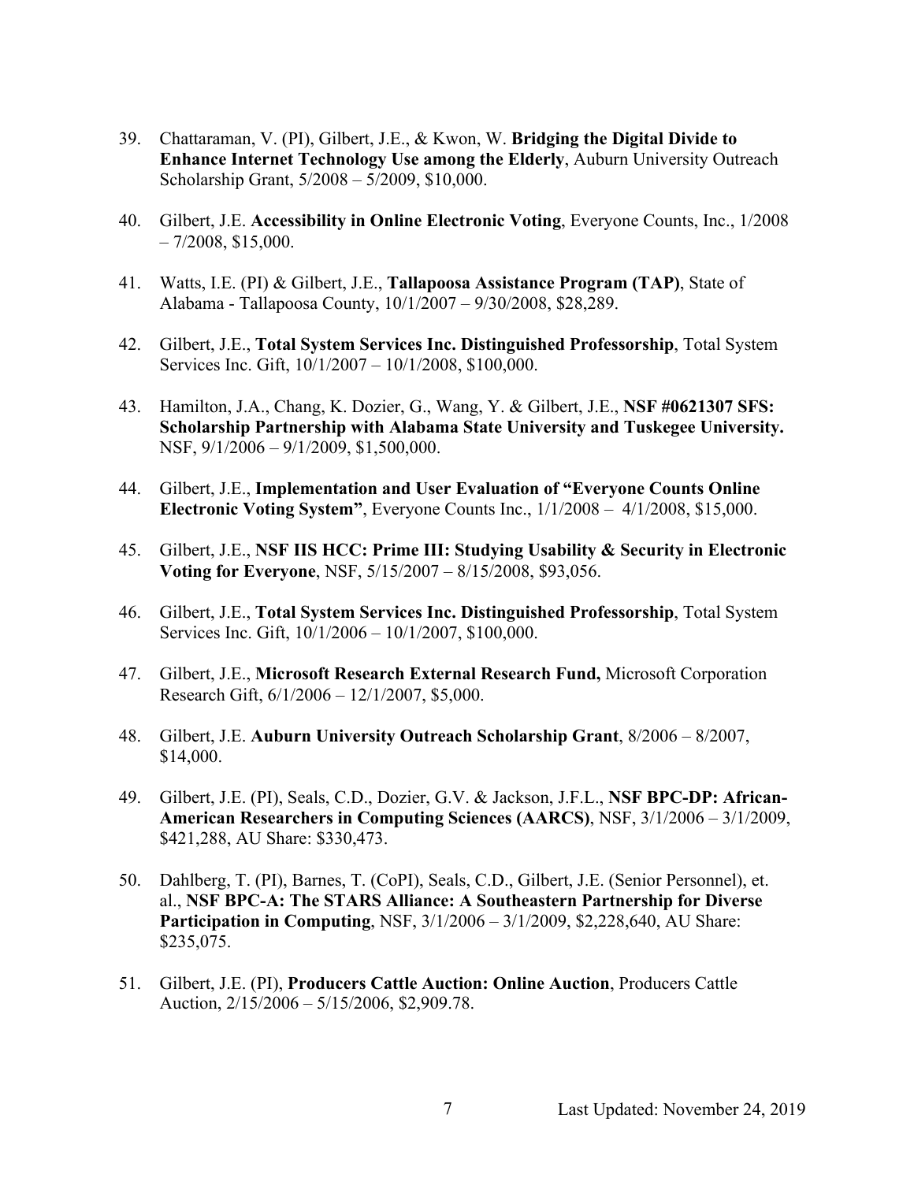39. Chattaraman, V. (PI), Gilbert, J.E., & Kwon, W. **Bridging the Digital Divide to Enhance Internet Technology Use among the Elderly**, Auburn University Outreach Scholarship Grant, 5/2008 – 5/2009, $10,000.

40. Gilbert, J.E. **Accessibility in Online Electronic Voting**, Everyone Counts, Inc., 1/2008 – 7/2008, $15,000.

41. Watts, I.E. (PI) & Gilbert, J.E., **Tallapoosa Assistance Program (TAP)**, State of Alabama - Tallapoosa County, 10/1/2007 – 9/30/2008, $28,289.

42. Gilbert, J.E., **Total System Services Inc. Distinguished Professorship**, Total System Services Inc. Gift, 10/1/2007 – 10/1/2008, $100,000.

43. Hamilton, J.A., Chang, K. Dozier, G., Wang, Y. & Gilbert, J.E., **NSF #0621307 SFS: Scholarship Partnership with Alabama State University and Tuskegee University.** NSF, 9/1/2006 – 9/1/2009, $1,500,000.

44. Gilbert, J.E., **Implementation and User Evaluation of "Everyone Counts Online Electronic Voting System"**, Everyone Counts Inc., 1/1/2008 – 4/1/2008, $15,000.

45. Gilbert, J.E., **NSF IIS HCC: Prime III: Studying Usability & Security in Electronic Voting for Everyone**, NSF, 5/15/2007 – 8/15/2008, $93,056.

46. Gilbert, J.E., **Total System Services Inc. Distinguished Professorship**, Total System Services Inc. Gift, 10/1/2006 – 10/1/2007, $100,000.

47. Gilbert, J.E., **Microsoft Research External Research Fund,** Microsoft Corporation Research Gift, 6/1/2006 – 12/1/2007, $5,000.

48. Gilbert, J.E. **Auburn University Outreach Scholarship Grant**, 8/2006 – 8/2007, $14,000.

49. Gilbert, J.E. (PI), Seals, C.D., Dozier, G.V. & Jackson, J.F.L., **NSF BPC-DP: African-American Researchers in Computing Sciences (AARCS)**, NSF, 3/1/2006 – 3/1/2009, $421,288, AU Share: $330,473.

50. Dahlberg, T. (PI), Barnes, T. (CoPI), Seals, C.D., Gilbert, J.E. (Senior Personnel), et. al., **NSF BPC-A: The STARS Alliance: A Southeastern Partnership for Diverse Participation in Computing**, NSF, 3/1/2006 – 3/1/2009, $2,228,640, AU Share: $235,075.

51. Gilbert, J.E. (PI), **Producers Cattle Auction: Online Auction**, Producers Cattle Auction, 2/15/2006 – 5/15/2006, $2,909.78.

Last Updated: November 24, 2019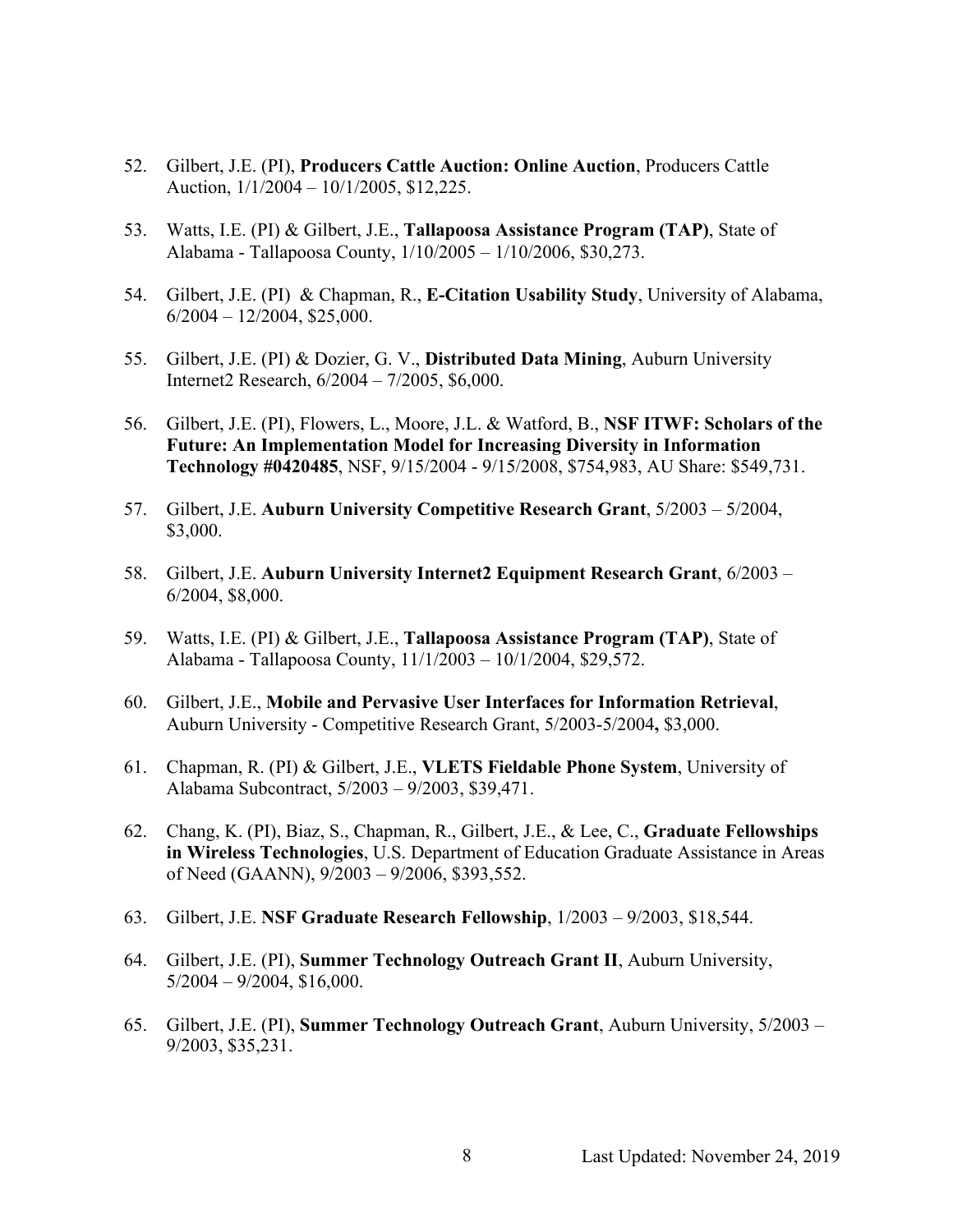52. Gilbert, J.E. (PI), **Producers Cattle Auction: Online Auction**, Producers Cattle Auction, 1/1/2004 – 10/1/2005, $12,225.

53. Watts, I.E. (PI) & Gilbert, J.E., **Tallapoosa Assistance Program (TAP)**, State of Alabama - Tallapoosa County, 1/10/2005 – 1/10/2006, $30,273.

54. Gilbert, J.E. (PI) & Chapman, R., **E-Citation Usability Study**, University of Alabama, 6/2004 – 12/2004, $25,000.

55. Gilbert, J.E. (PI) & Dozier, G. V., **Distributed Data Mining**, Auburn University Internet2 Research, 6/2004 – 7/2005, $6,000.

56. Gilbert, J.E. (PI), Flowers, L., Moore, J.L. & Watford, B., **NSF ITWF: Scholars of the Future: An Implementation Model for Increasing Diversity in Information Technology #0420485**, NSF, 9/15/2004 - 9/15/2008, $754,983, AU Share: $549,731.

57. Gilbert, J.E. **Auburn University Competitive Research Grant**, 5/2003 – 5/2004, $3,000.

58. Gilbert, J.E. **Auburn University Internet2 Equipment Research Grant**, 6/2003 – 6/2004, $8,000.

59. Watts, I.E. (PI) & Gilbert, J.E., **Tallapoosa Assistance Program (TAP)**, State of Alabama - Tallapoosa County, 11/1/2003 – 10/1/2004, $29,572.

60. Gilbert, J.E., **Mobile and Pervasive User Interfaces for Information Retrieval**, Auburn University - Competitive Research Grant, 5/2003-5/2004**,** $3,000.

61. Chapman, R. (PI) & Gilbert, J.E., **VLETS Fieldable Phone System**, University of Alabama Subcontract, 5/2003 – 9/2003, $39,471.

62. Chang, K. (PI), Biaz, S., Chapman, R., Gilbert, J.E., & Lee, C., **Graduate Fellowships in Wireless Technologies**, U.S. Department of Education Graduate Assistance in Areas of Need (GAANN), 9/2003 – 9/2006, $393,552.

63. Gilbert, J.E. **NSF Graduate Research Fellowship**, 1/2003 – 9/2003, $18,544.

64. Gilbert, J.E. (PI), **Summer Technology Outreach Grant II**, Auburn University, 5/2004 – 9/2004, $16,000.

65. Gilbert, J.E. (PI), **Summer Technology Outreach Grant**, Auburn University, 5/2003 – 9/2003, $35,231.

Last Updated: November 24, 2019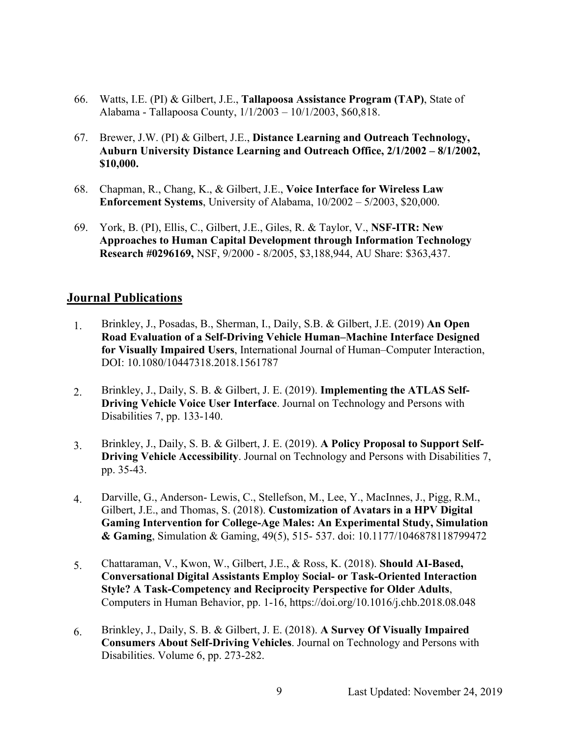66. Watts, I.E. (PI) & Gilbert, J.E., **Tallapoosa Assistance Program (TAP)**, State of Alabama - Tallapoosa County, 1/1/2003 – 10/1/2003, $60,818.

67. Brewer, J.W. (PI) & Gilbert, J.E., **Distance Learning and Outreach Technology, Auburn University Distance Learning and Outreach Office, 2/1/2002 – 8/1/2002, $10,000.**

68. Chapman, R., Chang, K., & Gilbert, J.E., **Voice Interface for Wireless Law Enforcement Systems**, University of Alabama, 10/2002 – 5/2003, $20,000.

69. York, B. (PI), Ellis, C., Gilbert, J.E., Giles, R. & Taylor, V., **NSF-ITR: New Approaches to Human Capital Development through Information Technology Research #0296169,** NSF, 9/2000 - 8/2005, $3,188,944, AU Share: $363,437.

## Journal Publications

1. Brinkley, J., Posadas, B., Sherman, I., Daily, S.B. & Gilbert, J.E. (2019) **An Open Road Evaluation of a Self-Driving Vehicle Human–Machine Interface Designed for Visually Impaired Users**, International Journal of Human–Computer Interaction, DOI: 10.1080/10447318.2018.1561787

2. Brinkley, J., Daily, S. B. & Gilbert, J. E. (2019). **Implementing the ATLAS Self-Driving Vehicle Voice User Interface**. Journal on Technology and Persons with Disabilities 7, pp. 133-140.

3. Brinkley, J., Daily, S. B. & Gilbert, J. E. (2019). **A Policy Proposal to Support Self-Driving Vehicle Accessibility**. Journal on Technology and Persons with Disabilities 7, pp. 35-43.

4. Darville, G., Anderson- Lewis, C., Stellefson, M., Lee, Y., MacInnes, J., Pigg, R.M., Gilbert, J.E., and Thomas, S. (2018). **Customization of Avatars in a HPV Digital Gaming Intervention for College-Age Males: An Experimental Study, Simulation & Gaming**, Simulation & Gaming, 49(5), 515- 537. doi: 10.1177/1046878118799472

5. Chattaraman, V., Kwon, W., Gilbert, J.E., & Ross, K. (2018). **Should AI-Based, Conversational Digital Assistants Employ Social- or Task-Oriented Interaction Style? A Task-Competency and Reciprocity Perspective for Older Adults**, Computers in Human Behavior, pp. 1-16, https://doi.org/10.1016/j.chb.2018.08.048

6. Brinkley, J., Daily, S. B. & Gilbert, J. E. (2018). **A Survey Of Visually Impaired Consumers About Self-Driving Vehicles**. Journal on Technology and Persons with Disabilities. Volume 6, pp. 273-282.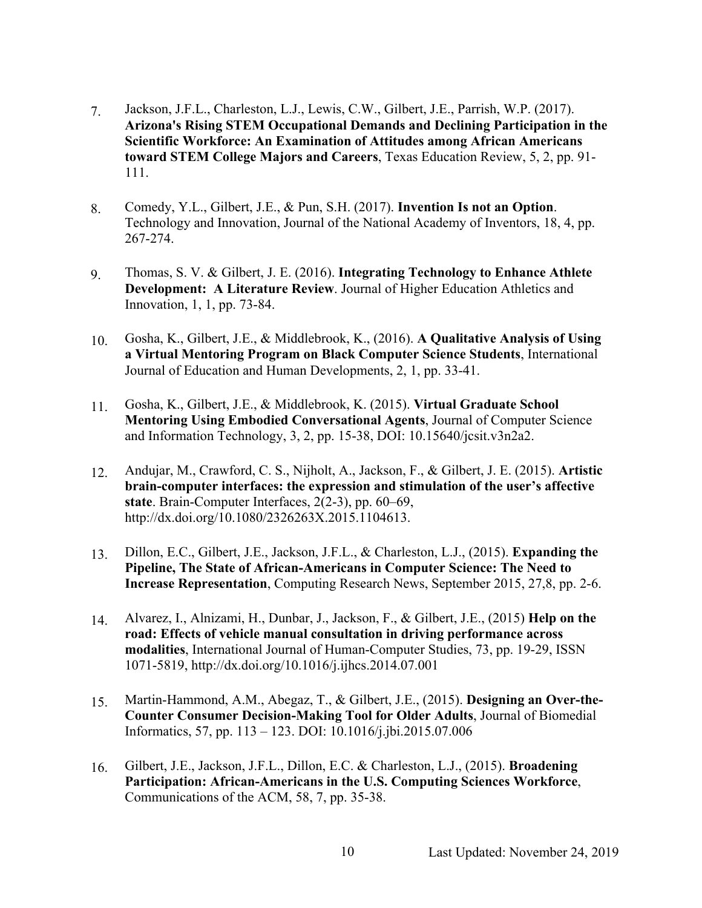7. Jackson, J.F.L., Charleston, L.J., Lewis, C.W., Gilbert, J.E., Parrish, W.P. (2017). **Arizona's Rising STEM Occupational Demands and Declining Participation in the Scientific Workforce: An Examination of Attitudes among African Americans toward STEM College Majors and Careers**, Texas Education Review, 5, 2, pp. 91-111.

8. Comedy, Y.L., Gilbert, J.E., & Pun, S.H. (2017). **Invention Is not an Option**. Technology and Innovation, Journal of the National Academy of Inventors, 18, 4, pp. 267-274.

9. Thomas, S. V. & Gilbert, J. E. (2016). **Integrating Technology to Enhance Athlete Development: A Literature Review**. Journal of Higher Education Athletics and Innovation, 1, 1, pp. 73-84.

10. Gosha, K., Gilbert, J.E., & Middlebrook, K., (2016). **A Qualitative Analysis of Using a Virtual Mentoring Program on Black Computer Science Students**, International Journal of Education and Human Developments, 2, 1, pp. 33-41.

11. Gosha, K., Gilbert, J.E., & Middlebrook, K. (2015). **Virtual Graduate School Mentoring Using Embodied Conversational Agents**, Journal of Computer Science and Information Technology, 3, 2, pp. 15-38, DOI: 10.15640/jcsit.v3n2a2.

12. Andujar, M., Crawford, C. S., Nijholt, A., Jackson, F., & Gilbert, J. E. (2015). **Artistic brain-computer interfaces: the expression and stimulation of the user's affective state**. Brain-Computer Interfaces, 2(2-3), pp. 60–69, http://dx.doi.org/10.1080/2326263X.2015.1104613.

13. Dillon, E.C., Gilbert, J.E., Jackson, J.F.L., & Charleston, L.J., (2015). **Expanding the Pipeline, The State of African-Americans in Computer Science: The Need to Increase Representation**, Computing Research News, September 2015, 27,8, pp. 2-6.

14. Alvarez, I., Alnizami, H., Dunbar, J., Jackson, F., & Gilbert, J.E., (2015) **Help on the road: Effects of vehicle manual consultation in driving performance across modalities**, International Journal of Human-Computer Studies, 73, pp. 19-29, ISSN 1071-5819, http://dx.doi.org/10.1016/j.ijhcs.2014.07.001

15. Martin-Hammond, A.M., Abegaz, T., & Gilbert, J.E., (2015). **Designing an Over-the-Counter Consumer Decision-Making Tool for Older Adults**, Journal of Biomedial Informatics, 57, pp. 113 – 123. DOI: 10.1016/j.jbi.2015.07.006

16. Gilbert, J.E., Jackson, J.F.L., Dillon, E.C. & Charleston, L.J., (2015). **Broadening Participation: African-Americans in the U.S. Computing Sciences Workforce**, Communications of the ACM, 58, 7, pp. 35-38.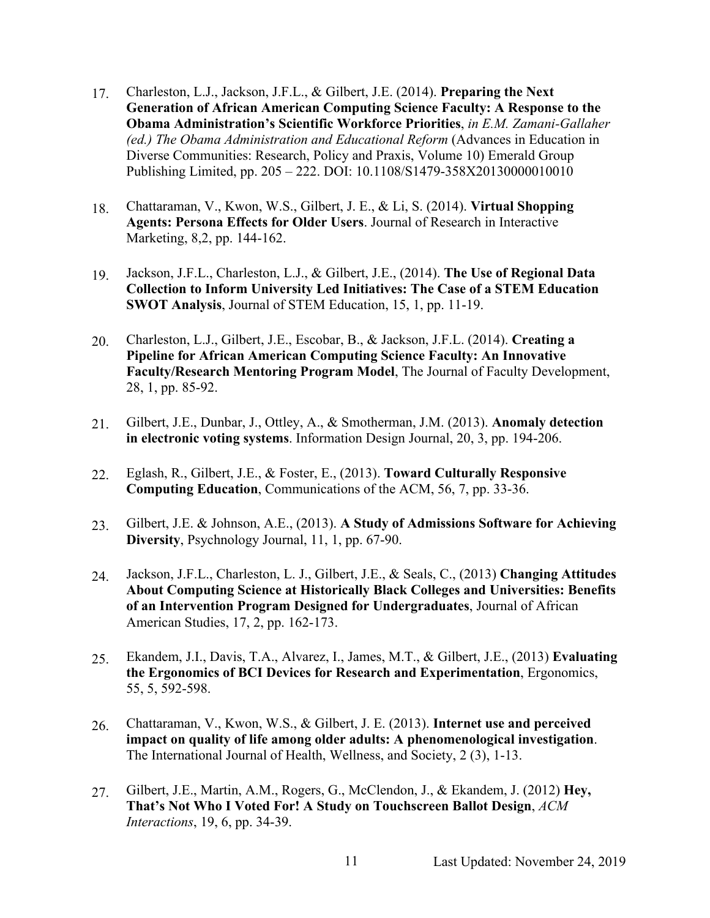17. Charleston, L.J., Jackson, J.F.L., & Gilbert, J.E. (2014). **Preparing the Next Generation of African American Computing Science Faculty: A Response to the Obama Administration's Scientific Workforce Priorities**, *in E.M. Zamani-Gallaher (ed.) The Obama Administration and Educational Reform* (Advances in Education in Diverse Communities: Research, Policy and Praxis, Volume 10) Emerald Group Publishing Limited, pp. 205 – 222. DOI: 10.1108/S1479-358X20130000010010

18. Chattaraman, V., Kwon, W.S., Gilbert, J. E., & Li, S. (2014). **Virtual Shopping Agents: Persona Effects for Older Users**. Journal of Research in Interactive Marketing, 8,2, pp. 144-162.

19. Jackson, J.F.L., Charleston, L.J., & Gilbert, J.E., (2014). **The Use of Regional Data Collection to Inform University Led Initiatives: The Case of a STEM Education SWOT Analysis**, Journal of STEM Education, 15, 1, pp. 11-19.

20. Charleston, L.J., Gilbert, J.E., Escobar, B., & Jackson, J.F.L. (2014). **Creating a Pipeline for African American Computing Science Faculty: An Innovative Faculty/Research Mentoring Program Model**, The Journal of Faculty Development, 28, 1, pp. 85-92.

21. Gilbert, J.E., Dunbar, J., Ottley, A., & Smotherman, J.M. (2013). **Anomaly detection in electronic voting systems**. Information Design Journal, 20, 3, pp. 194-206.

22. Eglash, R., Gilbert, J.E., & Foster, E., (2013). **Toward Culturally Responsive Computing Education**, Communications of the ACM, 56, 7, pp. 33-36.

23. Gilbert, J.E. & Johnson, A.E., (2013). **A Study of Admissions Software for Achieving Diversity**, Psychology Journal, 11, 1, pp. 67-90.

24. Jackson, J.F.L., Charleston, L. J., Gilbert, J.E., & Seals, C., (2013) **Changing Attitudes About Computing Science at Historically Black Colleges and Universities: Benefits of an Intervention Program Designed for Undergraduates**, Journal of African American Studies, 17, 2, pp. 162-173.

25. Ekandem, J.I., Davis, T.A., Alvarez, I., James, M.T., & Gilbert, J.E., (2013) **Evaluating the Ergonomics of BCI Devices for Research and Experimentation**, Ergonomics, 55, 5, 592-598.

26. Chattaraman, V., Kwon, W.S., & Gilbert, J. E. (2013). **Internet use and perceived impact on quality of life among older adults: A phenomenological investigation**. The International Journal of Health, Wellness, and Society, 2 (3), 1-13.

27. Gilbert, J.E., Martin, A.M., Rogers, G., McClendon, J., & Ekandem, J. (2012) **Hey, That's Not Who I Voted For! A Study on Touchscreen Ballot Design**, *ACM Interactions*, 19, 6, pp. 34-39.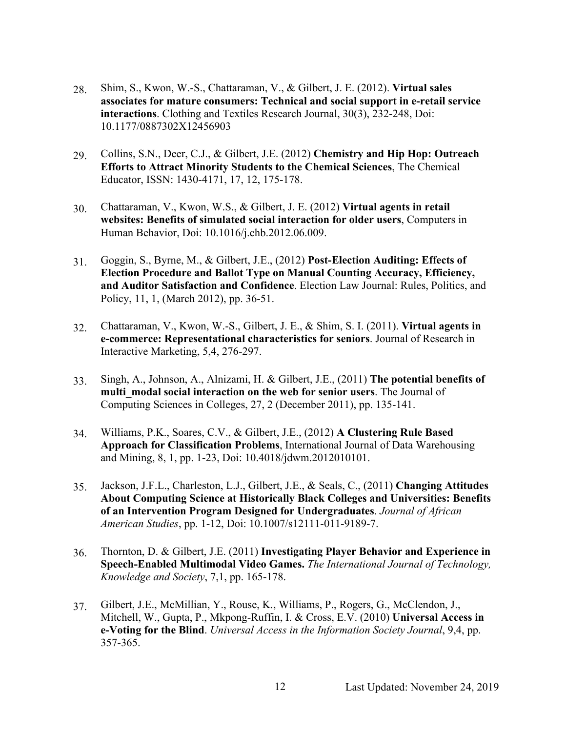28. Shim, S., Kwon, W.-S., Chattaraman, V., & Gilbert, J. E. (2012). **Virtual sales associates for mature consumers: Technical and social support in e-retail service interactions**. Clothing and Textiles Research Journal, 30(3), 232-248, Doi: 10.1177/0887302X12456903

29. Collins, S.N., Deer, C.J., & Gilbert, J.E. (2012) **Chemistry and Hip Hop: Outreach Efforts to Attract Minority Students to the Chemical Sciences**, The Chemical Educator, ISSN: 1430-4171, 17, 12, 175-178.

30. Chattaraman, V., Kwon, W.S., & Gilbert, J. E. (2012) **Virtual agents in retail websites: Benefits of simulated social interaction for older users**, Computers in Human Behavior, Doi: 10.1016/j.chb.2012.06.009.

31. Goggin, S., Byrne, M., & Gilbert, J.E., (2012) **Post-Election Auditing: Effects of Election Procedure and Ballot Type on Manual Counting Accuracy, Efficiency, and Auditor Satisfaction and Confidence**. Election Law Journal: Rules, Politics, and Policy, 11, 1, (March 2012), pp. 36-51.

32. Chattaraman, V., Kwon, W.-S., Gilbert, J. E., & Shim, S. I. (2011). **Virtual agents in e-commerce: Representational characteristics for seniors**. Journal of Research in Interactive Marketing, 5,4, 276-297.

33. Singh, A., Johnson, A., Alnizami, H. & Gilbert, J.E., (2011) **The potential benefits of multi_modal social interaction on the web for senior users**. The Journal of Computing Sciences in Colleges, 27, 2 (December 2011), pp. 135-141.

34. Williams, P.K., Soares, C.V., & Gilbert, J.E., (2012) **A Clustering Rule Based Approach for Classification Problems**, International Journal of Data Warehousing and Mining, 8, 1, pp. 1-23, Doi: 10.4018/jdwm.2012010101.

35. Jackson, J.F.L., Charleston, L.J., Gilbert, J.E., & Seals, C., (2011) **Changing Attitudes About Computing Science at Historically Black Colleges and Universities: Benefits of an Intervention Program Designed for Undergraduates**. *Journal of African American Studies*, pp. 1-12, Doi: 10.1007/s12111-011-9189-7.

36. Thornton, D. & Gilbert, J.E. (2011) **Investigating Player Behavior and Experience in Speech-Enabled Multimodal Video Games.** *The International Journal of Technology, Knowledge and Society*, 7,1, pp. 165-178.

37. Gilbert, J.E., McMillian, Y., Rouse, K., Williams, P., Rogers, G., McClendon, J., Mitchell, W., Gupta, P., Mkpong-Ruffin, I. & Cross, E.V. (2010) **Universal Access in e-Voting for the Blind**. *Universal Access in the Information Society Journal*, 9,4, pp. 357-365.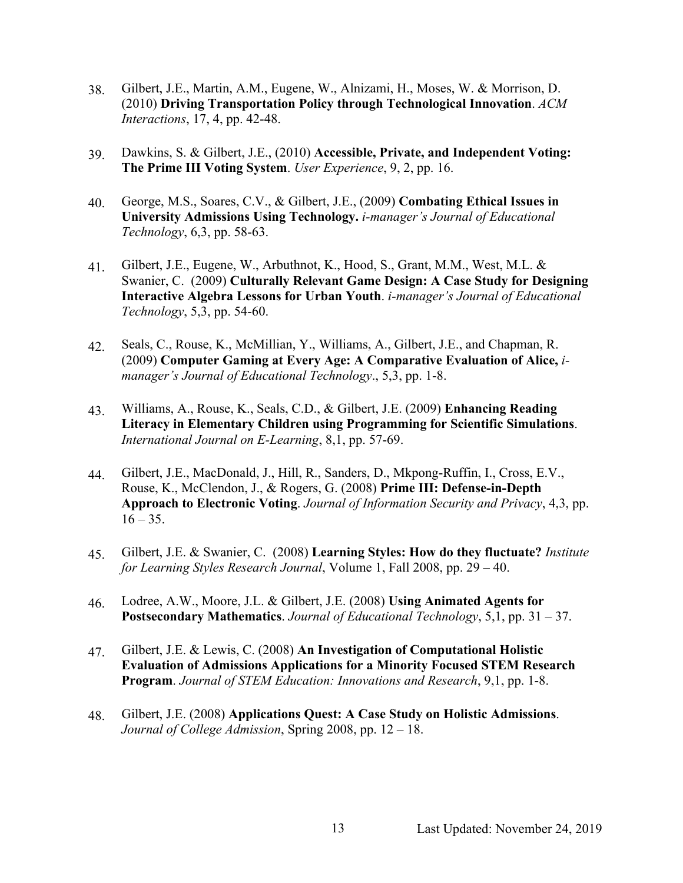38. Gilbert, J.E., Martin, A.M., Eugene, W., Alnizami, H., Moses, W. & Morrison, D. (2010) **Driving Transportation Policy through Technological Innovation**. *ACM Interactions*, 17, 4, pp. 42-48.

39. Dawkins, S. & Gilbert, J.E., (2010) **Accessible, Private, and Independent Voting: The Prime III Voting System**. *User Experience*, 9, 2, pp. 16.

40. George, M.S., Soares, C.V., & Gilbert, J.E., (2009) **Combating Ethical Issues in University Admissions Using Technology.** *i-manager's Journal of Educational Technology*, 6,3, pp. 58-63.

41. Gilbert, J.E., Eugene, W., Arbuthnot, K., Hood, S., Grant, M.M., West, M.L. & Swanier, C. (2009) **Culturally Relevant Game Design: A Case Study for Designing Interactive Algebra Lessons for Urban Youth**. *i-manager's Journal of Educational Technology*, 5,3, pp. 54-60.

42. Seals, C., Rouse, K., McMillian, Y., Williams, A., Gilbert, J.E., and Chapman, R. (2009) **Computer Gaming at Every Age: A Comparative Evaluation of Alice,** *i-manager's Journal of Educational Technology*., 5,3, pp. 1-8.

43. Williams, A., Rouse, K., Seals, C.D., & Gilbert, J.E. (2009) **Enhancing Reading Literacy in Elementary Children using Programming for Scientific Simulations**. *International Journal on E-Learning*, 8,1, pp. 57-69.

44. Gilbert, J.E., MacDonald, J., Hill, R., Sanders, D., Mkpong-Ruffin, I., Cross, E.V., Rouse, K., McClendon, J., & Rogers, G. (2008) **Prime III: Defense-in-Depth Approach to Electronic Voting**. *Journal of Information Security and Privacy*, 4,3, pp. 16 – 35.

45. Gilbert, J.E. & Swanier, C. (2008) **Learning Styles: How do they fluctuate?** *Institute for Learning Styles Research Journal*, Volume 1, Fall 2008, pp. 29 – 40.

46. Lodree, A.W., Moore, J.L. & Gilbert, J.E. (2008) **Using Animated Agents for Postsecondary Mathematics**. *Journal of Educational Technology*, 5,1, pp. 31 – 37.

47. Gilbert, J.E. & Lewis, C. (2008) **An Investigation of Computational Holistic Evaluation of Admissions Applications for a Minority Focused STEM Research Program**. *Journal of STEM Education: Innovations and Research*, 9,1, pp. 1-8.

48. Gilbert, J.E. (2008) **Applications Quest: A Case Study on Holistic Admissions**. *Journal of College Admission*, Spring 2008, pp. 12 – 18.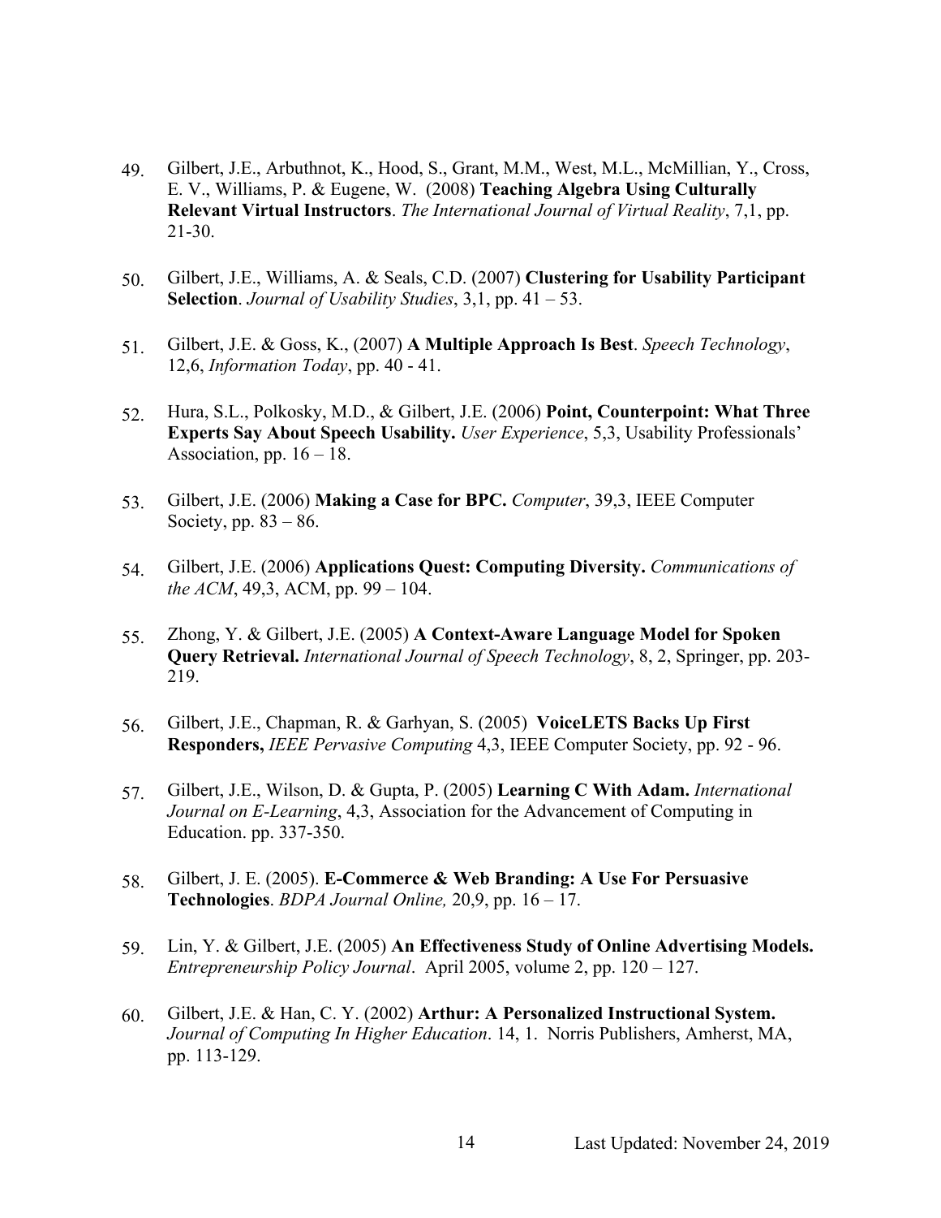49. Gilbert, J.E., Arbuthnot, K., Hood, S., Grant, M.M., West, M.L., McMillian, Y., Cross, E. V., Williams, P. & Eugene, W. (2008) **Teaching Algebra Using Culturally Relevant Virtual Instructors**. *The International Journal of Virtual Reality*, 7,1, pp. 21-30.

50. Gilbert, J.E., Williams, A. & Seals, C.D. (2007) **Clustering for Usability Participant Selection**. *Journal of Usability Studies*, 3,1, pp. 41 – 53.

51. Gilbert, J.E. & Goss, K., (2007) **A Multiple Approach Is Best**. *Speech Technology*, 12,6, *Information Today*, pp. 40 - 41.

52. Hura, S.L., Polkosky, M.D., & Gilbert, J.E. (2006) **Point, Counterpoint: What Three Experts Say About Speech Usability.** *User Experience*, 5,3, Usability Professionals' Association, pp. 16 – 18.

53. Gilbert, J.E. (2006) **Making a Case for BPC.** *Computer*, 39,3, IEEE Computer Society, pp. 83 – 86.

54. Gilbert, J.E. (2006) **Applications Quest: Computing Diversity.** *Communications of the ACM*, 49,3, ACM, pp. 99 – 104.

55. Zhong, Y. & Gilbert, J.E. (2005) **A Context-Aware Language Model for Spoken Query Retrieval.** *International Journal of Speech Technology*, 8, 2, Springer, pp. 203-219.

56. Gilbert, J.E., Chapman, R. & Garhyan, S. (2005) **VoiceLETS Backs Up First Responders,** *IEEE Pervasive Computing* 4,3, IEEE Computer Society, pp. 92 - 96.

57. Gilbert, J.E., Wilson, D. & Gupta, P. (2005) **Learning C With Adam.** *International Journal on E-Learning*, 4,3, Association for the Advancement of Computing in Education. pp. 337-350.

58. Gilbert, J. E. (2005). **E-Commerce & Web Branding: A Use For Persuasive Technologies**. *BDPA Journal Online,* 20,9, pp. 16 – 17.

59. Lin, Y. & Gilbert, J.E. (2005) **An Effectiveness Study of Online Advertising Models.** *Entrepreneurship Policy Journal*. April 2005, volume 2, pp. 120 – 127.

60. Gilbert, J.E. & Han, C. Y. (2002) **Arthur: A Personalized Instructional System.** *Journal of Computing In Higher Education*. 14, 1. Norris Publishers, Amherst, MA, pp. 113-129.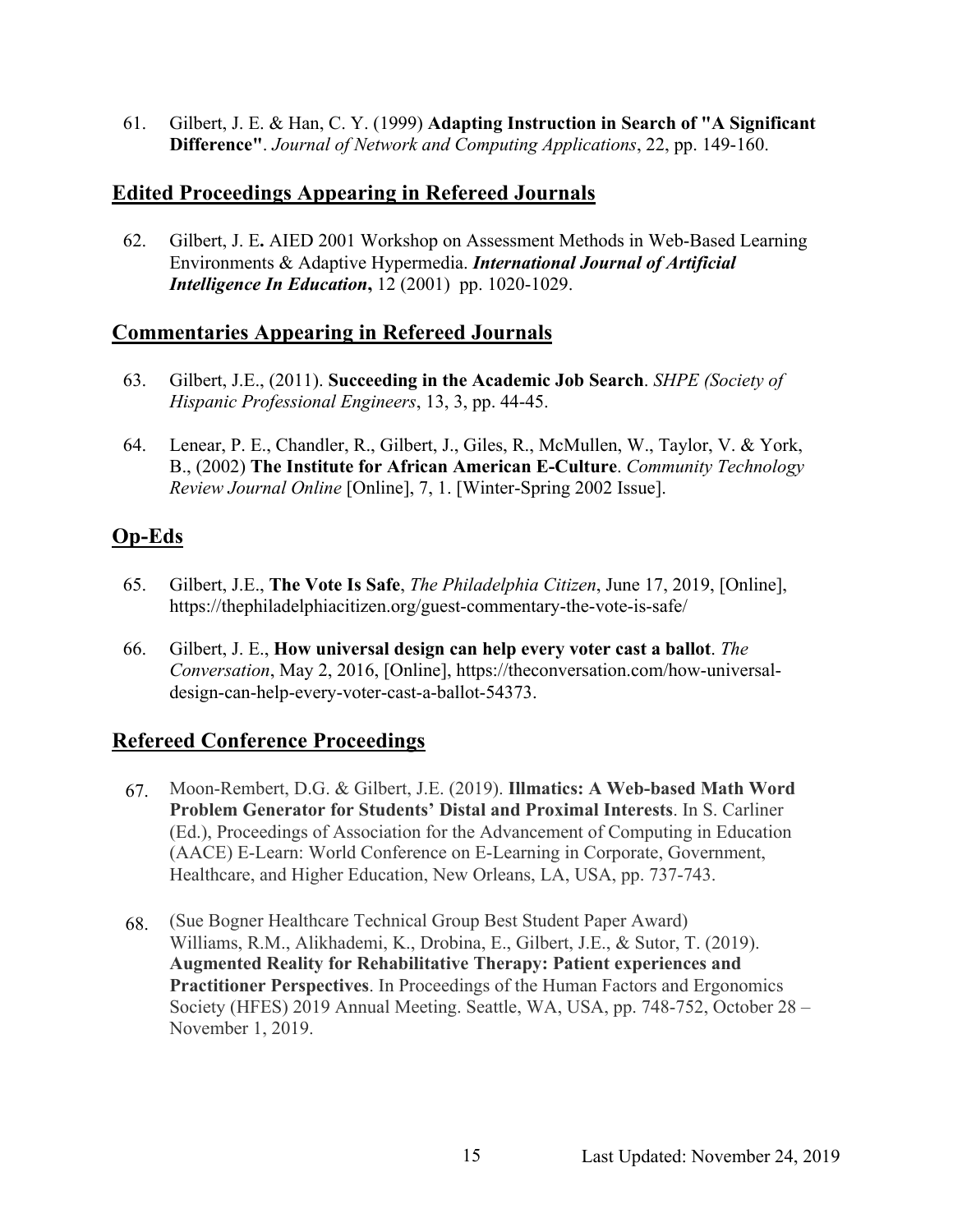61. Gilbert, J. E. & Han, C. Y. (1999) **Adapting Instruction in Search of "A Significant Difference"**. *Journal of Network and Computing Applications*, 22, pp. 149-160.

## Edited Proceedings Appearing in Refereed Journals

62. Gilbert, J. E**.** AIED 2001 Workshop on Assessment Methods in Web-Based Learning Environments & Adaptive Hypermedia. ***International Journal of Artificial Intelligence In Education*,** 12 (2001) pp. 1020-1029.

## Commentaries Appearing in Refereed Journals

63. Gilbert, J.E., (2011). **Succeeding in the Academic Job Search**. *SHPE (Society of Hispanic Professional Engineers*, 13, 3, pp. 44-45.

64. Lenear, P. E., Chandler, R., Gilbert, J., Giles, R., McMullen, W., Taylor, V. & York, B., (2002) **The Institute for African American E-Culture**. *Community Technology Review Journal Online* [Online], 7, 1. [Winter-Spring 2002 Issue].

## Op-Eds

65. Gilbert, J.E., **The Vote Is Safe**, *The Philadelphia Citizen*, June 17, 2019, [Online], https://thephiladelphiacitizen.org/guest-commentary-the-vote-is-safe/

66. Gilbert, J. E., **How universal design can help every voter cast a ballot**. *The Conversation*, May 2, 2016, [Online], https://theconversation.com/how-universal-design-can-help-every-voter-cast-a-ballot-54373.

## Refereed Conference Proceedings

67. Moon-Rembert, D.G. & Gilbert, J.E. (2019). **Illmatics: A Web-based Math Word Problem Generator for Students' Distal and Proximal Interests**. In S. Carliner (Ed.), Proceedings of Association for the Advancement of Computing in Education (AACE) E-Learn: World Conference on E-Learning in Corporate, Government, Healthcare, and Higher Education, New Orleans, LA, USA, pp. 737-743.

68. (Sue Bogner Healthcare Technical Group Best Student Paper Award) Williams, R.M., Alikhademi, K., Drobina, E., Gilbert, J.E., & Sutor, T. (2019). **Augmented Reality for Rehabilitative Therapy: Patient experiences and Practitioner Perspectives**. In Proceedings of the Human Factors and Ergonomics Society (HFES) 2019 Annual Meeting. Seattle, WA, USA, pp. 748-752, October 28 – November 1, 2019.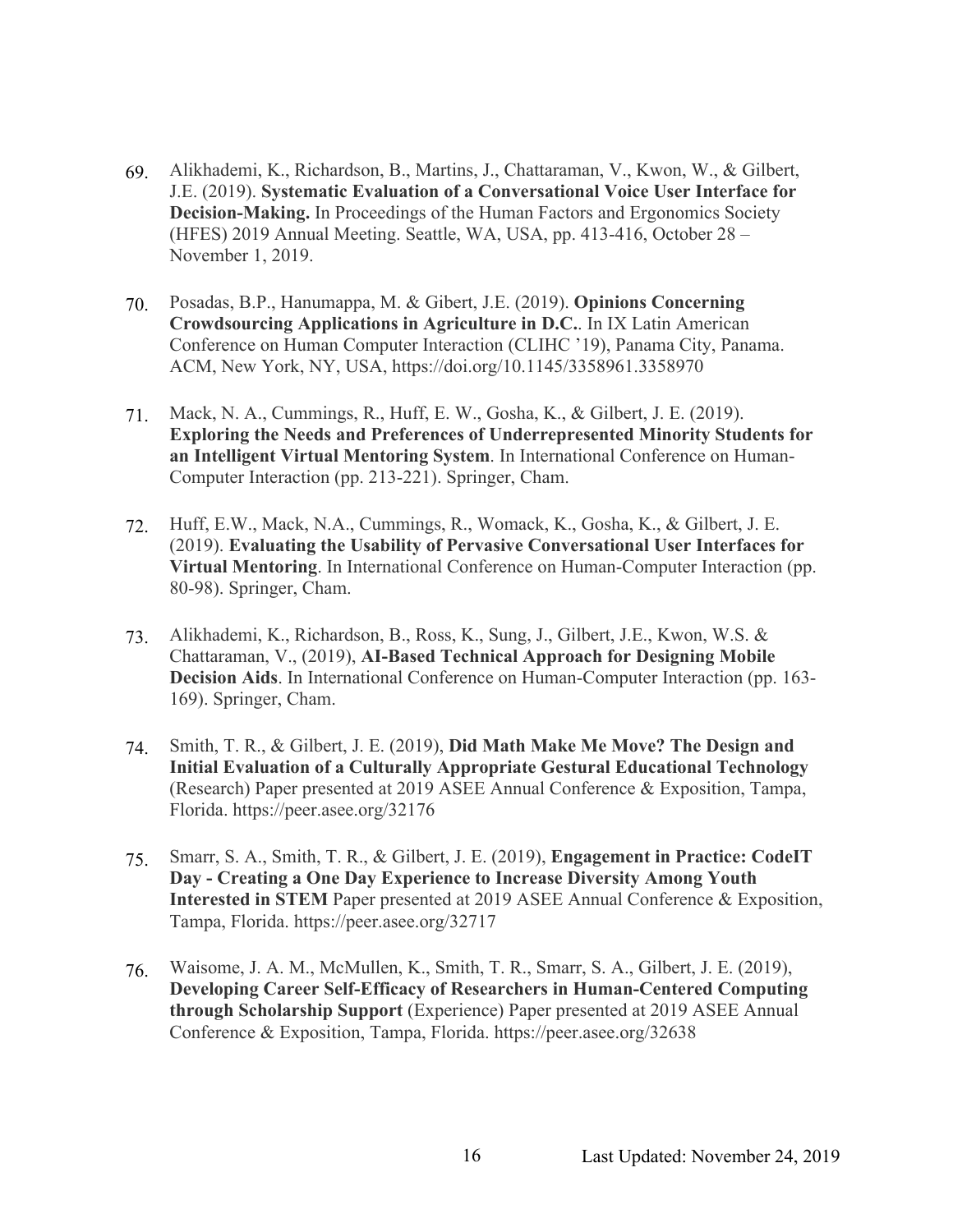69. Alikhademi, K., Richardson, B., Martins, J., Chattaraman, V., Kwon, W., & Gilbert, J.E. (2019). **Systematic Evaluation of a Conversational Voice User Interface for Decision-Making.** In Proceedings of the Human Factors and Ergonomics Society (HFES) 2019 Annual Meeting. Seattle, WA, USA, pp. 413-416, October 28 – November 1, 2019.

70. Posadas, B.P., Hanumappa, M. & Gibert, J.E. (2019). **Opinions Concerning Crowdsourcing Applications in Agriculture in D.C.**. In IX Latin American Conference on Human Computer Interaction (CLIHC '19), Panama City, Panama. ACM, New York, NY, USA, https://doi.org/10.1145/3358961.3358970

71. Mack, N. A., Cummings, R., Huff, E. W., Gosha, K., & Gilbert, J. E. (2019). **Exploring the Needs and Preferences of Underrepresented Minority Students for an Intelligent Virtual Mentoring System**. In International Conference on Human-Computer Interaction (pp. 213-221). Springer, Cham.

72. Huff, E.W., Mack, N.A., Cummings, R., Womack, K., Gosha, K., & Gilbert, J. E. (2019). **Evaluating the Usability of Pervasive Conversational User Interfaces for Virtual Mentoring**. In International Conference on Human-Computer Interaction (pp. 80-98). Springer, Cham.

73. Alikhademi, K., Richardson, B., Ross, K., Sung, J., Gilbert, J.E., Kwon, W.S. & Chattaraman, V., (2019), **AI-Based Technical Approach for Designing Mobile Decision Aids**. In International Conference on Human-Computer Interaction (pp. 163-169). Springer, Cham.

74. Smith, T. R., & Gilbert, J. E. (2019), **Did Math Make Me Move? The Design and Initial Evaluation of a Culturally Appropriate Gestural Educational Technology** (Research) Paper presented at 2019 ASEE Annual Conference & Exposition, Tampa, Florida. https://peer.asee.org/32176

75. Smarr, S. A., Smith, T. R., & Gilbert, J. E. (2019), **Engagement in Practice: CodeIT Day - Creating a One Day Experience to Increase Diversity Among Youth Interested in STEM** Paper presented at 2019 ASEE Annual Conference & Exposition, Tampa, Florida. https://peer.asee.org/32717

76. Waisome, J. A. M., McMullen, K., Smith, T. R., Smarr, S. A., Gilbert, J. E. (2019), **Developing Career Self-Efficacy of Researchers in Human-Centered Computing through Scholarship Support** (Experience) Paper presented at 2019 ASEE Annual Conference & Exposition, Tampa, Florida. https://peer.asee.org/32638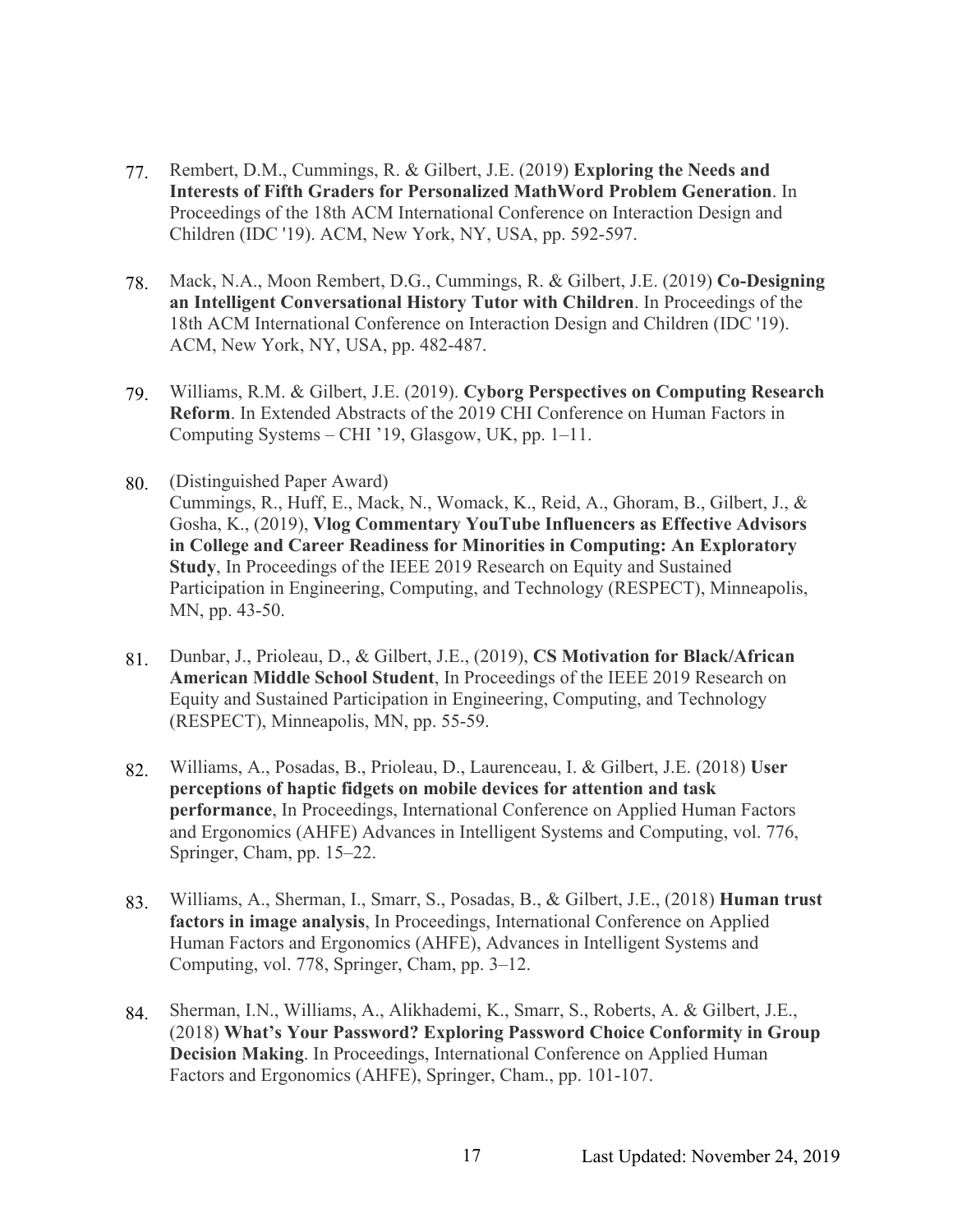77. Rembert, D.M., Cummings, R. & Gilbert, J.E. (2019) **Exploring the Needs and Interests of Fifth Graders for Personalized MathWord Problem Generation**. In Proceedings of the 18th ACM International Conference on Interaction Design and Children (IDC '19). ACM, New York, NY, USA, pp. 592-597.

78. Mack, N.A., Moon Rembert, D.G., Cummings, R. & Gilbert, J.E. (2019) **Co-Designing an Intelligent Conversational History Tutor with Children**. In Proceedings of the 18th ACM International Conference on Interaction Design and Children (IDC '19). ACM, New York, NY, USA, pp. 482-487.

79. Williams, R.M. & Gilbert, J.E. (2019). **Cyborg Perspectives on Computing Research Reform**. In Extended Abstracts of the 2019 CHI Conference on Human Factors in Computing Systems – CHI '19, Glasgow, UK, pp. 1–11.

80. (Distinguished Paper Award)
Cummings, R., Huff, E., Mack, N., Womack, K., Reid, A., Ghoram, B., Gilbert, J., & Gosha, K., (2019), **Vlog Commentary YouTube Influencers as Effective Advisors in College and Career Readiness for Minorities in Computing: An Exploratory Study**, In Proceedings of the IEEE 2019 Research on Equity and Sustained Participation in Engineering, Computing, and Technology (RESPECT), Minneapolis, MN, pp. 43-50.

81. Dunbar, J., Prioleau, D., & Gilbert, J.E., (2019), **CS Motivation for Black/African American Middle School Student**, In Proceedings of the IEEE 2019 Research on Equity and Sustained Participation in Engineering, Computing, and Technology (RESPECT), Minneapolis, MN, pp. 55-59.

82. Williams, A., Posadas, B., Prioleau, D., Laurenceau, I. & Gilbert, J.E. (2018) **User perceptions of haptic fidgets on mobile devices for attention and task performance**, In Proceedings, International Conference on Applied Human Factors and Ergonomics (AHFE) Advances in Intelligent Systems and Computing, vol. 776, Springer, Cham, pp. 15–22.

83. Williams, A., Sherman, I., Smarr, S., Posadas, B., & Gilbert, J.E., (2018) **Human trust factors in image analysis**, In Proceedings, International Conference on Applied Human Factors and Ergonomics (AHFE), Advances in Intelligent Systems and Computing, vol. 778, Springer, Cham, pp. 3–12.

84. Sherman, I.N., Williams, A., Alikhademi, K., Smarr, S., Roberts, A. & Gilbert, J.E., (2018) **What's Your Password? Exploring Password Choice Conformity in Group Decision Making**. In Proceedings, International Conference on Applied Human Factors and Ergonomics (AHFE), Springer, Cham., pp. 101-107.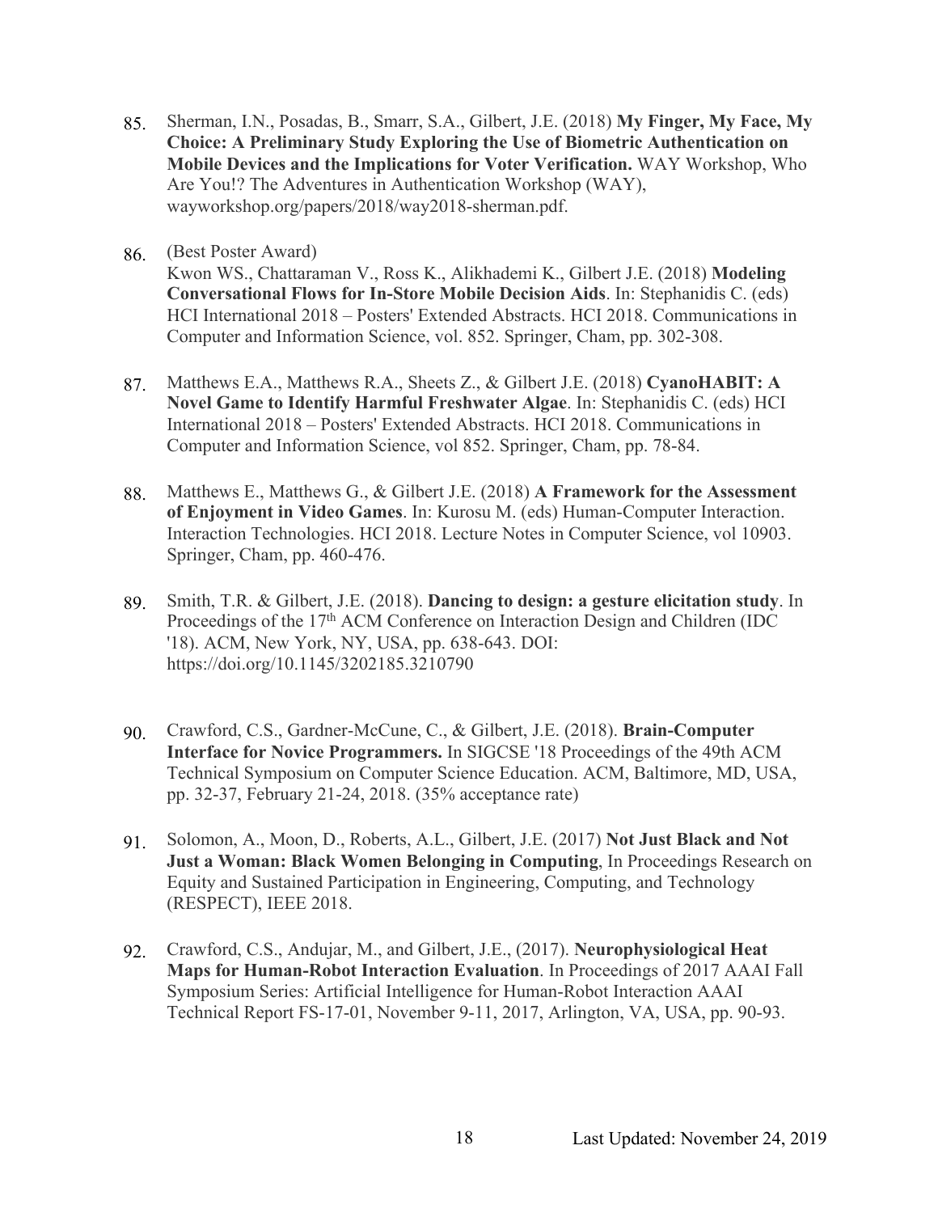85. Sherman, I.N., Posadas, B., Smarr, S.A., Gilbert, J.E. (2018) **My Finger, My Face, My Choice: A Preliminary Study Exploring the Use of Biometric Authentication on Mobile Devices and the Implications for Voter Verification.** WAY Workshop, Who Are You!? The Adventures in Authentication Workshop (WAY), wayworkshop.org/papers/2018/way2018-sherman.pdf.

86. (Best Poster Award)
Kwon WS., Chattaraman V., Ross K., Alikhademi K., Gilbert J.E. (2018) **Modeling Conversational Flows for In-Store Mobile Decision Aids**. In: Stephanidis C. (eds) HCI International 2018 – Posters' Extended Abstracts. HCI 2018. Communications in Computer and Information Science, vol. 852. Springer, Cham, pp. 302-308.

87. Matthews E.A., Matthews R.A., Sheets Z., & Gilbert J.E. (2018) **CyanoHABIT: A Novel Game to Identify Harmful Freshwater Algae**. In: Stephanidis C. (eds) HCI International 2018 – Posters' Extended Abstracts. HCI 2018. Communications in Computer and Information Science, vol 852. Springer, Cham, pp. 78-84.

88. Matthews E., Matthews G., & Gilbert J.E. (2018) **A Framework for the Assessment of Enjoyment in Video Games**. In: Kurosu M. (eds) Human-Computer Interaction. Interaction Technologies. HCI 2018. Lecture Notes in Computer Science, vol 10903. Springer, Cham, pp. 460-476.

89. Smith, T.R. & Gilbert, J.E. (2018). **Dancing to design: a gesture elicitation study**. In Proceedings of the 17th ACM Conference on Interaction Design and Children (IDC '18). ACM, New York, NY, USA, pp. 638-643. DOI: https://doi.org/10.1145/3202185.3210790

90. Crawford, C.S., Gardner-McCune, C., & Gilbert, J.E. (2018). **Brain-Computer Interface for Novice Programmers.** In SIGCSE '18 Proceedings of the 49th ACM Technical Symposium on Computer Science Education. ACM, Baltimore, MD, USA, pp. 32-37, February 21-24, 2018. (35% acceptance rate)

91. Solomon, A., Moon, D., Roberts, A.L., Gilbert, J.E. (2017) **Not Just Black and Not Just a Woman: Black Women Belonging in Computing**, In Proceedings Research on Equity and Sustained Participation in Engineering, Computing, and Technology (RESPECT), IEEE 2018.

92. Crawford, C.S., Andujar, M., and Gilbert, J.E., (2017). **Neurophysiological Heat Maps for Human-Robot Interaction Evaluation**. In Proceedings of 2017 AAAI Fall Symposium Series: Artificial Intelligence for Human-Robot Interaction AAAI Technical Report FS-17-01, November 9-11, 2017, Arlington, VA, USA, pp. 90-93.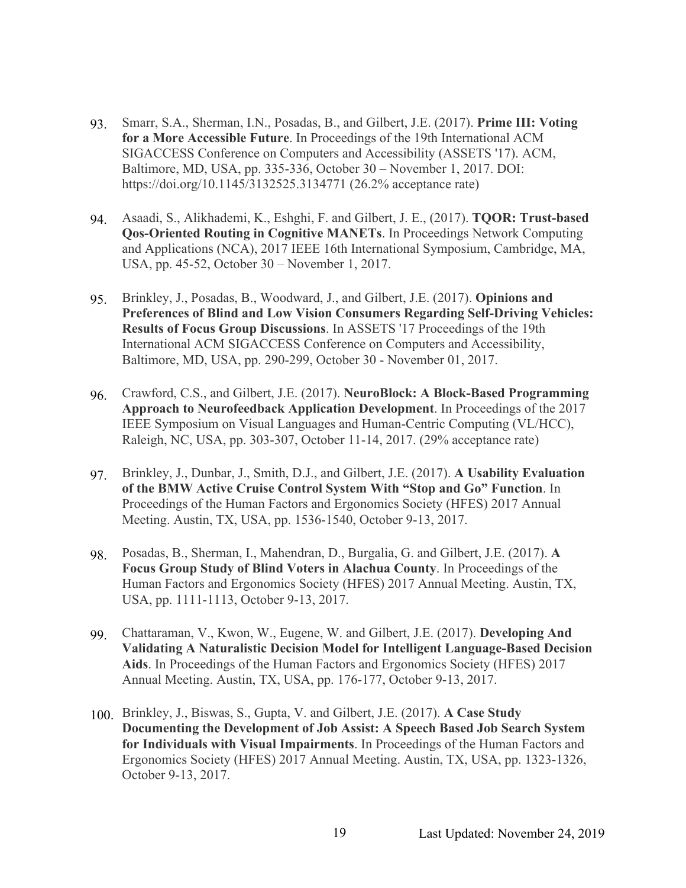93. Smarr, S.A., Sherman, I.N., Posadas, B., and Gilbert, J.E. (2017). **Prime III: Voting for a More Accessible Future**. In Proceedings of the 19th International ACM SIGACCESS Conference on Computers and Accessibility (ASSETS '17). ACM, Baltimore, MD, USA, pp. 335-336, October 30 – November 1, 2017. DOI: https://doi.org/10.1145/3132525.3134771 (26.2% acceptance rate)

94. Asaadi, S., Alikhademi, K., Eshghi, F. and Gilbert, J. E., (2017). **TQOR: Trust-based Qos-Oriented Routing in Cognitive MANETs**. In Proceedings Network Computing and Applications (NCA), 2017 IEEE 16th International Symposium, Cambridge, MA, USA, pp. 45-52, October 30 – November 1, 2017.

95. Brinkley, J., Posadas, B., Woodward, J., and Gilbert, J.E. (2017). **Opinions and Preferences of Blind and Low Vision Consumers Regarding Self-Driving Vehicles: Results of Focus Group Discussions**. In ASSETS '17 Proceedings of the 19th International ACM SIGACCESS Conference on Computers and Accessibility, Baltimore, MD, USA, pp. 290-299, October 30 - November 01, 2017.

96. Crawford, C.S., and Gilbert, J.E. (2017). **NeuroBlock: A Block-Based Programming Approach to Neurofeedback Application Development**. In Proceedings of the 2017 IEEE Symposium on Visual Languages and Human-Centric Computing (VL/HCC), Raleigh, NC, USA, pp. 303-307, October 11-14, 2017. (29% acceptance rate)

97. Brinkley, J., Dunbar, J., Smith, D.J., and Gilbert, J.E. (2017). **A Usability Evaluation of the BMW Active Cruise Control System With "Stop and Go" Function**. In Proceedings of the Human Factors and Ergonomics Society (HFES) 2017 Annual Meeting. Austin, TX, USA, pp. 1536-1540, October 9-13, 2017.

98. Posadas, B., Sherman, I., Mahendran, D., Burgalia, G. and Gilbert, J.E. (2017). **A Focus Group Study of Blind Voters in Alachua County**. In Proceedings of the Human Factors and Ergonomics Society (HFES) 2017 Annual Meeting. Austin, TX, USA, pp. 1111-1113, October 9-13, 2017.

99. Chattaraman, V., Kwon, W., Eugene, W. and Gilbert, J.E. (2017). **Developing And Validating A Naturalistic Decision Model for Intelligent Language-Based Decision Aids**. In Proceedings of the Human Factors and Ergonomics Society (HFES) 2017 Annual Meeting. Austin, TX, USA, pp. 176-177, October 9-13, 2017.

100. Brinkley, J., Biswas, S., Gupta, V. and Gilbert, J.E. (2017). **A Case Study Documenting the Development of Job Assist: A Speech Based Job Search System for Individuals with Visual Impairments**. In Proceedings of the Human Factors and Ergonomics Society (HFES) 2017 Annual Meeting. Austin, TX, USA, pp. 1323-1326, October 9-13, 2017.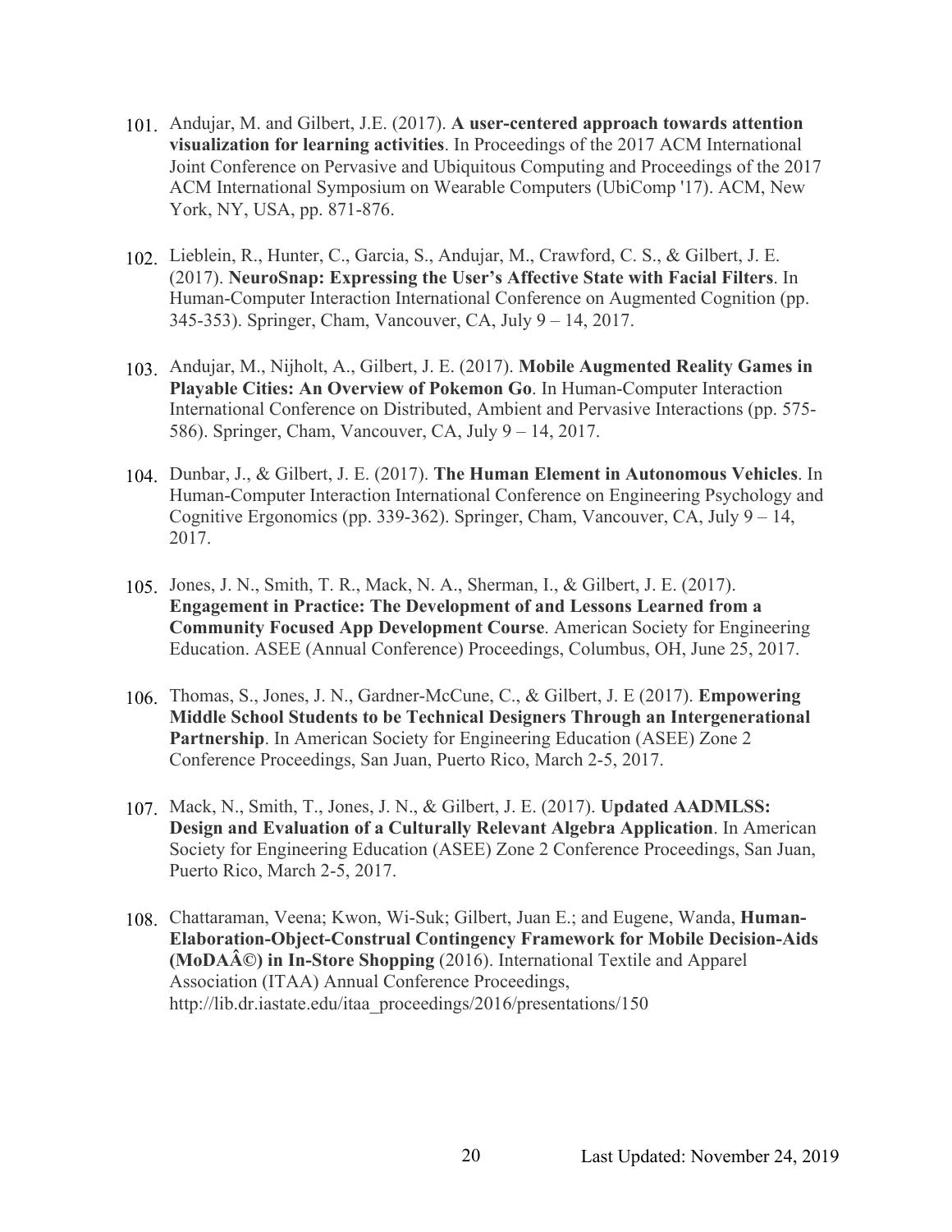101. Andujar, M. and Gilbert, J.E. (2017). **A user-centered approach towards attention visualization for learning activities**. In Proceedings of the 2017 ACM International Joint Conference on Pervasive and Ubiquitous Computing and Proceedings of the 2017 ACM International Symposium on Wearable Computers (UbiComp '17). ACM, New York, NY, USA, pp. 871-876.

102. Lieblein, R., Hunter, C., Garcia, S., Andujar, M., Crawford, C. S., & Gilbert, J. E. (2017). **NeuroSnap: Expressing the User's Affective State with Facial Filters**. In Human-Computer Interaction International Conference on Augmented Cognition (pp. 345-353). Springer, Cham, Vancouver, CA, July 9 – 14, 2017.

103. Andujar, M., Nijholt, A., Gilbert, J. E. (2017). **Mobile Augmented Reality Games in Playable Cities: An Overview of Pokemon Go**. In Human-Computer Interaction International Conference on Distributed, Ambient and Pervasive Interactions (pp. 575-586). Springer, Cham, Vancouver, CA, July 9 – 14, 2017.

104. Dunbar, J., & Gilbert, J. E. (2017). **The Human Element in Autonomous Vehicles**. In Human-Computer Interaction International Conference on Engineering Psychology and Cognitive Ergonomics (pp. 339-362). Springer, Cham, Vancouver, CA, July 9 – 14, 2017.

105. Jones, J. N., Smith, T. R., Mack, N. A., Sherman, I., & Gilbert, J. E. (2017). **Engagement in Practice: The Development of and Lessons Learned from a Community Focused App Development Course**. American Society for Engineering Education. ASEE (Annual Conference) Proceedings, Columbus, OH, June 25, 2017.

106. Thomas, S., Jones, J. N., Gardner-McCune, C., & Gilbert, J. E (2017). **Empowering Middle School Students to be Technical Designers Through an Intergenerational Partnership**. In American Society for Engineering Education (ASEE) Zone 2 Conference Proceedings, San Juan, Puerto Rico, March 2-5, 2017.

107. Mack, N., Smith, T., Jones, J. N., & Gilbert, J. E. (2017). **Updated AADMLSS: Design and Evaluation of a Culturally Relevant Algebra Application**. In American Society for Engineering Education (ASEE) Zone 2 Conference Proceedings, San Juan, Puerto Rico, March 2-5, 2017.

108. Chattaraman, Veena; Kwon, Wi-Suk; Gilbert, Juan E.; and Eugene, Wanda, **Human-Elaboration-Object-Construal Contingency Framework for Mobile Decision-Aids (MoDAÂ©) in In-Store Shopping** (2016). International Textile and Apparel Association (ITAA) Annual Conference Proceedings, http://lib.dr.iastate.edu/itaa_proceedings/2016/presentations/150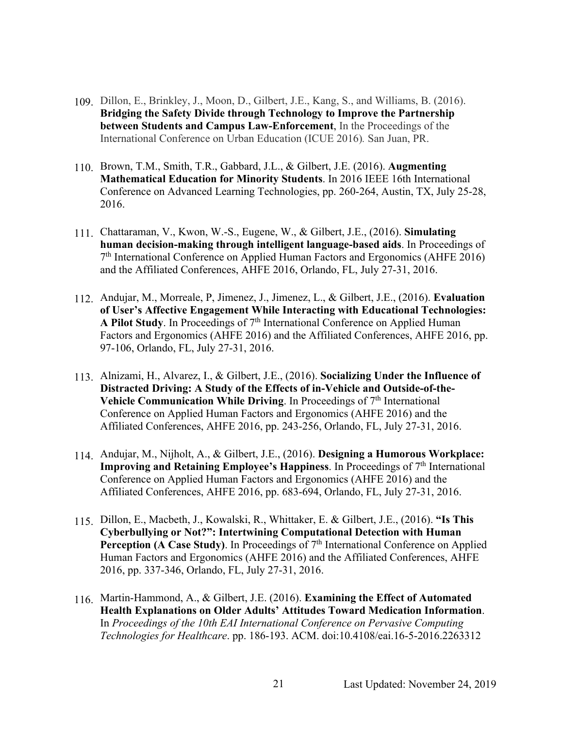109. Dillon, E., Brinkley, J., Moon, D., Gilbert, J.E., Kang, S., and Williams, B. (2016). **Bridging the Safety Divide through Technology to Improve the Partnership between Students and Campus Law-Enforcement**, In the Proceedings of the International Conference on Urban Education (ICUE 2016)*.* San Juan, PR.

110. Brown, T.M., Smith, T.R., Gabbard, J.L., & Gilbert, J.E. (2016). **Augmenting Mathematical Education for Minority Students**. In 2016 IEEE 16th International Conference on Advanced Learning Technologies, pp. 260-264, Austin, TX, July 25-28, 2016.

111. Chattaraman, V., Kwon, W.-S., Eugene, W., & Gilbert, J.E., (2016). **Simulating human decision-making through intelligent language-based aids**. In Proceedings of 7th International Conference on Applied Human Factors and Ergonomics (AHFE 2016) and the Affiliated Conferences, AHFE 2016, Orlando, FL, July 27-31, 2016.

112. Andujar, M., Morreale, P, Jimenez, J., Jimenez, L., & Gilbert, J.E., (2016). **Evaluation of User's Affective Engagement While Interacting with Educational Technologies: A Pilot Study**. In Proceedings of 7th International Conference on Applied Human Factors and Ergonomics (AHFE 2016) and the Affiliated Conferences, AHFE 2016, pp. 97-106, Orlando, FL, July 27-31, 2016.

113. Alnizami, H., Alvarez, I., & Gilbert, J.E., (2016). **Socializing Under the Influence of Distracted Driving: A Study of the Effects of in-Vehicle and Outside-of-the-Vehicle Communication While Driving**. In Proceedings of 7th International Conference on Applied Human Factors and Ergonomics (AHFE 2016) and the Affiliated Conferences, AHFE 2016, pp. 243-256, Orlando, FL, July 27-31, 2016.

114. Andujar, M., Nijholt, A., & Gilbert, J.E., (2016). **Designing a Humorous Workplace: Improving and Retaining Employee's Happiness**. In Proceedings of 7th International Conference on Applied Human Factors and Ergonomics (AHFE 2016) and the Affiliated Conferences, AHFE 2016, pp. 683-694, Orlando, FL, July 27-31, 2016.

115. Dillon, E., Macbeth, J., Kowalski, R., Whittaker, E. & Gilbert, J.E., (2016). **"Is This Cyberbullying or Not?": Intertwining Computational Detection with Human Perception (A Case Study)**. In Proceedings of 7th International Conference on Applied Human Factors and Ergonomics (AHFE 2016) and the Affiliated Conferences, AHFE 2016, pp. 337-346, Orlando, FL, July 27-31, 2016.

116. Martin-Hammond, A., & Gilbert, J.E. (2016). **Examining the Effect of Automated Health Explanations on Older Adults' Attitudes Toward Medication Information**. In *Proceedings of the 10th EAI International Conference on Pervasive Computing Technologies for Healthcare*. pp. 186-193. ACM. doi:10.4108/eai.16-5-2016.2263312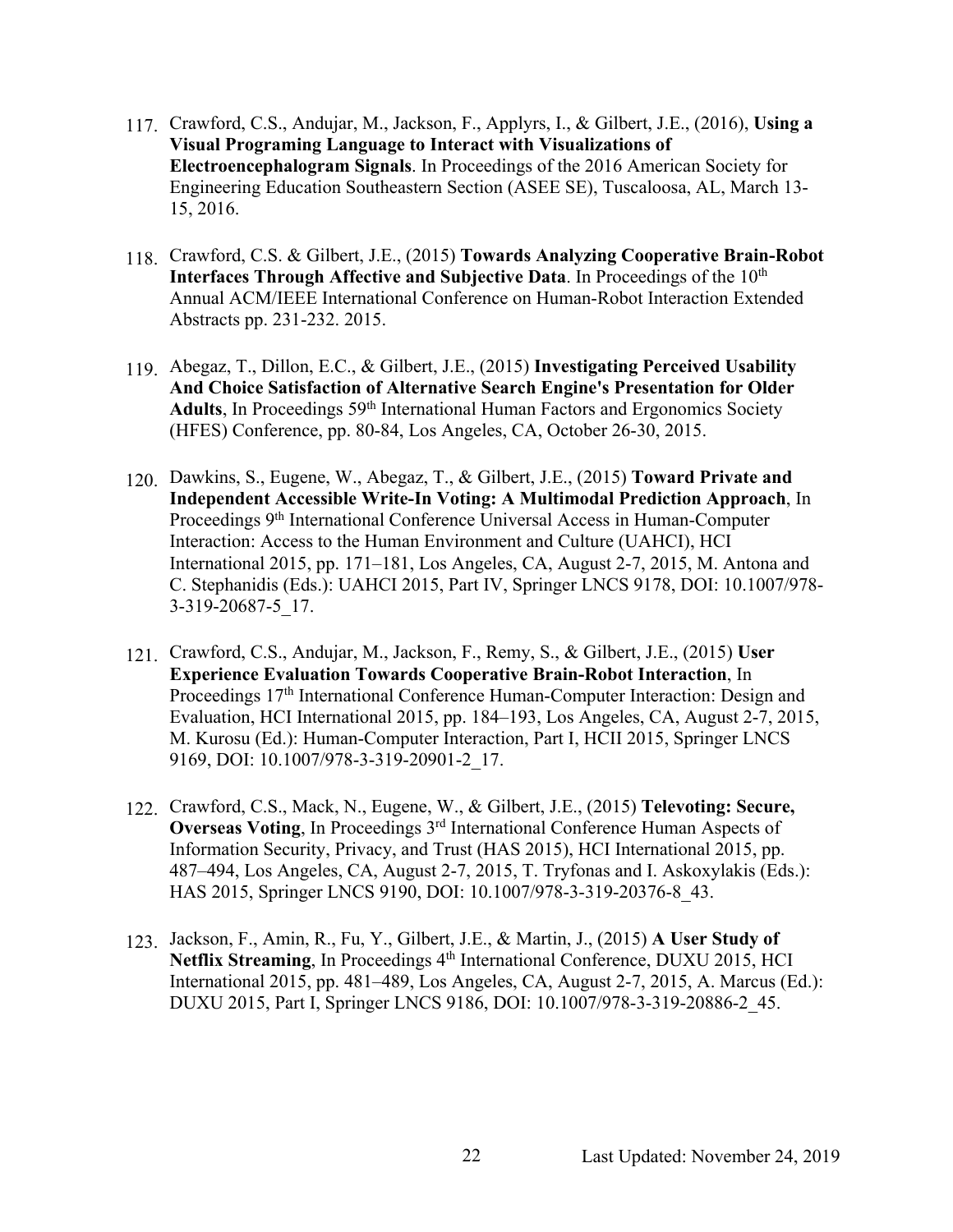117. Crawford, C.S., Andujar, M., Jackson, F., Applyrs, I., & Gilbert, J.E., (2016), **Using a Visual Programing Language to Interact with Visualizations of Electroencephalogram Signals**. In Proceedings of the 2016 American Society for Engineering Education Southeastern Section (ASEE SE), Tuscaloosa, AL, March 13-15, 2016.

118. Crawford, C.S. & Gilbert, J.E., (2015) **Towards Analyzing Cooperative Brain-Robot Interfaces Through Affective and Subjective Data**. In Proceedings of the 10th Annual ACM/IEEE International Conference on Human-Robot Interaction Extended Abstracts pp. 231-232. 2015.

119. Abegaz, T., Dillon, E.C., & Gilbert, J.E., (2015) **Investigating Perceived Usability And Choice Satisfaction of Alternative Search Engine's Presentation for Older Adults**, In Proceedings 59th International Human Factors and Ergonomics Society (HFES) Conference, pp. 80-84, Los Angeles, CA, October 26-30, 2015.

120. Dawkins, S., Eugene, W., Abegaz, T., & Gilbert, J.E., (2015) **Toward Private and Independent Accessible Write-In Voting: A Multimodal Prediction Approach**, In Proceedings 9th International Conference Universal Access in Human-Computer Interaction: Access to the Human Environment and Culture (UAHCI), HCI International 2015, pp. 171–181, Los Angeles, CA, August 2-7, 2015, M. Antona and C. Stephanidis (Eds.): UAHCI 2015, Part IV, Springer LNCS 9178, DOI: 10.1007/978-3-319-20687-5_17.

121. Crawford, C.S., Andujar, M., Jackson, F., Remy, S., & Gilbert, J.E., (2015) **User Experience Evaluation Towards Cooperative Brain-Robot Interaction**, In Proceedings 17th International Conference Human-Computer Interaction: Design and Evaluation, HCI International 2015, pp. 184–193, Los Angeles, CA, August 2-7, 2015, M. Kurosu (Ed.): Human-Computer Interaction, Part I, HCII 2015, Springer LNCS 9169, DOI: 10.1007/978-3-319-20901-2_17.

122. Crawford, C.S., Mack, N., Eugene, W., & Gilbert, J.E., (2015) **Televoting: Secure, Overseas Voting**, In Proceedings 3rd International Conference Human Aspects of Information Security, Privacy, and Trust (HAS 2015), HCI International 2015, pp. 487–494, Los Angeles, CA, August 2-7, 2015, T. Tryfonas and I. Askoxylakis (Eds.): HAS 2015, Springer LNCS 9190, DOI: 10.1007/978-3-319-20376-8_43.

123. Jackson, F., Amin, R., Fu, Y., Gilbert, J.E., & Martin, J., (2015) **A User Study of Netflix Streaming**, In Proceedings 4th International Conference, DUXU 2015, HCI International 2015, pp. 481–489, Los Angeles, CA, August 2-7, 2015, A. Marcus (Ed.): DUXU 2015, Part I, Springer LNCS 9186, DOI: 10.1007/978-3-319-20886-2_45.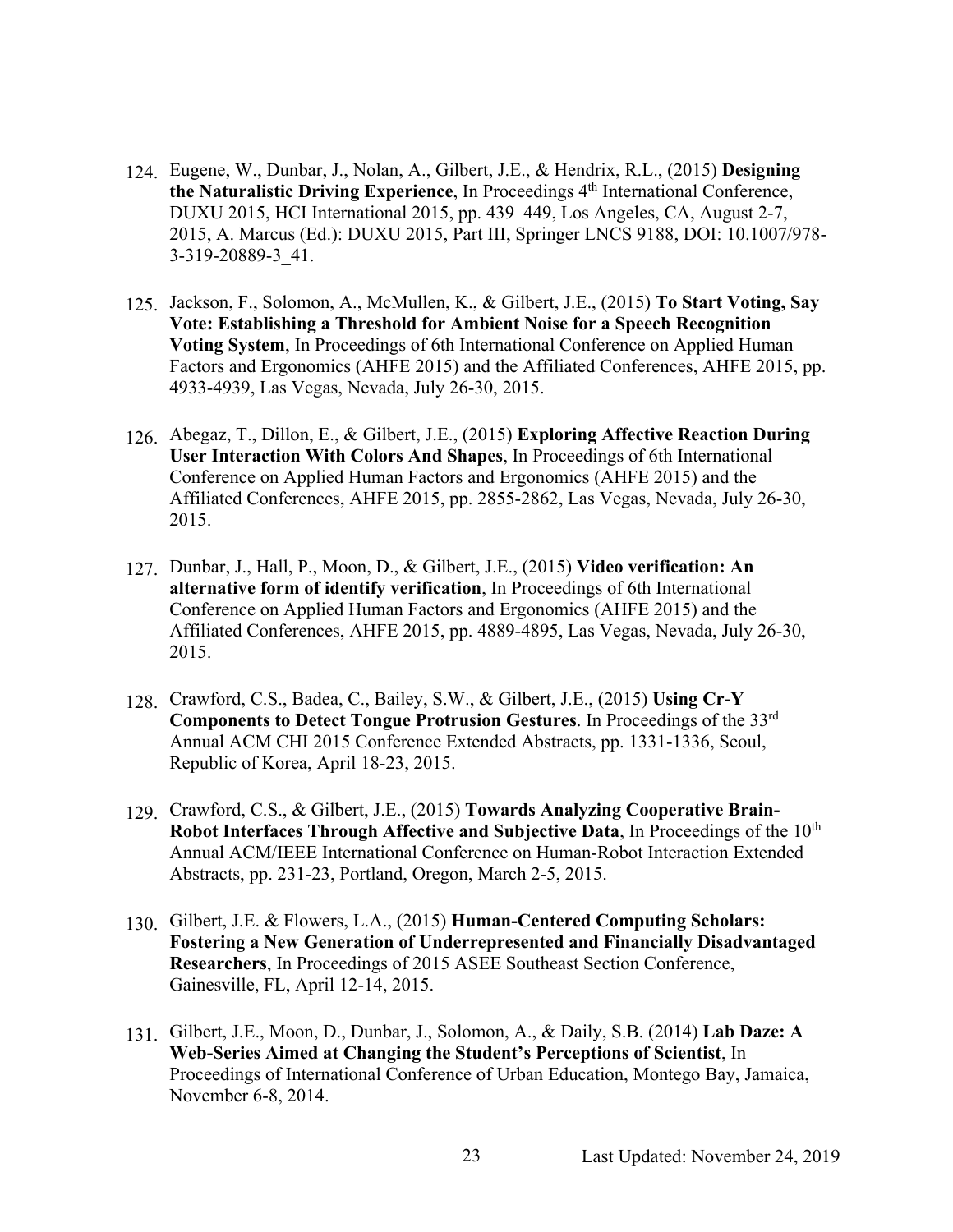124. Eugene, W., Dunbar, J., Nolan, A., Gilbert, J.E., & Hendrix, R.L., (2015) **Designing the Naturalistic Driving Experience**, In Proceedings 4th International Conference, DUXU 2015, HCI International 2015, pp. 439–449, Los Angeles, CA, August 2-7, 2015, A. Marcus (Ed.): DUXU 2015, Part III, Springer LNCS 9188, DOI: 10.1007/978-3-319-20889-3_41.

125. Jackson, F., Solomon, A., McMullen, K., & Gilbert, J.E., (2015) **To Start Voting, Say Vote: Establishing a Threshold for Ambient Noise for a Speech Recognition Voting System**, In Proceedings of 6th International Conference on Applied Human Factors and Ergonomics (AHFE 2015) and the Affiliated Conferences, AHFE 2015, pp. 4933-4939, Las Vegas, Nevada, July 26-30, 2015.

126. Abegaz, T., Dillon, E., & Gilbert, J.E., (2015) **Exploring Affective Reaction During User Interaction With Colors And Shapes**, In Proceedings of 6th International Conference on Applied Human Factors and Ergonomics (AHFE 2015) and the Affiliated Conferences, AHFE 2015, pp. 2855-2862, Las Vegas, Nevada, July 26-30, 2015.

127. Dunbar, J., Hall, P., Moon, D., & Gilbert, J.E., (2015) **Video verification: An alternative form of identify verification**, In Proceedings of 6th International Conference on Applied Human Factors and Ergonomics (AHFE 2015) and the Affiliated Conferences, AHFE 2015, pp. 4889-4895, Las Vegas, Nevada, July 26-30, 2015.

128. Crawford, C.S., Badea, C., Bailey, S.W., & Gilbert, J.E., (2015) **Using Cr-Y Components to Detect Tongue Protrusion Gestures**. In Proceedings of the 33rd Annual ACM CHI 2015 Conference Extended Abstracts, pp. 1331-1336, Seoul, Republic of Korea, April 18-23, 2015.

129. Crawford, C.S., & Gilbert, J.E., (2015) **Towards Analyzing Cooperative Brain-Robot Interfaces Through Affective and Subjective Data**, In Proceedings of the 10th Annual ACM/IEEE International Conference on Human-Robot Interaction Extended Abstracts, pp. 231-23, Portland, Oregon, March 2-5, 2015.

130. Gilbert, J.E. & Flowers, L.A., (2015) **Human-Centered Computing Scholars: Fostering a New Generation of Underrepresented and Financially Disadvantaged Researchers**, In Proceedings of 2015 ASEE Southeast Section Conference, Gainesville, FL, April 12-14, 2015.

131. Gilbert, J.E., Moon, D., Dunbar, J., Solomon, A., & Daily, S.B. (2014) **Lab Daze: A Web-Series Aimed at Changing the Student's Perceptions of Scientist**, In Proceedings of International Conference of Urban Education, Montego Bay, Jamaica, November 6-8, 2014.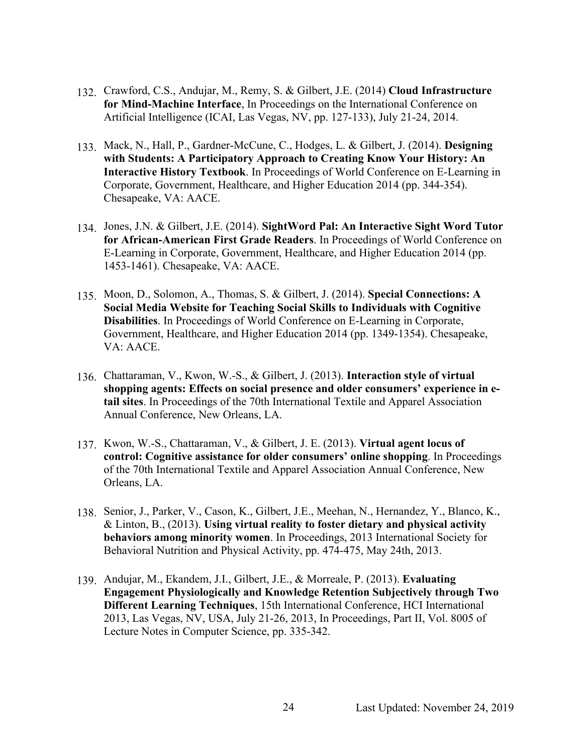132. Crawford, C.S., Andujar, M., Remy, S. & Gilbert, J.E. (2014) **Cloud Infrastructure for Mind-Machine Interface**, In Proceedings on the International Conference on Artificial Intelligence (ICAI, Las Vegas, NV, pp. 127-133), July 21-24, 2014.

133. Mack, N., Hall, P., Gardner-McCune, C., Hodges, L. & Gilbert, J. (2014). **Designing with Students: A Participatory Approach to Creating Know Your History: An Interactive History Textbook**. In Proceedings of World Conference on E-Learning in Corporate, Government, Healthcare, and Higher Education 2014 (pp. 344-354). Chesapeake, VA: AACE.

134. Jones, J.N. & Gilbert, J.E. (2014). **SightWord Pal: An Interactive Sight Word Tutor for African-American First Grade Readers**. In Proceedings of World Conference on E-Learning in Corporate, Government, Healthcare, and Higher Education 2014 (pp. 1453-1461). Chesapeake, VA: AACE.

135. Moon, D., Solomon, A., Thomas, S. & Gilbert, J. (2014). **Special Connections: A Social Media Website for Teaching Social Skills to Individuals with Cognitive Disabilities**. In Proceedings of World Conference on E-Learning in Corporate, Government, Healthcare, and Higher Education 2014 (pp. 1349-1354). Chesapeake, VA: AACE.

136. Chattaraman, V., Kwon, W.-S., & Gilbert, J. (2013). **Interaction style of virtual shopping agents: Effects on social presence and older consumers' experience in e-tail sites**. In Proceedings of the 70th International Textile and Apparel Association Annual Conference, New Orleans, LA.

137. Kwon, W.-S., Chattaraman, V., & Gilbert, J. E. (2013). **Virtual agent locus of control: Cognitive assistance for older consumers' online shopping**. In Proceedings of the 70th International Textile and Apparel Association Annual Conference, New Orleans, LA.

138. Senior, J., Parker, V., Cason, K., Gilbert, J.E., Meehan, N., Hernandez, Y., Blanco, K., & Linton, B., (2013). **Using virtual reality to foster dietary and physical activity behaviors among minority women**. In Proceedings, 2013 International Society for Behavioral Nutrition and Physical Activity, pp. 474-475, May 24th, 2013.

139. Andujar, M., Ekandem, J.I., Gilbert, J.E., & Morreale, P. (2013). **Evaluating Engagement Physiologically and Knowledge Retention Subjectively through Two Different Learning Techniques**, 15th International Conference, HCI International 2013, Las Vegas, NV, USA, July 21-26, 2013, In Proceedings, Part II, Vol. 8005 of Lecture Notes in Computer Science, pp. 335-342.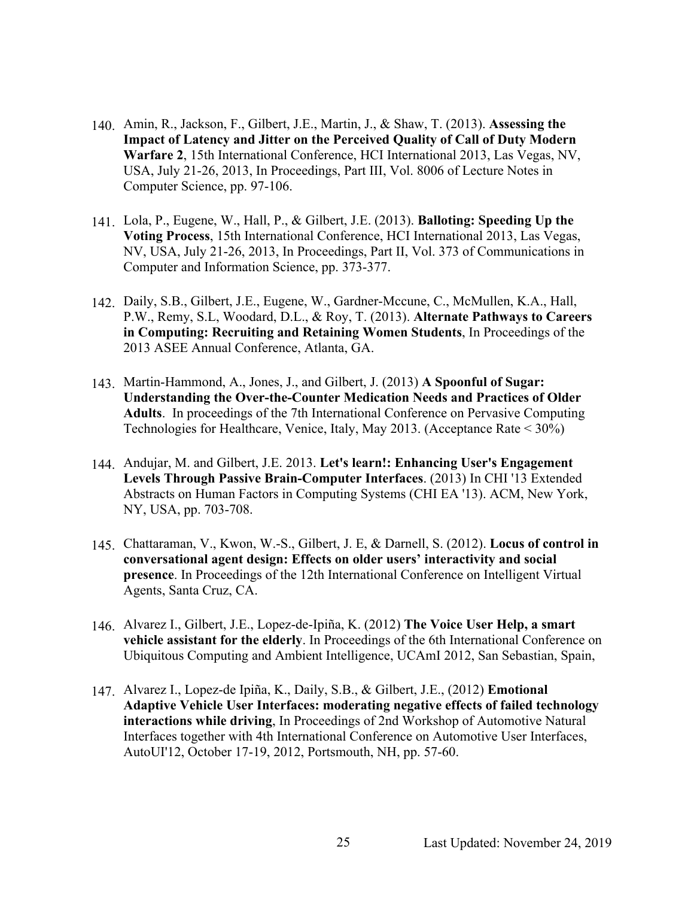140. Amin, R., Jackson, F., Gilbert, J.E., Martin, J., & Shaw, T. (2013). **Assessing the Impact of Latency and Jitter on the Perceived Quality of Call of Duty Modern Warfare 2**, 15th International Conference, HCI International 2013, Las Vegas, NV, USA, July 21-26, 2013, In Proceedings, Part III, Vol. 8006 of Lecture Notes in Computer Science, pp. 97-106.

141. Lola, P., Eugene, W., Hall, P., & Gilbert, J.E. (2013). **Balloting: Speeding Up the Voting Process**, 15th International Conference, HCI International 2013, Las Vegas, NV, USA, July 21-26, 2013, In Proceedings, Part II, Vol. 373 of Communications in Computer and Information Science, pp. 373-377.

142. Daily, S.B., Gilbert, J.E., Eugene, W., Gardner-Mccune, C., McMullen, K.A., Hall, P.W., Remy, S.L, Woodard, D.L., & Roy, T. (2013). **Alternate Pathways to Careers in Computing: Recruiting and Retaining Women Students**, In Proceedings of the 2013 ASEE Annual Conference, Atlanta, GA.

143. Martin-Hammond, A., Jones, J., and Gilbert, J. (2013) **A Spoonful of Sugar: Understanding the Over-the-Counter Medication Needs and Practices of Older Adults**. In proceedings of the 7th International Conference on Pervasive Computing Technologies for Healthcare, Venice, Italy, May 2013. (Acceptance Rate < 30%)

144. Andujar, M. and Gilbert, J.E. 2013. **Let's learn!: Enhancing User's Engagement Levels Through Passive Brain-Computer Interfaces**. (2013) In CHI '13 Extended Abstracts on Human Factors in Computing Systems (CHI EA '13). ACM, New York, NY, USA, pp. 703-708.

145. Chattaraman, V., Kwon, W.-S., Gilbert, J. E, & Darnell, S. (2012). **Locus of control in conversational agent design: Effects on older users' interactivity and social presence**. In Proceedings of the 12th International Conference on Intelligent Virtual Agents, Santa Cruz, CA.

146. Alvarez I., Gilbert, J.E., Lopez-de-Ipiña, K. (2012) **The Voice User Help, a smart vehicle assistant for the elderly**. In Proceedings of the 6th International Conference on Ubiquitous Computing and Ambient Intelligence, UCAmI 2012, San Sebastian, Spain,

147. Alvarez I., Lopez-de Ipiña, K., Daily, S.B., & Gilbert, J.E., (2012) **Emotional Adaptive Vehicle User Interfaces: moderating negative effects of failed technology interactions while driving**, In Proceedings of 2nd Workshop of Automotive Natural Interfaces together with 4th International Conference on Automotive User Interfaces, AutoUI'12, October 17-19, 2012, Portsmouth, NH, pp. 57-60.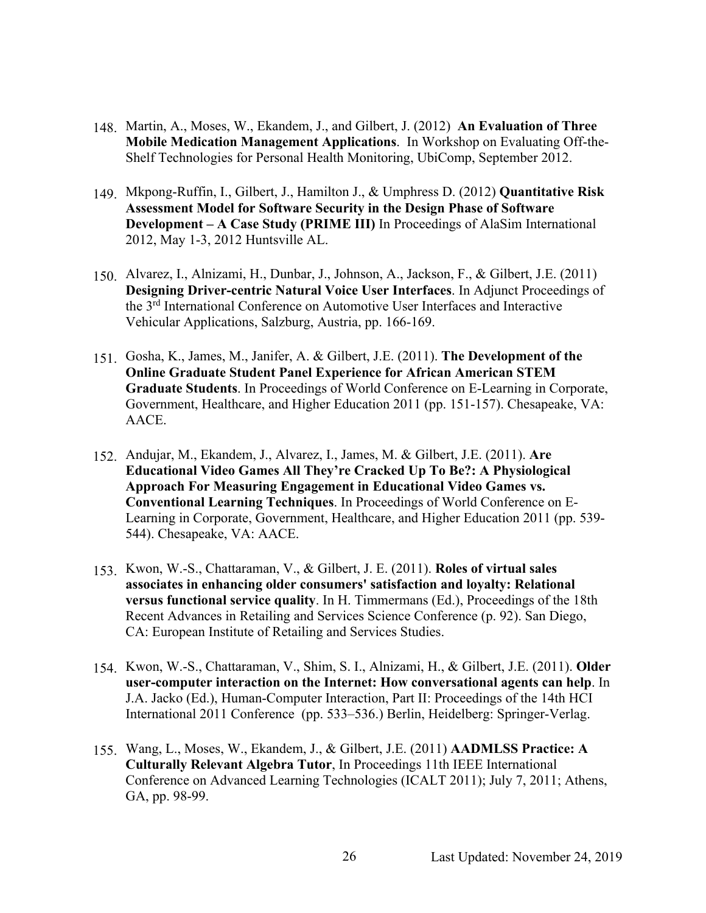148. Martin, A., Moses, W., Ekandem, J., and Gilbert, J. (2012) **An Evaluation of Three Mobile Medication Management Applications**. In Workshop on Evaluating Off-the-Shelf Technologies for Personal Health Monitoring, UbiComp, September 2012.

149. Mkpong-Ruffin, I., Gilbert, J., Hamilton J., & Umphress D. (2012) **Quantitative Risk Assessment Model for Software Security in the Design Phase of Software Development – A Case Study (PRIME III)** In Proceedings of AlaSim International 2012, May 1-3, 2012 Huntsville AL.

150. Alvarez, I., Alnizami, H., Dunbar, J., Johnson, A., Jackson, F., & Gilbert, J.E. (2011) **Designing Driver-centric Natural Voice User Interfaces**. In Adjunct Proceedings of the 3rd International Conference on Automotive User Interfaces and Interactive Vehicular Applications, Salzburg, Austria, pp. 166-169.

151. Gosha, K., James, M., Janifer, A. & Gilbert, J.E. (2011). **The Development of the Online Graduate Student Panel Experience for African American STEM Graduate Students**. In Proceedings of World Conference on E-Learning in Corporate, Government, Healthcare, and Higher Education 2011 (pp. 151-157). Chesapeake, VA: AACE.

152. Andujar, M., Ekandem, J., Alvarez, I., James, M. & Gilbert, J.E. (2011). **Are Educational Video Games All They're Cracked Up To Be?: A Physiological Approach For Measuring Engagement in Educational Video Games vs. Conventional Learning Techniques**. In Proceedings of World Conference on E-Learning in Corporate, Government, Healthcare, and Higher Education 2011 (pp. 539-544). Chesapeake, VA: AACE.

153. Kwon, W.-S., Chattaraman, V., & Gilbert, J. E. (2011). **Roles of virtual sales associates in enhancing older consumers' satisfaction and loyalty: Relational versus functional service quality**. In H. Timmermans (Ed.), Proceedings of the 18th Recent Advances in Retailing and Services Science Conference (p. 92). San Diego, CA: European Institute of Retailing and Services Studies.

154. Kwon, W.-S., Chattaraman, V., Shim, S. I., Alnizami, H., & Gilbert, J.E. (2011). **Older user-computer interaction on the Internet: How conversational agents can help**. In J.A. Jacko (Ed.), Human-Computer Interaction, Part II: Proceedings of the 14th HCI International 2011 Conference (pp. 533–536.) Berlin, Heidelberg: Springer-Verlag.

155. Wang, L., Moses, W., Ekandem, J., & Gilbert, J.E. (2011) **AADMLSS Practice: A Culturally Relevant Algebra Tutor**, In Proceedings 11th IEEE International Conference on Advanced Learning Technologies (ICALT 2011); July 7, 2011; Athens, GA, pp. 98-99.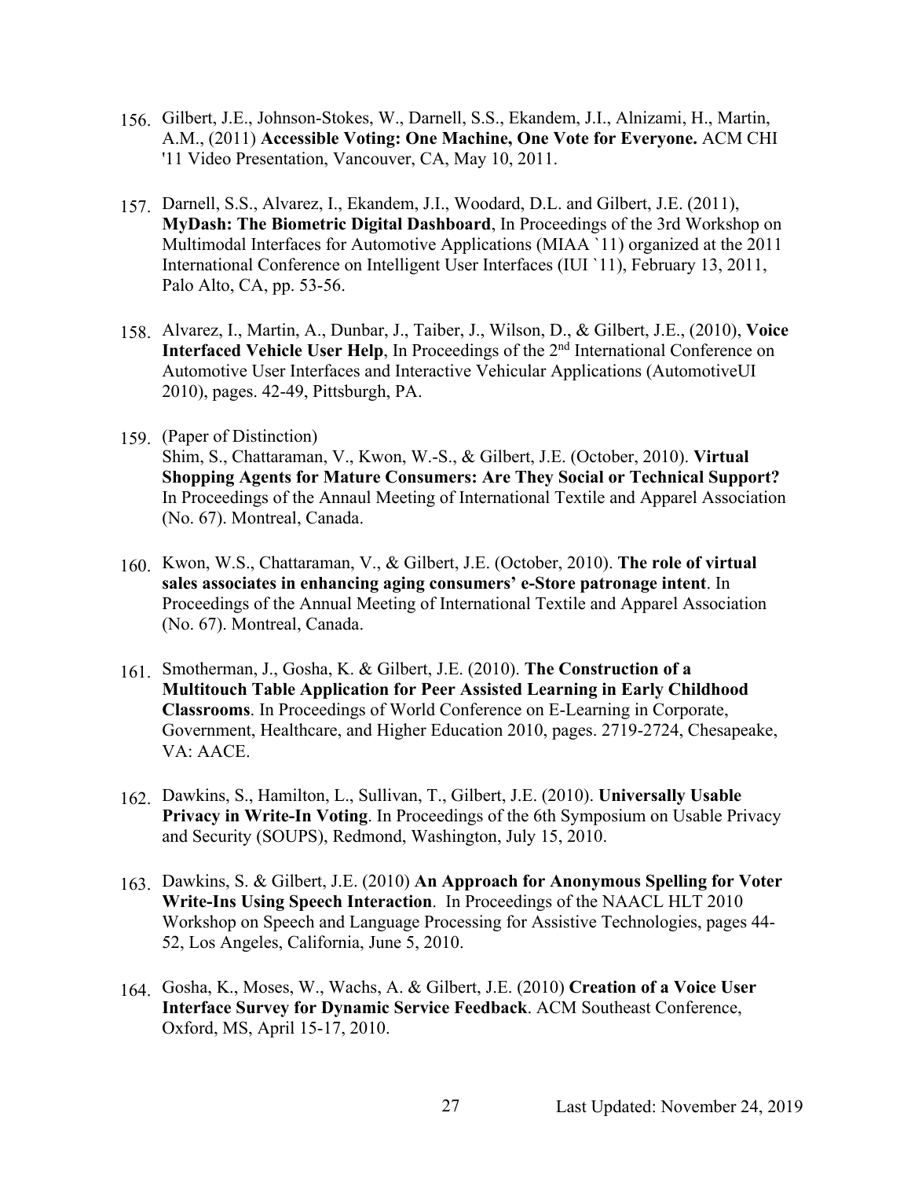156. Gilbert, J.E., Johnson-Stokes, W., Darnell, S.S., Ekandem, J.I., Alnizami, H., Martin, A.M., (2011) **Accessible Voting: One Machine, One Vote for Everyone.** ACM CHI '11 Video Presentation, Vancouver, CA, May 10, 2011.

157. Darnell, S.S., Alvarez, I., Ekandem, J.I., Woodard, D.L. and Gilbert, J.E. (2011), **MyDash: The Biometric Digital Dashboard**, In Proceedings of the 3rd Workshop on Multimodal Interfaces for Automotive Applications (MIAA `11) organized at the 2011 International Conference on Intelligent User Interfaces (IUI `11), February 13, 2011, Palo Alto, CA, pp. 53-56.

158. Alvarez, I., Martin, A., Dunbar, J., Taiber, J., Wilson, D., & Gilbert, J.E., (2010), **Voice Interfaced Vehicle User Help**, In Proceedings of the 2nd International Conference on Automotive User Interfaces and Interactive Vehicular Applications (AutomotiveUI 2010), pages. 42-49, Pittsburgh, PA.

159. (Paper of Distinction)
Shim, S., Chattaraman, V., Kwon, W.-S., & Gilbert, J.E. (October, 2010). **Virtual Shopping Agents for Mature Consumers: Are They Social or Technical Support?** In Proceedings of the Annaul Meeting of International Textile and Apparel Association (No. 67). Montreal, Canada.

160. Kwon, W.S., Chattaraman, V., & Gilbert, J.E. (October, 2010). **The role of virtual sales associates in enhancing aging consumers' e-Store patronage intent**. In Proceedings of the Annual Meeting of International Textile and Apparel Association (No. 67). Montreal, Canada.

161. Smotherman, J., Gosha, K. & Gilbert, J.E. (2010). **The Construction of a Multitouch Table Application for Peer Assisted Learning in Early Childhood Classrooms**. In Proceedings of World Conference on E-Learning in Corporate, Government, Healthcare, and Higher Education 2010, pages. 2719-2724, Chesapeake, VA: AACE.

162. Dawkins, S., Hamilton, L., Sullivan, T., Gilbert, J.E. (2010). **Universally Usable Privacy in Write-In Voting**. In Proceedings of the 6th Symposium on Usable Privacy and Security (SOUPS), Redmond, Washington, July 15, 2010.

163. Dawkins, S. & Gilbert, J.E. (2010) **An Approach for Anonymous Spelling for Voter Write-Ins Using Speech Interaction**. In Proceedings of the NAACL HLT 2010 Workshop on Speech and Language Processing for Assistive Technologies, pages 44-52, Los Angeles, California, June 5, 2010.

164. Gosha, K., Moses, W., Wachs, A. & Gilbert, J.E. (2010) **Creation of a Voice User Interface Survey for Dynamic Service Feedback**. ACM Southeast Conference, Oxford, MS, April 15-17, 2010.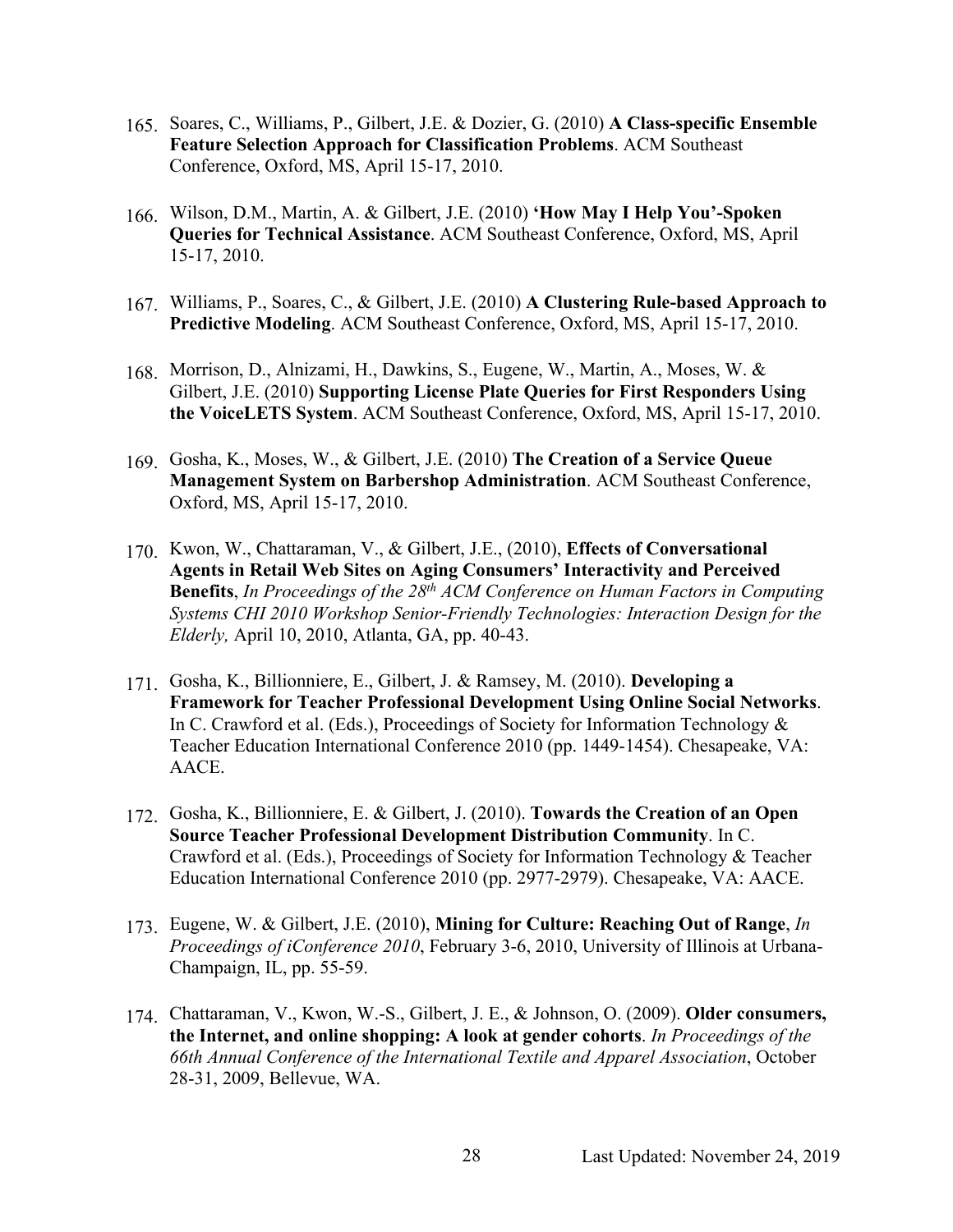165. Soares, C., Williams, P., Gilbert, J.E. & Dozier, G. (2010) **A Class-specific Ensemble Feature Selection Approach for Classification Problems**. ACM Southeast Conference, Oxford, MS, April 15-17, 2010.

166. Wilson, D.M., Martin, A. & Gilbert, J.E. (2010) **'How May I Help You'-Spoken Queries for Technical Assistance**. ACM Southeast Conference, Oxford, MS, April 15-17, 2010.

167. Williams, P., Soares, C., & Gilbert, J.E. (2010) **A Clustering Rule-based Approach to Predictive Modeling**. ACM Southeast Conference, Oxford, MS, April 15-17, 2010.

168. Morrison, D., Alnizami, H., Dawkins, S., Eugene, W., Martin, A., Moses, W. & Gilbert, J.E. (2010) **Supporting License Plate Queries for First Responders Using the VoiceLETS System**. ACM Southeast Conference, Oxford, MS, April 15-17, 2010.

169. Gosha, K., Moses, W., & Gilbert, J.E. (2010) **The Creation of a Service Queue Management System on Barbershop Administration**. ACM Southeast Conference, Oxford, MS, April 15-17, 2010.

170. Kwon, W., Chattaraman, V., & Gilbert, J.E., (2010), **Effects of Conversational Agents in Retail Web Sites on Aging Consumers' Interactivity and Perceived Benefits**, *In Proceedings of the 28th ACM Conference on Human Factors in Computing Systems CHI 2010 Workshop Senior-Friendly Technologies: Interaction Design for the Elderly,* April 10, 2010, Atlanta, GA, pp. 40-43.

171. Gosha, K., Billionniere, E., Gilbert, J. & Ramsey, M. (2010). **Developing a Framework for Teacher Professional Development Using Online Social Networks**. In C. Crawford et al. (Eds.), Proceedings of Society for Information Technology & Teacher Education International Conference 2010 (pp. 1449-1454). Chesapeake, VA: AACE.

172. Gosha, K., Billionniere, E. & Gilbert, J. (2010). **Towards the Creation of an Open Source Teacher Professional Development Distribution Community**. In C. Crawford et al. (Eds.), Proceedings of Society for Information Technology & Teacher Education International Conference 2010 (pp. 2977-2979). Chesapeake, VA: AACE.

173. Eugene, W. & Gilbert, J.E. (2010), **Mining for Culture: Reaching Out of Range**, *In Proceedings of iConference 2010*, February 3-6, 2010, University of Illinois at Urbana-Champaign, IL, pp. 55-59.

174. Chattaraman, V., Kwon, W.-S., Gilbert, J. E., & Johnson, O. (2009). **Older consumers, the Internet, and online shopping: A look at gender cohorts**. *In Proceedings of the 66th Annual Conference of the International Textile and Apparel Association*, October 28-31, 2009, Bellevue, WA.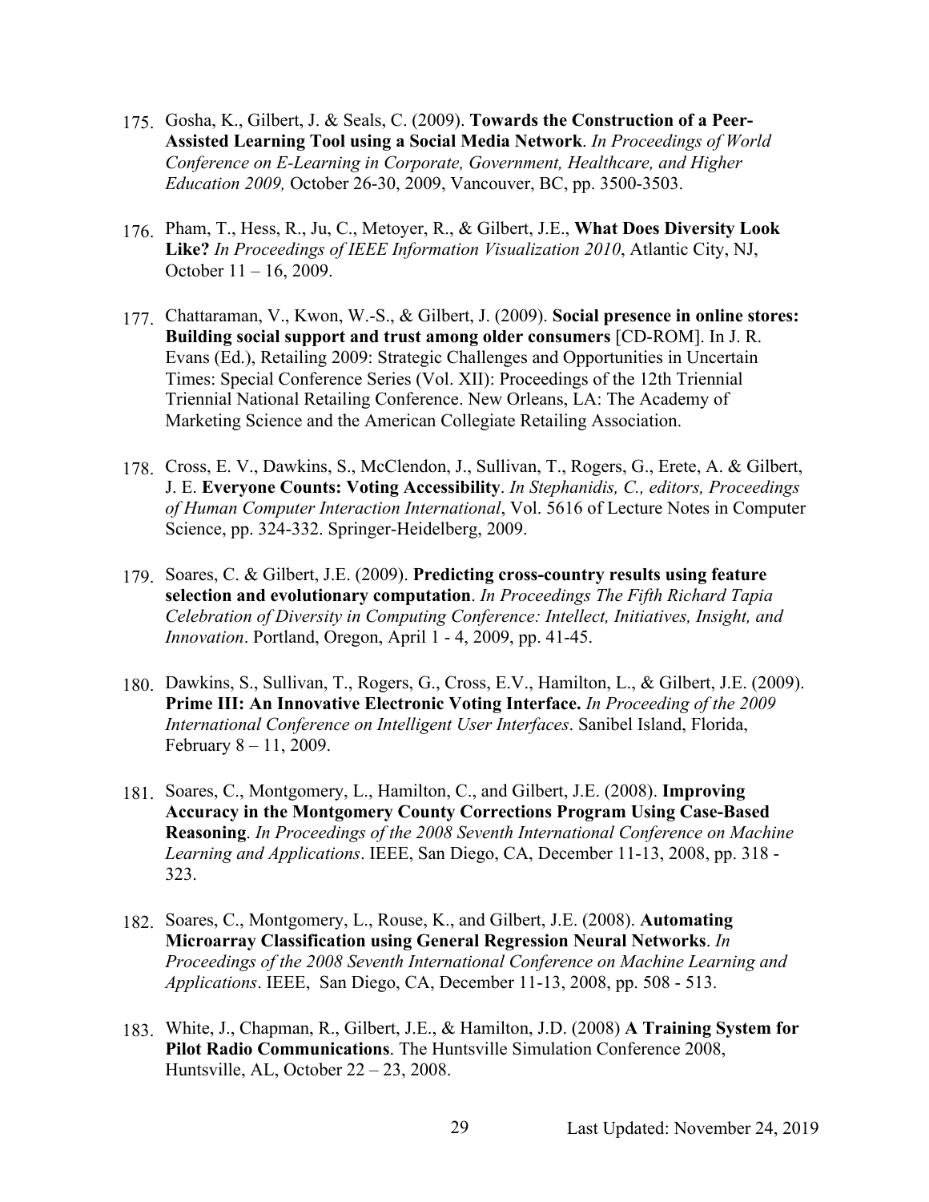175. Gosha, K., Gilbert, J. & Seals, C. (2009). **Towards the Construction of a Peer-Assisted Learning Tool using a Social Media Network**. *In Proceedings of World Conference on E-Learning in Corporate, Government, Healthcare, and Higher Education 2009,* October 26-30, 2009, Vancouver, BC, pp. 3500-3503.

176. Pham, T., Hess, R., Ju, C., Metoyer, R., & Gilbert, J.E., **What Does Diversity Look Like?** *In Proceedings of IEEE Information Visualization 2010*, Atlantic City, NJ, October 11 – 16, 2009.

177. Chattaraman, V., Kwon, W.-S., & Gilbert, J. (2009). **Social presence in online stores: Building social support and trust among older consumers** [CD-ROM]. In J. R. Evans (Ed.), Retailing 2009: Strategic Challenges and Opportunities in Uncertain Times: Special Conference Series (Vol. XII): Proceedings of the 12th Triennial Triennial National Retailing Conference. New Orleans, LA: The Academy of Marketing Science and the American Collegiate Retailing Association.

178. Cross, E. V., Dawkins, S., McClendon, J., Sullivan, T., Rogers, G., Erete, A. & Gilbert, J. E. **Everyone Counts: Voting Accessibility**. *In Stephanidis, C., editors, Proceedings of Human Computer Interaction International*, Vol. 5616 of Lecture Notes in Computer Science, pp. 324-332. Springer-Heidelberg, 2009.

179. Soares, C. & Gilbert, J.E. (2009). **Predicting cross-country results using feature selection and evolutionary computation**. *In Proceedings The Fifth Richard Tapia Celebration of Diversity in Computing Conference: Intellect, Initiatives, Insight, and Innovation*. Portland, Oregon, April 1 - 4, 2009, pp. 41-45.

180. Dawkins, S., Sullivan, T., Rogers, G., Cross, E.V., Hamilton, L., & Gilbert, J.E. (2009). **Prime III: An Innovative Electronic Voting Interface.** *In Proceeding of the 2009 International Conference on Intelligent User Interfaces*. Sanibel Island, Florida, February 8 – 11, 2009.

181. Soares, C., Montgomery, L., Hamilton, C., and Gilbert, J.E. (2008). **Improving Accuracy in the Montgomery County Corrections Program Using Case-Based Reasoning**. *In Proceedings of the 2008 Seventh International Conference on Machine Learning and Applications*. IEEE, San Diego, CA, December 11-13, 2008, pp. 318 - 323.

182. Soares, C., Montgomery, L., Rouse, K., and Gilbert, J.E. (2008). **Automating Microarray Classification using General Regression Neural Networks**. *In Proceedings of the 2008 Seventh International Conference on Machine Learning and Applications*. IEEE, San Diego, CA, December 11-13, 2008, pp. 508 - 513.

183. White, J., Chapman, R., Gilbert, J.E., & Hamilton, J.D. (2008) **A Training System for Pilot Radio Communications**. The Huntsville Simulation Conference 2008, Huntsville, AL, October 22 – 23, 2008.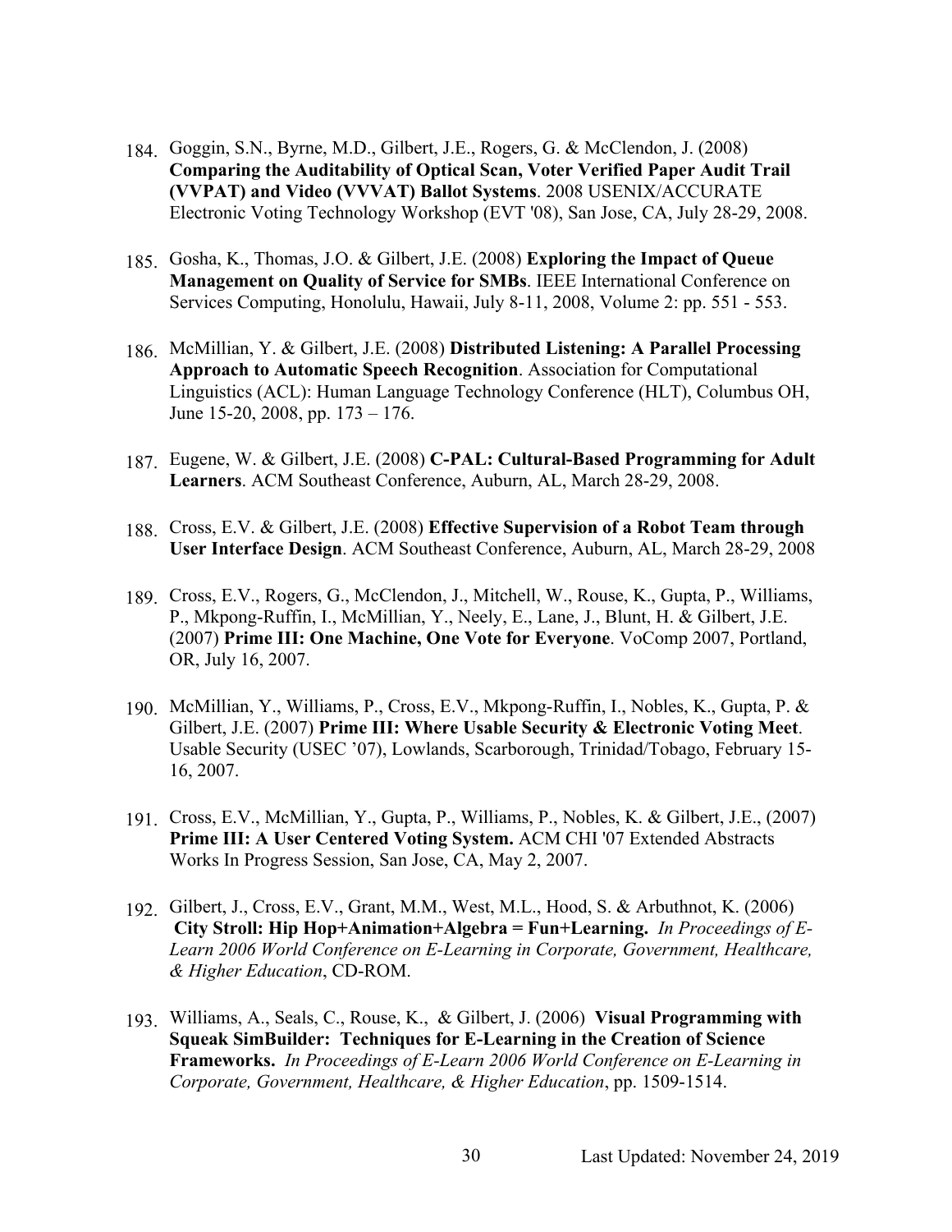184. Goggin, S.N., Byrne, M.D., Gilbert, J.E., Rogers, G. & McClendon, J. (2008) **Comparing the Auditability of Optical Scan, Voter Verified Paper Audit Trail (VVPAT) and Video (VVVAT) Ballot Systems**. 2008 USENIX/ACCURATE Electronic Voting Technology Workshop (EVT '08), San Jose, CA, July 28-29, 2008.

185. Gosha, K., Thomas, J.O. & Gilbert, J.E. (2008) **Exploring the Impact of Queue Management on Quality of Service for SMBs**. IEEE International Conference on Services Computing, Honolulu, Hawaii, July 8-11, 2008, Volume 2: pp. 551 - 553.

186. McMillian, Y. & Gilbert, J.E. (2008) **Distributed Listening: A Parallel Processing Approach to Automatic Speech Recognition**. Association for Computational Linguistics (ACL): Human Language Technology Conference (HLT), Columbus OH, June 15-20, 2008, pp. 173 – 176.

187. Eugene, W. & Gilbert, J.E. (2008) **C-PAL: Cultural-Based Programming for Adult Learners**. ACM Southeast Conference, Auburn, AL, March 28-29, 2008.

188. Cross, E.V. & Gilbert, J.E. (2008) **Effective Supervision of a Robot Team through User Interface Design**. ACM Southeast Conference, Auburn, AL, March 28-29, 2008

189. Cross, E.V., Rogers, G., McClendon, J., Mitchell, W., Rouse, K., Gupta, P., Williams, P., Mkpong-Ruffin, I., McMillian, Y., Neely, E., Lane, J., Blunt, H. & Gilbert, J.E. (2007) **Prime III: One Machine, One Vote for Everyone**. VoComp 2007, Portland, OR, July 16, 2007.

190. McMillian, Y., Williams, P., Cross, E.V., Mkpong-Ruffin, I., Nobles, K., Gupta, P. & Gilbert, J.E. (2007) **Prime III: Where Usable Security & Electronic Voting Meet**. Usable Security (USEC '07), Lowlands, Scarborough, Trinidad/Tobago, February 15-16, 2007.

191. Cross, E.V., McMillian, Y., Gupta, P., Williams, P., Nobles, K. & Gilbert, J.E., (2007) **Prime III: A User Centered Voting System.** ACM CHI '07 Extended Abstracts Works In Progress Session, San Jose, CA, May 2, 2007.

192. Gilbert, J., Cross, E.V., Grant, M.M., West, M.L., Hood, S. & Arbuthnot, K. (2006) **City Stroll: Hip Hop+Animation+Algebra = Fun+Learning.** *In Proceedings of E-Learn 2006 World Conference on E-Learning in Corporate, Government, Healthcare, & Higher Education*, CD-ROM.

193. Williams, A., Seals, C., Rouse, K., & Gilbert, J. (2006) **Visual Programming with Squeak SimBuilder: Techniques for E-Learning in the Creation of Science Frameworks.** *In Proceedings of E-Learn 2006 World Conference on E-Learning in Corporate, Government, Healthcare, & Higher Education*, pp. 1509-1514.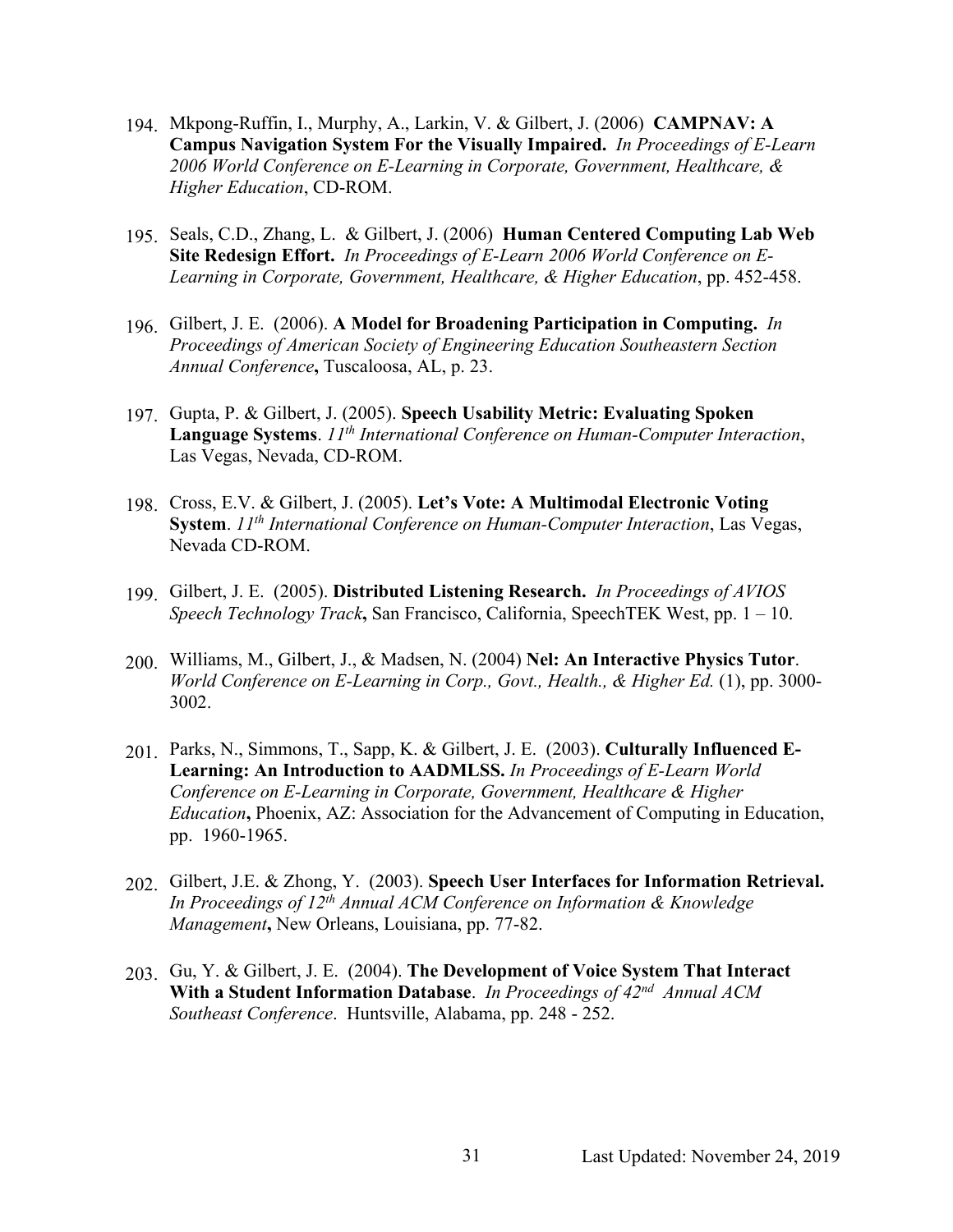194. Mkpong-Ruffin, I., Murphy, A., Larkin, V. & Gilbert, J. (2006) **CAMPNAV: A Campus Navigation System For the Visually Impaired.** *In Proceedings of E-Learn 2006 World Conference on E-Learning in Corporate, Government, Healthcare, & Higher Education*, CD-ROM.

195. Seals, C.D., Zhang, L. & Gilbert, J. (2006) **Human Centered Computing Lab Web Site Redesign Effort.** *In Proceedings of E-Learn 2006 World Conference on E-Learning in Corporate, Government, Healthcare, & Higher Education*, pp. 452-458.

196. Gilbert, J. E. (2006). **A Model for Broadening Participation in Computing.** *In Proceedings of American Society of Engineering Education Southeastern Section Annual Conference***,** Tuscaloosa, AL, p. 23.

197. Gupta, P. & Gilbert, J. (2005). **Speech Usability Metric: Evaluating Spoken Language Systems**. *11th International Conference on Human-Computer Interaction*, Las Vegas, Nevada, CD-ROM.

198. Cross, E.V. & Gilbert, J. (2005). **Let's Vote: A Multimodal Electronic Voting System**. *11th International Conference on Human-Computer Interaction*, Las Vegas, Nevada CD-ROM.

199. Gilbert, J. E. (2005). **Distributed Listening Research.** *In Proceedings of AVIOS Speech Technology Track***,** San Francisco, California, SpeechTEK West, pp. 1 – 10.

200. Williams, M., Gilbert, J., & Madsen, N. (2004) **Nel: An Interactive Physics Tutor**. *World Conference on E-Learning in Corp., Govt., Health., & Higher Ed.* (1), pp. 3000-3002.

201. Parks, N., Simmons, T., Sapp, K. & Gilbert, J. E. (2003). **Culturally Influenced E-Learning: An Introduction to AADMLSS.** *In Proceedings of E-Learn World Conference on E-Learning in Corporate, Government, Healthcare & Higher Education***,** Phoenix, AZ: Association for the Advancement of Computing in Education, pp. 1960-1965.

202. Gilbert, J.E. & Zhong, Y. (2003). **Speech User Interfaces for Information Retrieval.** *In Proceedings of 12th Annual ACM Conference on Information & Knowledge Management***,** New Orleans, Louisiana, pp. 77-82.

203. Gu, Y. & Gilbert, J. E. (2004). **The Development of Voice System That Interact With a Student Information Database**. *In Proceedings of 42nd Annual ACM Southeast Conference*. Huntsville, Alabama, pp. 248 - 252.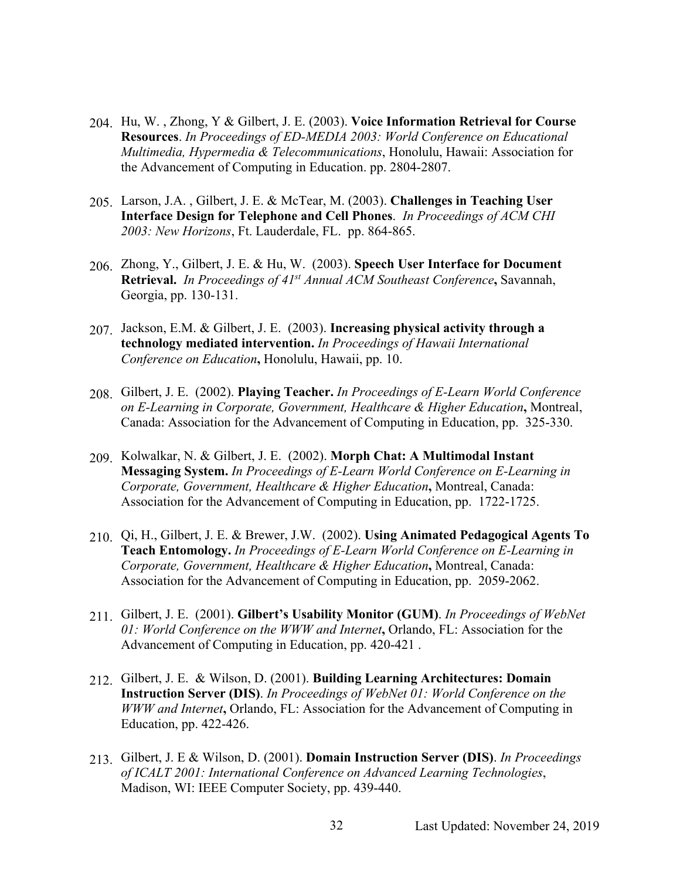204. Hu, W. , Zhong, Y & Gilbert, J. E. (2003). **Voice Information Retrieval for Course Resources**. *In Proceedings of ED-MEDIA 2003: World Conference on Educational Multimedia, Hypermedia & Telecommunications*, Honolulu, Hawaii: Association for the Advancement of Computing in Education. pp. 2804-2807.

205. Larson, J.A. , Gilbert, J. E. & McTear, M. (2003). **Challenges in Teaching User Interface Design for Telephone and Cell Phones**. *In Proceedings of ACM CHI 2003: New Horizons*, Ft. Lauderdale, FL. pp. 864-865.

206. Zhong, Y., Gilbert, J. E. & Hu, W. (2003). **Speech User Interface for Document Retrieval.** *In Proceedings of 41st Annual ACM Southeast Conference***,** Savannah, Georgia, pp. 130-131.

207. Jackson, E.M. & Gilbert, J. E. (2003). **Increasing physical activity through a technology mediated intervention.** *In Proceedings of Hawaii International Conference on Education***,** Honolulu, Hawaii, pp. 10.

208. Gilbert, J. E. (2002). **Playing Teacher.** *In Proceedings of E-Learn World Conference on E-Learning in Corporate, Government, Healthcare & Higher Education***,** Montreal, Canada: Association for the Advancement of Computing in Education, pp. 325-330.

209. Kolwalkar, N. & Gilbert, J. E. (2002). **Morph Chat: A Multimodal Instant Messaging System.** *In Proceedings of E-Learn World Conference on E-Learning in Corporate, Government, Healthcare & Higher Education***,** Montreal, Canada: Association for the Advancement of Computing in Education, pp. 1722-1725.

210. Qi, H., Gilbert, J. E. & Brewer, J.W. (2002). **Using Animated Pedagogical Agents To Teach Entomology.** *In Proceedings of E-Learn World Conference on E-Learning in Corporate, Government, Healthcare & Higher Education***,** Montreal, Canada: Association for the Advancement of Computing in Education, pp. 2059-2062.

211. Gilbert, J. E. (2001). **Gilbert's Usability Monitor (GUM)**. *In Proceedings of WebNet 01: World Conference on the WWW and Internet***,** Orlando, FL: Association for the Advancement of Computing in Education, pp. 420-421 .

212. Gilbert, J. E. & Wilson, D. (2001). **Building Learning Architectures: Domain Instruction Server (DIS)**. *In Proceedings of WebNet 01: World Conference on the WWW and Internet***,** Orlando, FL: Association for the Advancement of Computing in Education, pp. 422-426.

213. Gilbert, J. E & Wilson, D. (2001). **Domain Instruction Server (DIS)**. *In Proceedings of ICALT 2001: International Conference on Advanced Learning Technologies*, Madison, WI: IEEE Computer Society, pp. 439-440.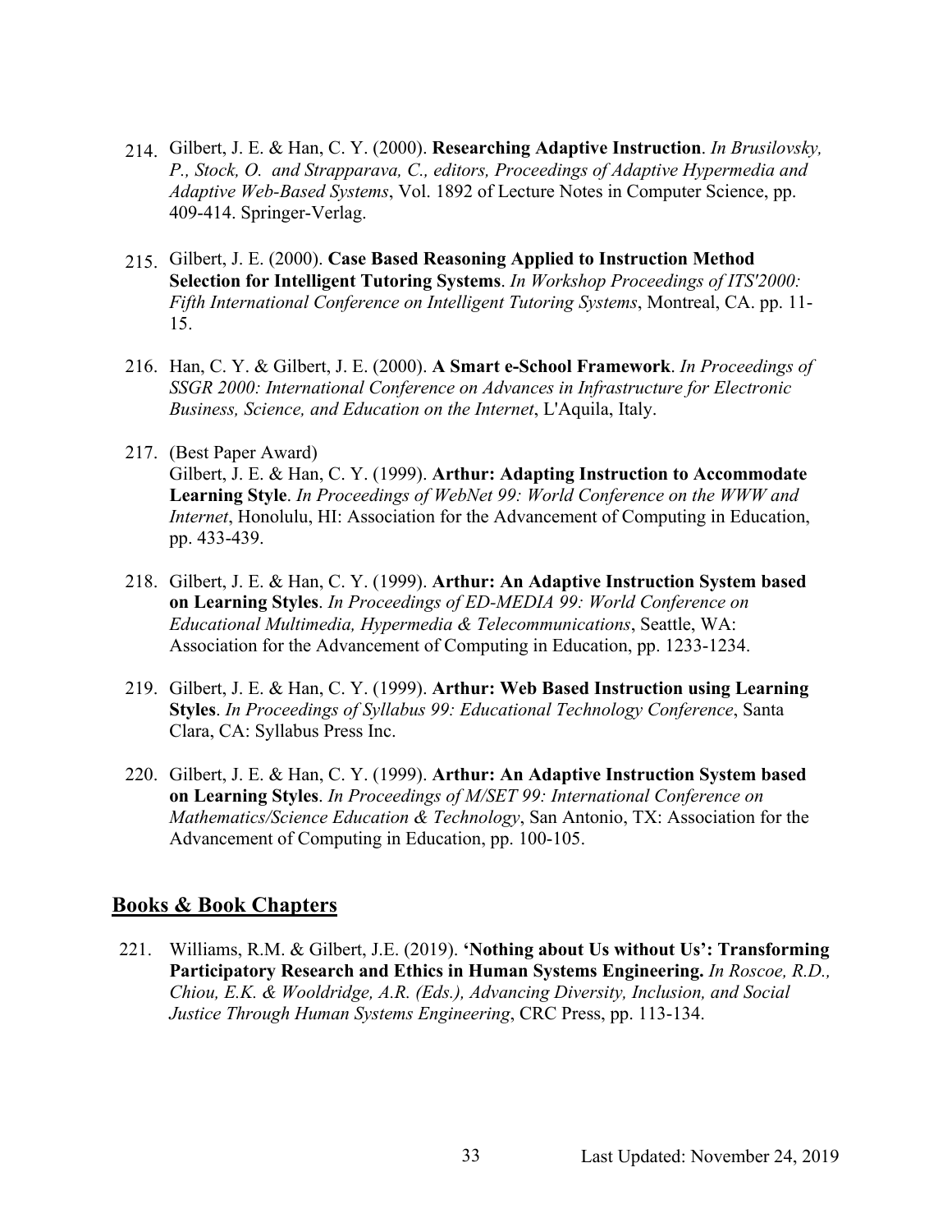214. Gilbert, J. E. & Han, C. Y. (2000). **Researching Adaptive Instruction**. *In Brusilovsky, P., Stock, O. and Strapparava, C., editors, Proceedings of Adaptive Hypermedia and Adaptive Web-Based Systems*, Vol. 1892 of Lecture Notes in Computer Science, pp. 409-414. Springer-Verlag.

215. Gilbert, J. E. (2000). **Case Based Reasoning Applied to Instruction Method Selection for Intelligent Tutoring Systems**. *In Workshop Proceedings of ITS'2000: Fifth International Conference on Intelligent Tutoring Systems*, Montreal, CA. pp. 11-15.

216. Han, C. Y. & Gilbert, J. E. (2000). **A Smart e-School Framework**. *In Proceedings of SSGR 2000: International Conference on Advances in Infrastructure for Electronic Business, Science, and Education on the Internet*, L'Aquila, Italy.

217. (Best Paper Award)
Gilbert, J. E. & Han, C. Y. (1999). **Arthur: Adapting Instruction to Accommodate Learning Style**. *In Proceedings of WebNet 99: World Conference on the WWW and Internet*, Honolulu, HI: Association for the Advancement of Computing in Education, pp. 433-439.

218. Gilbert, J. E. & Han, C. Y. (1999). **Arthur: An Adaptive Instruction System based on Learning Styles**. *In Proceedings of ED-MEDIA 99: World Conference on Educational Multimedia, Hypermedia & Telecommunications*, Seattle, WA: Association for the Advancement of Computing in Education, pp. 1233-1234.

219. Gilbert, J. E. & Han, C. Y. (1999). **Arthur: Web Based Instruction using Learning Styles**. *In Proceedings of Syllabus 99: Educational Technology Conference*, Santa Clara, CA: Syllabus Press Inc.

220. Gilbert, J. E. & Han, C. Y. (1999). **Arthur: An Adaptive Instruction System based on Learning Styles**. *In Proceedings of M/SET 99: International Conference on Mathematics/Science Education & Technology*, San Antonio, TX: Association for the Advancement of Computing in Education, pp. 100-105.

## Books & Book Chapters

221. Williams, R.M. & Gilbert, J.E. (2019). **'Nothing about Us without Us': Transforming Participatory Research and Ethics in Human Systems Engineering.** *In Roscoe, R.D., Chiou, E.K. & Wooldridge, A.R. (Eds.), Advancing Diversity, Inclusion, and Social Justice Through Human Systems Engineering*, CRC Press, pp. 113-134.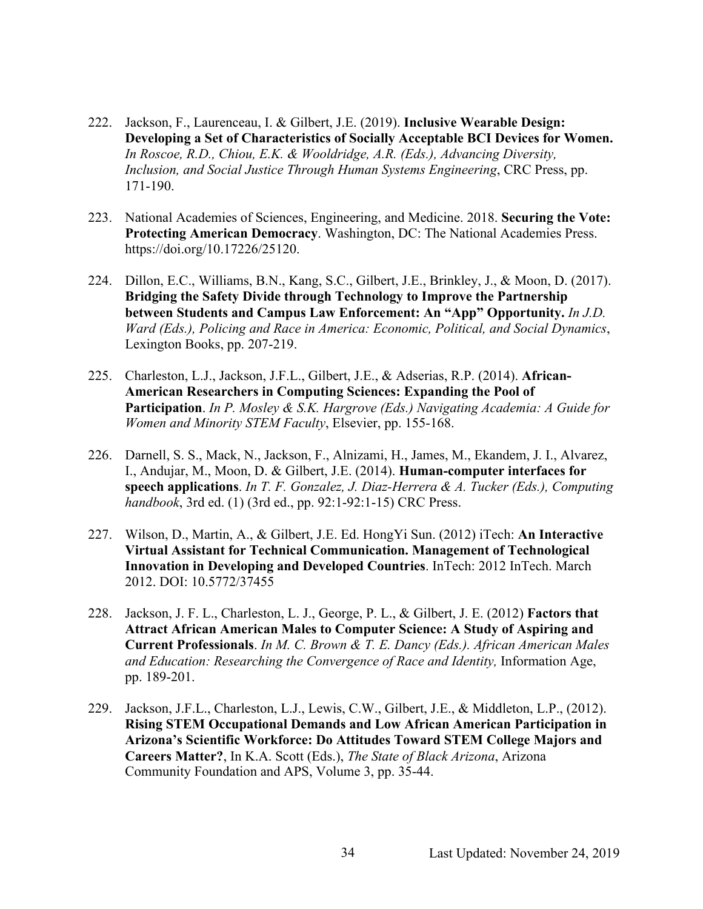222. Jackson, F., Laurenceau, I. & Gilbert, J.E. (2019). **Inclusive Wearable Design: Developing a Set of Characteristics of Socially Acceptable BCI Devices for Women.** *In Roscoe, R.D., Chiou, E.K. & Wooldridge, A.R. (Eds.), Advancing Diversity, Inclusion, and Social Justice Through Human Systems Engineering*, CRC Press, pp. 171-190.

223. National Academies of Sciences, Engineering, and Medicine. 2018. **Securing the Vote: Protecting American Democracy**. Washington, DC: The National Academies Press. https://doi.org/10.17226/25120.

224. Dillon, E.C., Williams, B.N., Kang, S.C., Gilbert, J.E., Brinkley, J., & Moon, D. (2017). **Bridging the Safety Divide through Technology to Improve the Partnership between Students and Campus Law Enforcement: An "App" Opportunity.** *In J.D. Ward (Eds.), Policing and Race in America: Economic, Political, and Social Dynamics*, Lexington Books, pp. 207-219.

225. Charleston, L.J., Jackson, J.F.L., Gilbert, J.E., & Adserias, R.P. (2014). **African-American Researchers in Computing Sciences: Expanding the Pool of Participation**. *In P. Mosley & S.K. Hargrove (Eds.) Navigating Academia: A Guide for Women and Minority STEM Faculty*, Elsevier, pp. 155-168.

226. Darnell, S. S., Mack, N., Jackson, F., Alnizami, H., James, M., Ekandem, J. I., Alvarez, I., Andujar, M., Moon, D. & Gilbert, J.E. (2014). **Human-computer interfaces for speech applications**. *In T. F. Gonzalez, J. Diaz-Herrera & A. Tucker (Eds.), Computing handbook*, 3rd ed. (1) (3rd ed., pp. 92:1-92:1-15) CRC Press.

227. Wilson, D., Martin, A., & Gilbert, J.E. Ed. HongYi Sun. (2012) iTech: **An Interactive Virtual Assistant for Technical Communication. Management of Technological Innovation in Developing and Developed Countries**. InTech: 2012 InTech. March 2012. DOI: 10.5772/37455

228. Jackson, J. F. L., Charleston, L. J., George, P. L., & Gilbert, J. E. (2012) **Factors that Attract African American Males to Computer Science: A Study of Aspiring and Current Professionals**. *In M. C. Brown & T. E. Dancy (Eds.). African American Males and Education: Researching the Convergence of Race and Identity,* Information Age, pp. 189-201.

229. Jackson, J.F.L., Charleston, L.J., Lewis, C.W., Gilbert, J.E., & Middleton, L.P., (2012). **Rising STEM Occupational Demands and Low African American Participation in Arizona's Scientific Workforce: Do Attitudes Toward STEM College Majors and Careers Matter?**, In K.A. Scott (Eds.), *The State of Black Arizona*, Arizona Community Foundation and APS, Volume 3, pp. 35-44.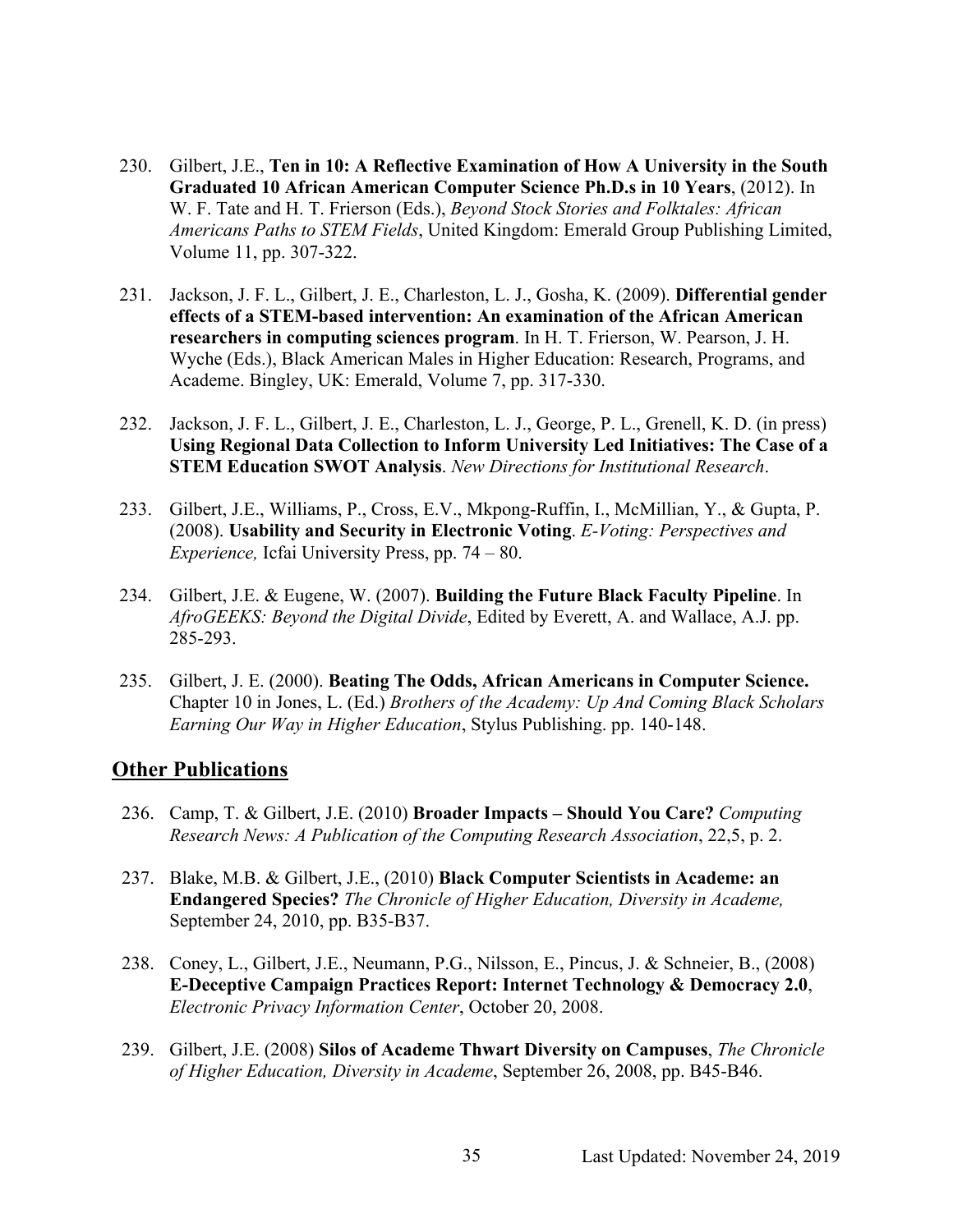230. Gilbert, J.E., **Ten in 10: A Reflective Examination of How A University in the South Graduated 10 African American Computer Science Ph.D.s in 10 Years**, (2012). In W. F. Tate and H. T. Frierson (Eds.), *Beyond Stock Stories and Folktales: African Americans Paths to STEM Fields*, United Kingdom: Emerald Group Publishing Limited, Volume 11, pp. 307-322.

231. Jackson, J. F. L., Gilbert, J. E., Charleston, L. J., Gosha, K. (2009). **Differential gender effects of a STEM-based intervention: An examination of the African American researchers in computing sciences program**. In H. T. Frierson, W. Pearson, J. H. Wyche (Eds.), Black American Males in Higher Education: Research, Programs, and Academe. Bingley, UK: Emerald, Volume 7, pp. 317-330.

232. Jackson, J. F. L., Gilbert, J. E., Charleston, L. J., George, P. L., Grenell, K. D. (in press) **Using Regional Data Collection to Inform University Led Initiatives: The Case of a STEM Education SWOT Analysis**. *New Directions for Institutional Research*.

233. Gilbert, J.E., Williams, P., Cross, E.V., Mkpong-Ruffin, I., McMillian, Y., & Gupta, P. (2008). **Usability and Security in Electronic Voting**. *E-Voting: Perspectives and Experience,* Icfai University Press, pp. 74 – 80.

234. Gilbert, J.E. & Eugene, W. (2007). **Building the Future Black Faculty Pipeline**. In *AfroGEEKS: Beyond the Digital Divide*, Edited by Everett, A. and Wallace, A.J. pp. 285-293.

235. Gilbert, J. E. (2000). **Beating The Odds, African Americans in Computer Science.** Chapter 10 in Jones, L. (Ed.) *Brothers of the Academy: Up And Coming Black Scholars Earning Our Way in Higher Education*, Stylus Publishing. pp. 140-148.

## Other Publications

236. Camp, T. & Gilbert, J.E. (2010) **Broader Impacts – Should You Care?** *Computing Research News: A Publication of the Computing Research Association*, 22,5, p. 2.

237. Blake, M.B. & Gilbert, J.E., (2010) **Black Computer Scientists in Academe: an Endangered Species?** *The Chronicle of Higher Education, Diversity in Academe,* September 24, 2010, pp. B35-B37.

238. Coney, L., Gilbert, J.E., Neumann, P.G., Nilsson, E., Pincus, J. & Schneier, B., (2008) **E-Deceptive Campaign Practices Report: Internet Technology & Democracy 2.0**, *Electronic Privacy Information Center*, October 20, 2008.

239. Gilbert, J.E. (2008) **Silos of Academe Thwart Diversity on Campuses**, *The Chronicle of Higher Education, Diversity in Academe*, September 26, 2008, pp. B45-B46.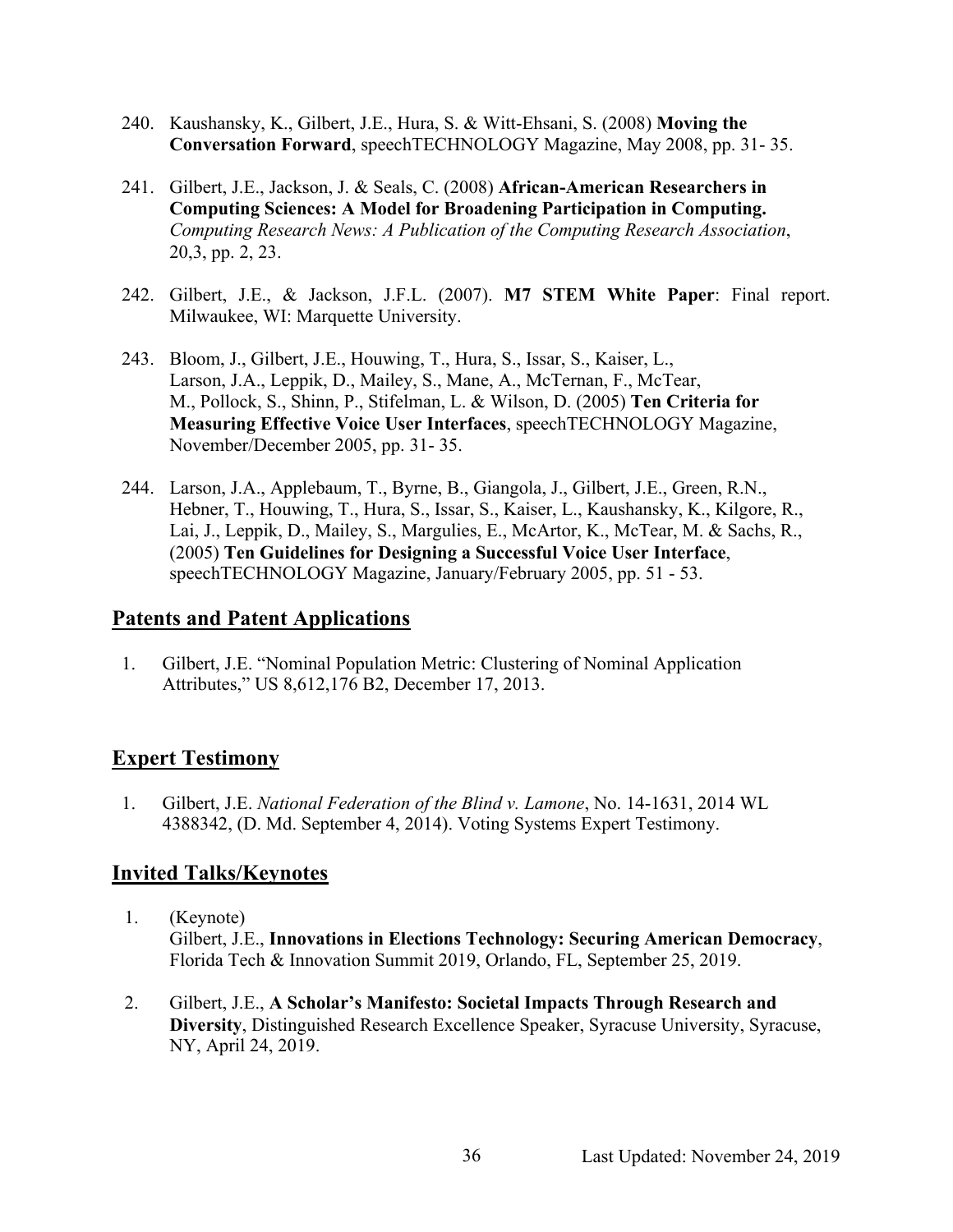240. Kaushansky, K., Gilbert, J.E., Hura, S. & Witt-Ehsani, S. (2008) **Moving the Conversation Forward**, speechTECHNOLOGY Magazine, May 2008, pp. 31- 35.

241. Gilbert, J.E., Jackson, J. & Seals, C. (2008) **African-American Researchers in Computing Sciences: A Model for Broadening Participation in Computing.** *Computing Research News: A Publication of the Computing Research Association*, 20,3, pp. 2, 23.

242. Gilbert, J.E., & Jackson, J.F.L. (2007). **M7 STEM White Paper**: Final report. Milwaukee, WI: Marquette University.

243. Bloom, J., Gilbert, J.E., Houwing, T., Hura, S., Issar, S., Kaiser, L., Larson, J.A., Leppik, D., Mailey, S., Mane, A., McTernan, F., McTear, M., Pollock, S., Shinn, P., Stifelman, L. & Wilson, D. (2005) **Ten Criteria for Measuring Effective Voice User Interfaces**, speechTECHNOLOGY Magazine, November/December 2005, pp. 31- 35.

244. Larson, J.A., Applebaum, T., Byrne, B., Giangola, J., Gilbert, J.E., Green, R.N., Hebner, T., Houwing, T., Hura, S., Issar, S., Kaiser, L., Kaushansky, K., Kilgore, R., Lai, J., Leppik, D., Mailey, S., Margulies, E., McArtor, K., McTear, M. & Sachs, R., (2005) **Ten Guidelines for Designing a Successful Voice User Interface**, speechTECHNOLOGY Magazine, January/February 2005, pp. 51 - 53.

## Patents and Patent Applications

1. Gilbert, J.E. "Nominal Population Metric: Clustering of Nominal Application Attributes," US 8,612,176 B2, December 17, 2013.

## Expert Testimony

1. Gilbert, J.E. *National Federation of the Blind v. Lamone*, No. 14-1631, 2014 WL 4388342, (D. Md. September 4, 2014). Voting Systems Expert Testimony.

## Invited Talks/Keynotes

1. (Keynote)
   Gilbert, J.E., **Innovations in Elections Technology: Securing American Democracy**, Florida Tech & Innovation Summit 2019, Orlando, FL, September 25, 2019.

2. Gilbert, J.E., **A Scholar's Manifesto: Societal Impacts Through Research and Diversity**, Distinguished Research Excellence Speaker, Syracuse University, Syracuse, NY, April 24, 2019.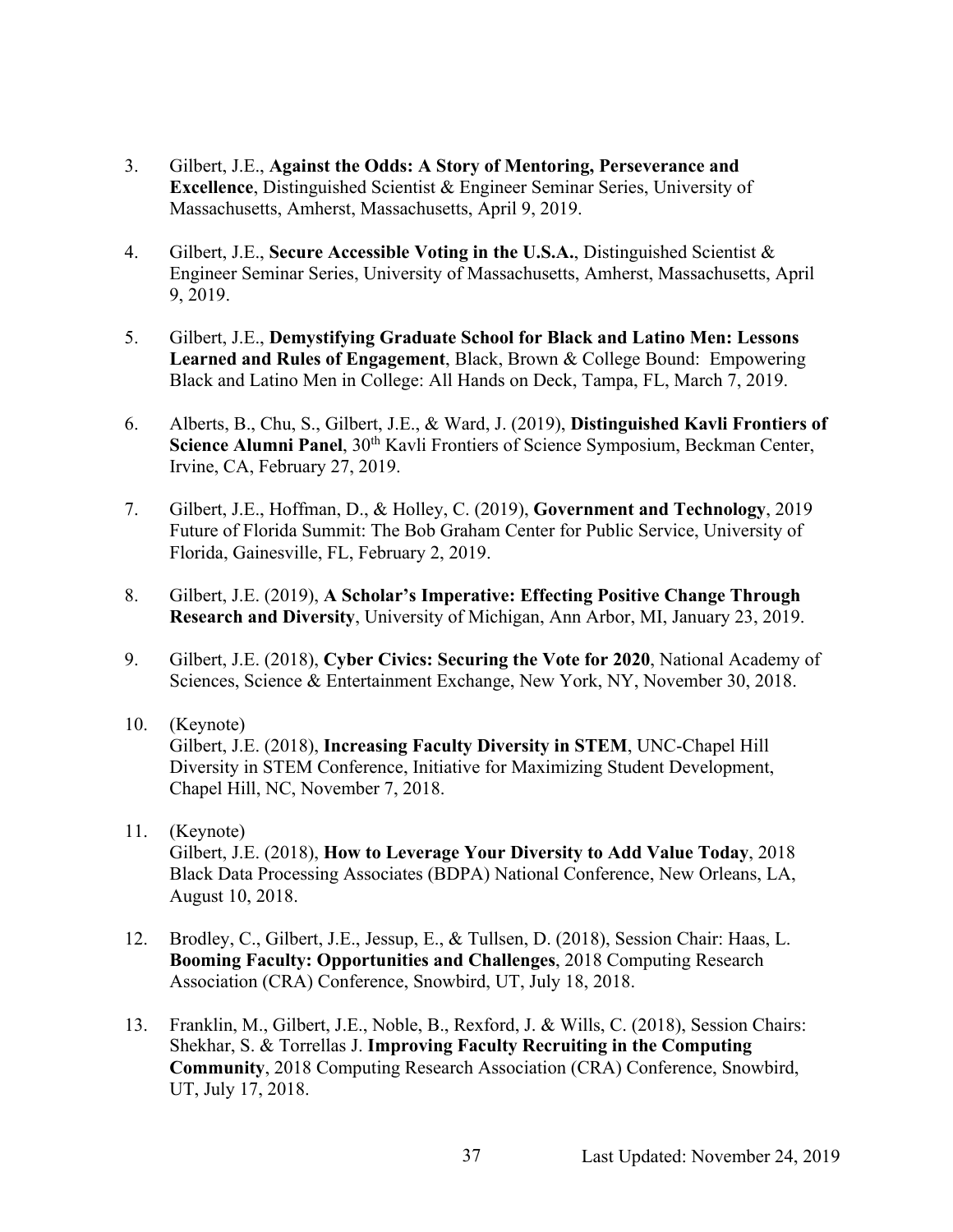3. Gilbert, J.E., **Against the Odds: A Story of Mentoring, Perseverance and Excellence**, Distinguished Scientist & Engineer Seminar Series, University of Massachusetts, Amherst, Massachusetts, April 9, 2019.

4. Gilbert, J.E., **Secure Accessible Voting in the U.S.A.**, Distinguished Scientist & Engineer Seminar Series, University of Massachusetts, Amherst, Massachusetts, April 9, 2019.

5. Gilbert, J.E., **Demystifying Graduate School for Black and Latino Men: Lessons Learned and Rules of Engagement**, Black, Brown & College Bound: Empowering Black and Latino Men in College: All Hands on Deck, Tampa, FL, March 7, 2019.

6. Alberts, B., Chu, S., Gilbert, J.E., & Ward, J. (2019), **Distinguished Kavli Frontiers of Science Alumni Panel**, 30th Kavli Frontiers of Science Symposium, Beckman Center, Irvine, CA, February 27, 2019.

7. Gilbert, J.E., Hoffman, D., & Holley, C. (2019), **Government and Technology**, 2019 Future of Florida Summit: The Bob Graham Center for Public Service, University of Florida, Gainesville, FL, February 2, 2019.

8. Gilbert, J.E. (2019), **A Scholar's Imperative: Effecting Positive Change Through Research and Diversity**, University of Michigan, Ann Arbor, MI, January 23, 2019.

9. Gilbert, J.E. (2018), **Cyber Civics: Securing the Vote for 2020**, National Academy of Sciences, Science & Entertainment Exchange, New York, NY, November 30, 2018.

10. (Keynote)
    Gilbert, J.E. (2018), **Increasing Faculty Diversity in STEM**, UNC-Chapel Hill Diversity in STEM Conference, Initiative for Maximizing Student Development, Chapel Hill, NC, November 7, 2018.

11. (Keynote)
    Gilbert, J.E. (2018), **How to Leverage Your Diversity to Add Value Today**, 2018 Black Data Processing Associates (BDPA) National Conference, New Orleans, LA, August 10, 2018.

12. Brodley, C., Gilbert, J.E., Jessup, E., & Tullsen, D. (2018), Session Chair: Haas, L. **Booming Faculty: Opportunities and Challenges**, 2018 Computing Research Association (CRA) Conference, Snowbird, UT, July 18, 2018.

13. Franklin, M., Gilbert, J.E., Noble, B., Rexford, J. & Wills, C. (2018), Session Chairs: Shekhar, S. & Torrellas J. **Improving Faculty Recruiting in the Computing Community**, 2018 Computing Research Association (CRA) Conference, Snowbird, UT, July 17, 2018.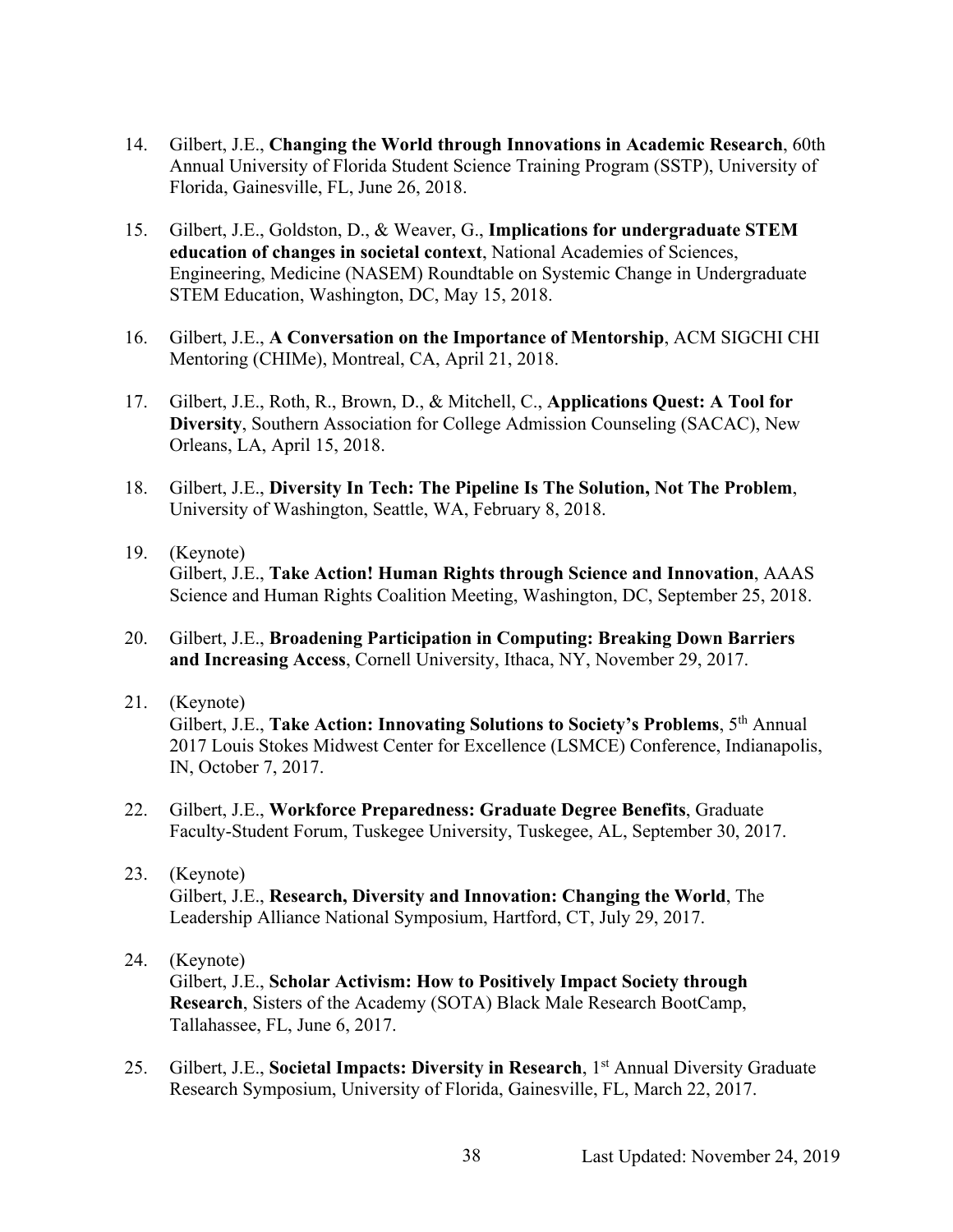14. Gilbert, J.E., **Changing the World through Innovations in Academic Research**, 60th Annual University of Florida Student Science Training Program (SSTP), University of Florida, Gainesville, FL, June 26, 2018.

15. Gilbert, J.E., Goldston, D., & Weaver, G., **Implications for undergraduate STEM education of changes in societal context**, National Academies of Sciences, Engineering, Medicine (NASEM) Roundtable on Systemic Change in Undergraduate STEM Education, Washington, DC, May 15, 2018.

16. Gilbert, J.E., **A Conversation on the Importance of Mentorship**, ACM SIGCHI CHI Mentoring (CHIMe), Montreal, CA, April 21, 2018.

17. Gilbert, J.E., Roth, R., Brown, D., & Mitchell, C., **Applications Quest: A Tool for Diversity**, Southern Association for College Admission Counseling (SACAC), New Orleans, LA, April 15, 2018.

18. Gilbert, J.E., **Diversity In Tech: The Pipeline Is The Solution, Not The Problem**, University of Washington, Seattle, WA, February 8, 2018.

19. (Keynote)
    Gilbert, J.E., **Take Action! Human Rights through Science and Innovation**, AAAS Science and Human Rights Coalition Meeting, Washington, DC, September 25, 2018.

20. Gilbert, J.E., **Broadening Participation in Computing: Breaking Down Barriers and Increasing Access**, Cornell University, Ithaca, NY, November 29, 2017.

21. (Keynote)
    Gilbert, J.E., **Take Action: Innovating Solutions to Society's Problems**, 5th Annual 2017 Louis Stokes Midwest Center for Excellence (LSMCE) Conference, Indianapolis, IN, October 7, 2017.

22. Gilbert, J.E., **Workforce Preparedness: Graduate Degree Benefits**, Graduate Faculty-Student Forum, Tuskegee University, Tuskegee, AL, September 30, 2017.

23. (Keynote)
    Gilbert, J.E., **Research, Diversity and Innovation: Changing the World**, The Leadership Alliance National Symposium, Hartford, CT, July 29, 2017.

24. (Keynote)
    Gilbert, J.E., **Scholar Activism: How to Positively Impact Society through Research**, Sisters of the Academy (SOTA) Black Male Research BootCamp, Tallahassee, FL, June 6, 2017.

25. Gilbert, J.E., **Societal Impacts: Diversity in Research**, 1st Annual Diversity Graduate Research Symposium, University of Florida, Gainesville, FL, March 22, 2017.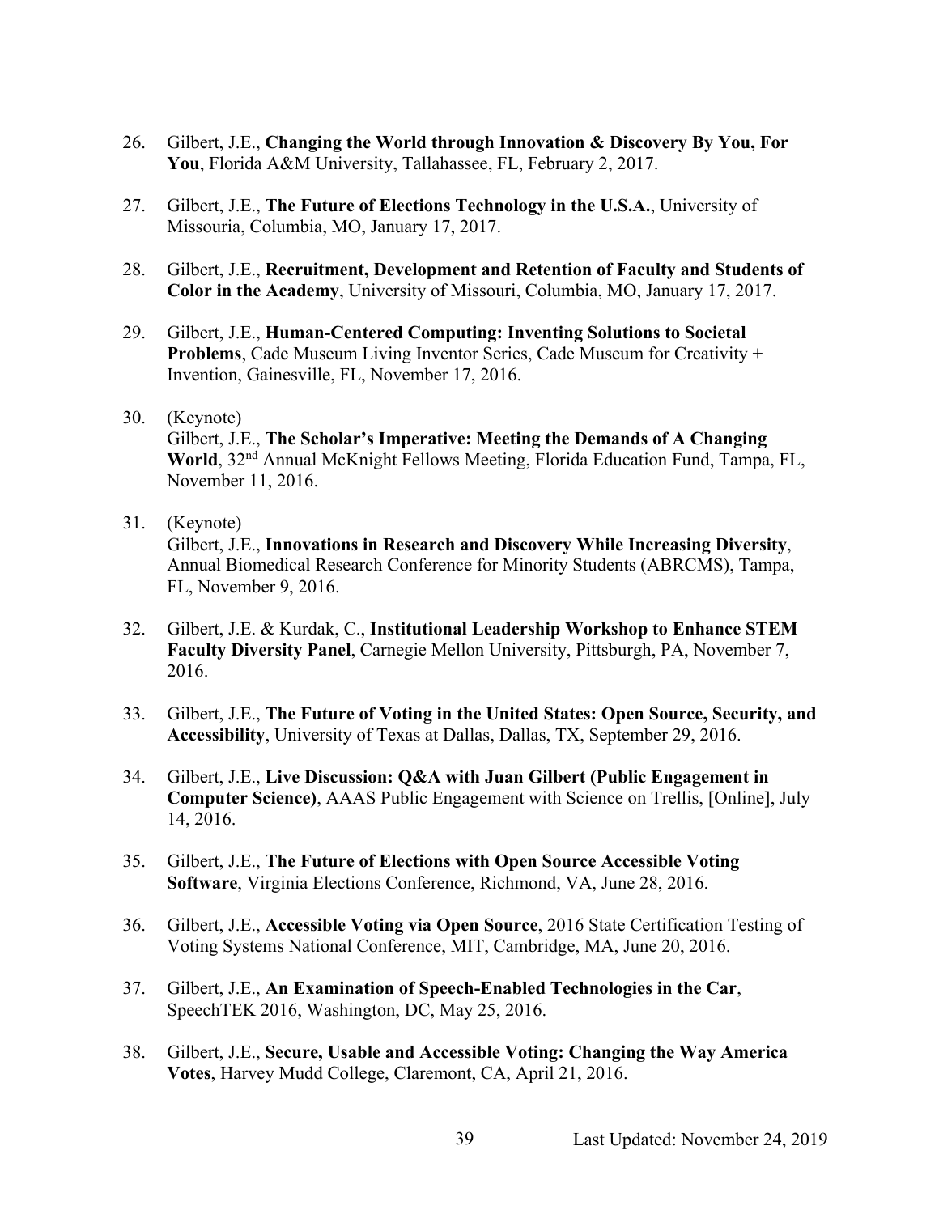26. Gilbert, J.E., **Changing the World through Innovation & Discovery By You, For You**, Florida A&M University, Tallahassee, FL, February 2, 2017.

27. Gilbert, J.E., **The Future of Elections Technology in the U.S.A.**, University of Missouria, Columbia, MO, January 17, 2017.

28. Gilbert, J.E., **Recruitment, Development and Retention of Faculty and Students of Color in the Academy**, University of Missouri, Columbia, MO, January 17, 2017.

29. Gilbert, J.E., **Human-Centered Computing: Inventing Solutions to Societal Problems**, Cade Museum Living Inventor Series, Cade Museum for Creativity + Invention, Gainesville, FL, November 17, 2016.

30. (Keynote)
    Gilbert, J.E., **The Scholar's Imperative: Meeting the Demands of A Changing World**, 32nd Annual McKnight Fellows Meeting, Florida Education Fund, Tampa, FL, November 11, 2016.

31. (Keynote)
    Gilbert, J.E., **Innovations in Research and Discovery While Increasing Diversity**, Annual Biomedical Research Conference for Minority Students (ABRCMS), Tampa, FL, November 9, 2016.

32. Gilbert, J.E. & Kurdak, C., **Institutional Leadership Workshop to Enhance STEM Faculty Diversity Panel**, Carnegie Mellon University, Pittsburgh, PA, November 7, 2016.

33. Gilbert, J.E., **The Future of Voting in the United States: Open Source, Security, and Accessibility**, University of Texas at Dallas, Dallas, TX, September 29, 2016.

34. Gilbert, J.E., **Live Discussion: Q&A with Juan Gilbert (Public Engagement in Computer Science)**, AAAS Public Engagement with Science on Trellis, [Online], July 14, 2016.

35. Gilbert, J.E., **The Future of Elections with Open Source Accessible Voting Software**, Virginia Elections Conference, Richmond, VA, June 28, 2016.

36. Gilbert, J.E., **Accessible Voting via Open Source**, 2016 State Certification Testing of Voting Systems National Conference, MIT, Cambridge, MA, June 20, 2016.

37. Gilbert, J.E., **An Examination of Speech-Enabled Technologies in the Car**, SpeechTEK 2016, Washington, DC, May 25, 2016.

38. Gilbert, J.E., **Secure, Usable and Accessible Voting: Changing the Way America Votes**, Harvey Mudd College, Claremont, CA, April 21, 2016.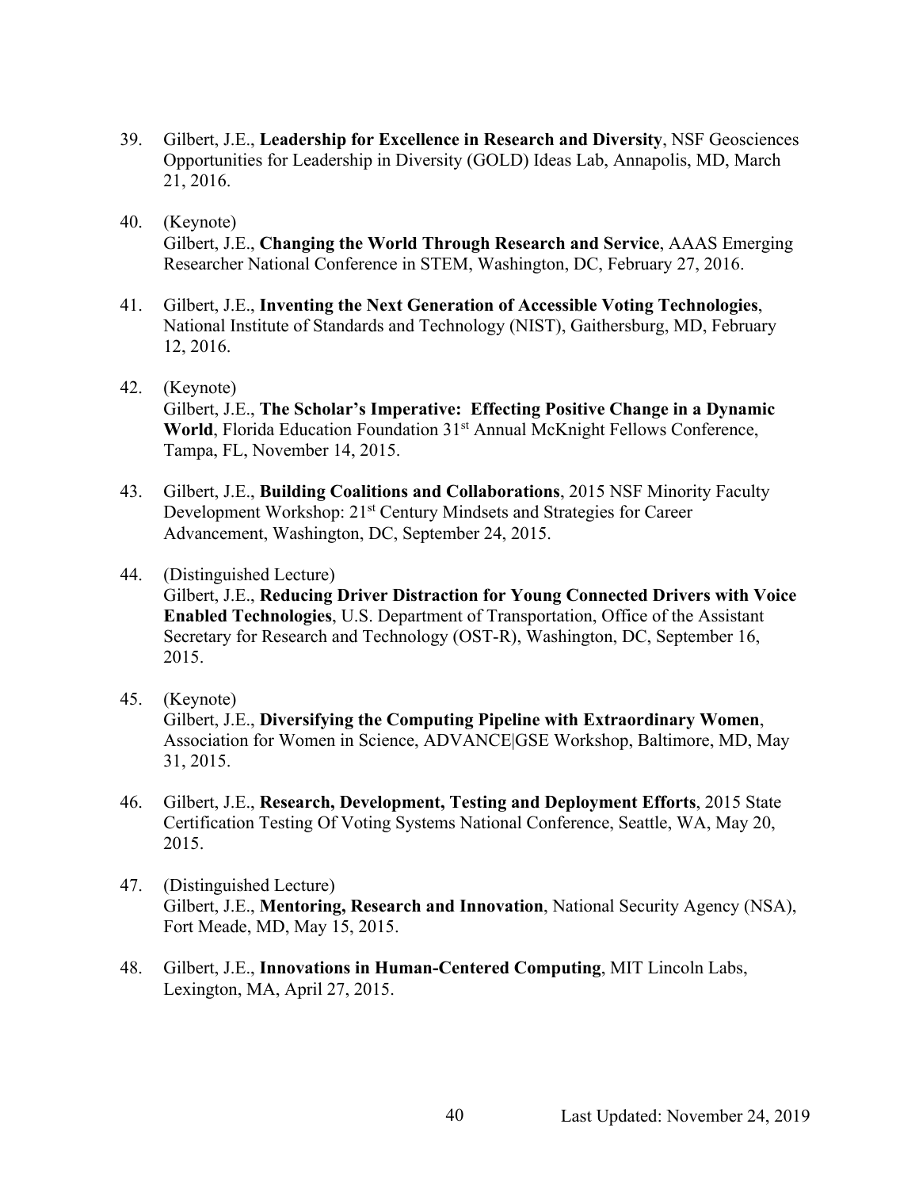39. Gilbert, J.E., **Leadership for Excellence in Research and Diversity**, NSF Geosciences Opportunities for Leadership in Diversity (GOLD) Ideas Lab, Annapolis, MD, March 21, 2016.

40. (Keynote)
    Gilbert, J.E., **Changing the World Through Research and Service**, AAAS Emerging Researcher National Conference in STEM, Washington, DC, February 27, 2016.

41. Gilbert, J.E., **Inventing the Next Generation of Accessible Voting Technologies**, National Institute of Standards and Technology (NIST), Gaithersburg, MD, February 12, 2016.

42. (Keynote)
    Gilbert, J.E., **The Scholar's Imperative: Effecting Positive Change in a Dynamic World**, Florida Education Foundation 31st Annual McKnight Fellows Conference, Tampa, FL, November 14, 2015.

43. Gilbert, J.E., **Building Coalitions and Collaborations**, 2015 NSF Minority Faculty Development Workshop: 21st Century Mindsets and Strategies for Career Advancement, Washington, DC, September 24, 2015.

44. (Distinguished Lecture)
    Gilbert, J.E., **Reducing Driver Distraction for Young Connected Drivers with Voice Enabled Technologies**, U.S. Department of Transportation, Office of the Assistant Secretary for Research and Technology (OST-R), Washington, DC, September 16, 2015.

45. (Keynote)
    Gilbert, J.E., **Diversifying the Computing Pipeline with Extraordinary Women**, Association for Women in Science, ADVANCE|GSE Workshop, Baltimore, MD, May 31, 2015.

46. Gilbert, J.E., **Research, Development, Testing and Deployment Efforts**, 2015 State Certification Testing Of Voting Systems National Conference, Seattle, WA, May 20, 2015.

47. (Distinguished Lecture)
    Gilbert, J.E., **Mentoring, Research and Innovation**, National Security Agency (NSA), Fort Meade, MD, May 15, 2015.

48. Gilbert, J.E., **Innovations in Human-Centered Computing**, MIT Lincoln Labs, Lexington, MA, April 27, 2015.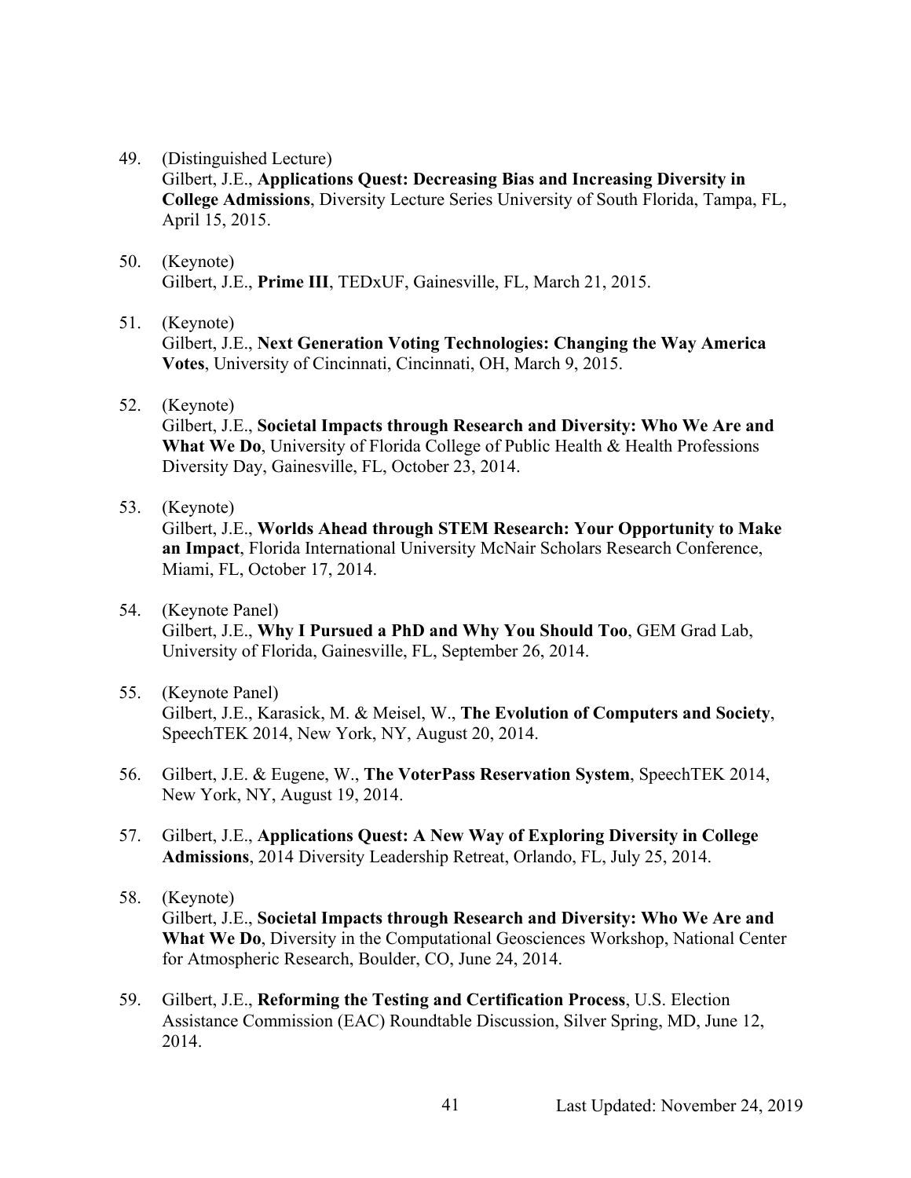49. (Distinguished Lecture)
    Gilbert, J.E., **Applications Quest: Decreasing Bias and Increasing Diversity in College Admissions**, Diversity Lecture Series University of South Florida, Tampa, FL, April 15, 2015.

50. (Keynote)
    Gilbert, J.E., **Prime III**, TEDxUF, Gainesville, FL, March 21, 2015.

51. (Keynote)
    Gilbert, J.E., **Next Generation Voting Technologies: Changing the Way America Votes**, University of Cincinnati, Cincinnati, OH, March 9, 2015.

52. (Keynote)
    Gilbert, J.E., **Societal Impacts through Research and Diversity: Who We Are and What We Do**, University of Florida College of Public Health & Health Professions Diversity Day, Gainesville, FL, October 23, 2014.

53. (Keynote)
    Gilbert, J.E., **Worlds Ahead through STEM Research: Your Opportunity to Make an Impact**, Florida International University McNair Scholars Research Conference, Miami, FL, October 17, 2014.

54. (Keynote Panel)
    Gilbert, J.E., **Why I Pursued a PhD and Why You Should Too**, GEM Grad Lab, University of Florida, Gainesville, FL, September 26, 2014.

55. (Keynote Panel)
    Gilbert, J.E., Karasick, M. & Meisel, W., **The Evolution of Computers and Society**, SpeechTEK 2014, New York, NY, August 20, 2014.

56. Gilbert, J.E. & Eugene, W., **The VoterPass Reservation System**, SpeechTEK 2014, New York, NY, August 19, 2014.

57. Gilbert, J.E., **Applications Quest: A New Way of Exploring Diversity in College Admissions**, 2014 Diversity Leadership Retreat, Orlando, FL, July 25, 2014.

58. (Keynote)
    Gilbert, J.E., **Societal Impacts through Research and Diversity: Who We Are and What We Do**, Diversity in the Computational Geosciences Workshop, National Center for Atmospheric Research, Boulder, CO, June 24, 2014.

59. Gilbert, J.E., **Reforming the Testing and Certification Process**, U.S. Election Assistance Commission (EAC) Roundtable Discussion, Silver Spring, MD, June 12, 2014.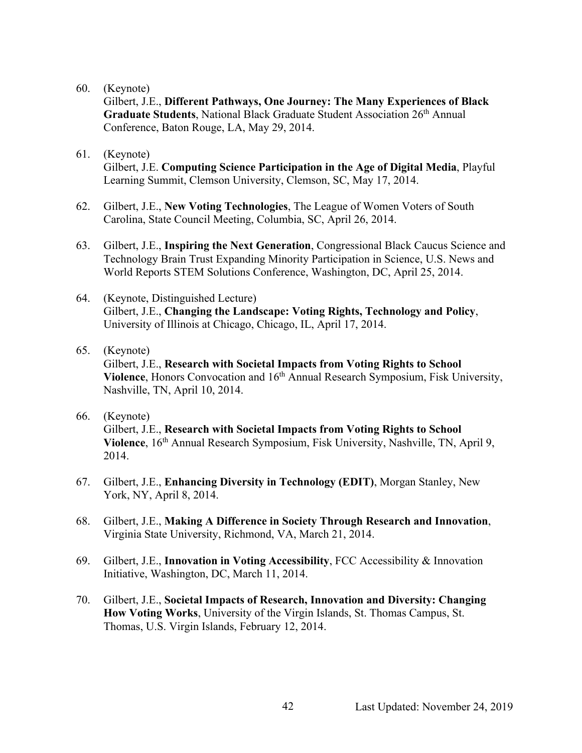60. (Keynote)
    Gilbert, J.E., **Different Pathways, One Journey: The Many Experiences of Black Graduate Students**, National Black Graduate Student Association 26th Annual Conference, Baton Rouge, LA, May 29, 2014.

61. (Keynote)
    Gilbert, J.E. **Computing Science Participation in the Age of Digital Media**, Playful Learning Summit, Clemson University, Clemson, SC, May 17, 2014.

62. Gilbert, J.E., **New Voting Technologies**, The League of Women Voters of South Carolina, State Council Meeting, Columbia, SC, April 26, 2014.

63. Gilbert, J.E., **Inspiring the Next Generation**, Congressional Black Caucus Science and Technology Brain Trust Expanding Minority Participation in Science, U.S. News and World Reports STEM Solutions Conference, Washington, DC, April 25, 2014.

64. (Keynote, Distinguished Lecture)
    Gilbert, J.E., **Changing the Landscape: Voting Rights, Technology and Policy**, University of Illinois at Chicago, Chicago, IL, April 17, 2014.

65. (Keynote)
    Gilbert, J.E., **Research with Societal Impacts from Voting Rights to School Violence**, Honors Convocation and 16th Annual Research Symposium, Fisk University, Nashville, TN, April 10, 2014.

66. (Keynote)
    Gilbert, J.E., **Research with Societal Impacts from Voting Rights to School Violence**, 16th Annual Research Symposium, Fisk University, Nashville, TN, April 9, 2014.

67. Gilbert, J.E., **Enhancing Diversity in Technology (EDIT)**, Morgan Stanley, New York, NY, April 8, 2014.

68. Gilbert, J.E., **Making A Difference in Society Through Research and Innovation**, Virginia State University, Richmond, VA, March 21, 2014.

69. Gilbert, J.E., **Innovation in Voting Accessibility**, FCC Accessibility & Innovation Initiative, Washington, DC, March 11, 2014.

70. Gilbert, J.E., **Societal Impacts of Research, Innovation and Diversity: Changing How Voting Works**, University of the Virgin Islands, St. Thomas Campus, St. Thomas, U.S. Virgin Islands, February 12, 2014.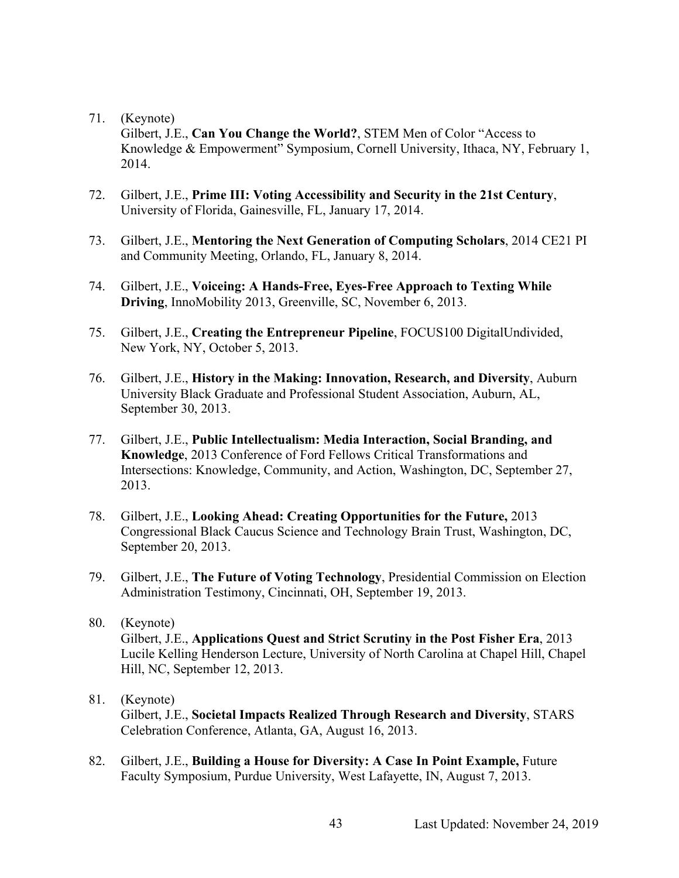71. (Keynote)
    Gilbert, J.E., **Can You Change the World?**, STEM Men of Color "Access to Knowledge & Empowerment" Symposium, Cornell University, Ithaca, NY, February 1, 2014.

72. Gilbert, J.E., **Prime III: Voting Accessibility and Security in the 21st Century**, University of Florida, Gainesville, FL, January 17, 2014.

73. Gilbert, J.E., **Mentoring the Next Generation of Computing Scholars**, 2014 CE21 PI and Community Meeting, Orlando, FL, January 8, 2014.

74. Gilbert, J.E., **Voiceing: A Hands-Free, Eyes-Free Approach to Texting While Driving**, InnoMobility 2013, Greenville, SC, November 6, 2013.

75. Gilbert, J.E., **Creating the Entrepreneur Pipeline**, FOCUS100 DigitalUndivided, New York, NY, October 5, 2013.

76. Gilbert, J.E., **History in the Making: Innovation, Research, and Diversity**, Auburn University Black Graduate and Professional Student Association, Auburn, AL, September 30, 2013.

77. Gilbert, J.E., **Public Intellectualism: Media Interaction, Social Branding, and Knowledge**, 2013 Conference of Ford Fellows Critical Transformations and Intersections: Knowledge, Community, and Action, Washington, DC, September 27, 2013.

78. Gilbert, J.E., **Looking Ahead: Creating Opportunities for the Future,** 2013 Congressional Black Caucus Science and Technology Brain Trust, Washington, DC, September 20, 2013.

79. Gilbert, J.E., **The Future of Voting Technology**, Presidential Commission on Election Administration Testimony, Cincinnati, OH, September 19, 2013.

80. (Keynote)
    Gilbert, J.E., **Applications Quest and Strict Scrutiny in the Post Fisher Era**, 2013 Lucile Kelling Henderson Lecture, University of North Carolina at Chapel Hill, Chapel Hill, NC, September 12, 2013.

81. (Keynote)
    Gilbert, J.E., **Societal Impacts Realized Through Research and Diversity**, STARS Celebration Conference, Atlanta, GA, August 16, 2013.

82. Gilbert, J.E., **Building a House for Diversity: A Case In Point Example,** Future Faculty Symposium, Purdue University, West Lafayette, IN, August 7, 2013.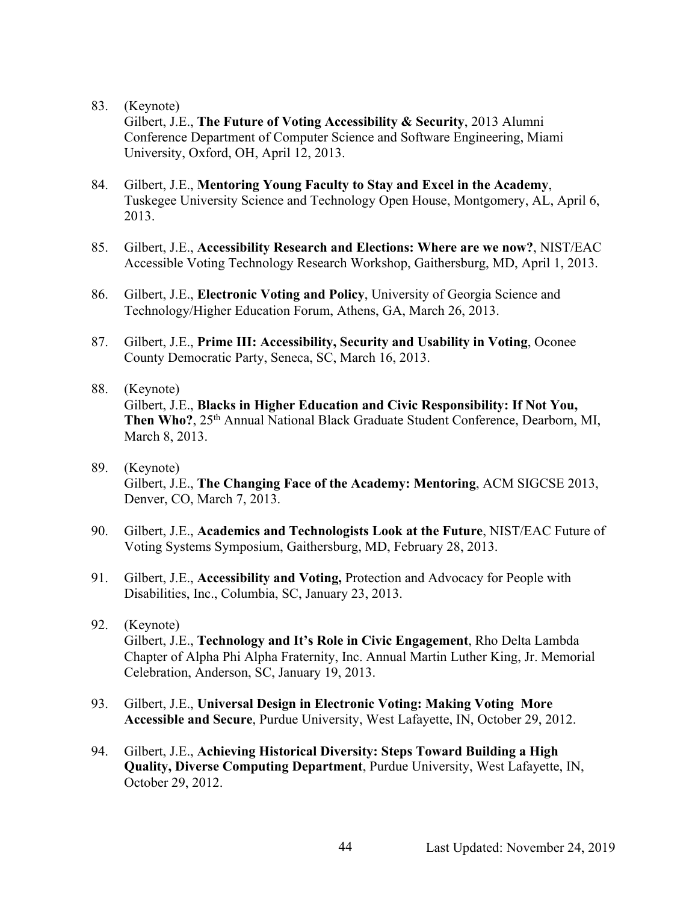83. (Keynote)
    Gilbert, J.E., **The Future of Voting Accessibility & Security**, 2013 Alumni Conference Department of Computer Science and Software Engineering, Miami University, Oxford, OH, April 12, 2013.

84. Gilbert, J.E., **Mentoring Young Faculty to Stay and Excel in the Academy**, Tuskegee University Science and Technology Open House, Montgomery, AL, April 6, 2013.

85. Gilbert, J.E., **Accessibility Research and Elections: Where are we now?**, NIST/EAC Accessible Voting Technology Research Workshop, Gaithersburg, MD, April 1, 2013.

86. Gilbert, J.E., **Electronic Voting and Policy**, University of Georgia Science and Technology/Higher Education Forum, Athens, GA, March 26, 2013.

87. Gilbert, J.E., **Prime III: Accessibility, Security and Usability in Voting**, Oconee County Democratic Party, Seneca, SC, March 16, 2013.

88. (Keynote)
    Gilbert, J.E., **Blacks in Higher Education and Civic Responsibility: If Not You, Then Who?**, 25th Annual National Black Graduate Student Conference, Dearborn, MI, March 8, 2013.

89. (Keynote)
    Gilbert, J.E., **The Changing Face of the Academy: Mentoring**, ACM SIGCSE 2013, Denver, CO, March 7, 2013.

90. Gilbert, J.E., **Academics and Technologists Look at the Future**, NIST/EAC Future of Voting Systems Symposium, Gaithersburg, MD, February 28, 2013.

91. Gilbert, J.E., **Accessibility and Voting,** Protection and Advocacy for People with Disabilities, Inc., Columbia, SC, January 23, 2013.

92. (Keynote)
    Gilbert, J.E., **Technology and It's Role in Civic Engagement**, Rho Delta Lambda Chapter of Alpha Phi Alpha Fraternity, Inc. Annual Martin Luther King, Jr. Memorial Celebration, Anderson, SC, January 19, 2013.

93. Gilbert, J.E., **Universal Design in Electronic Voting: Making Voting More Accessible and Secure**, Purdue University, West Lafayette, IN, October 29, 2012.

94. Gilbert, J.E., **Achieving Historical Diversity: Steps Toward Building a High Quality, Diverse Computing Department**, Purdue University, West Lafayette, IN, October 29, 2012.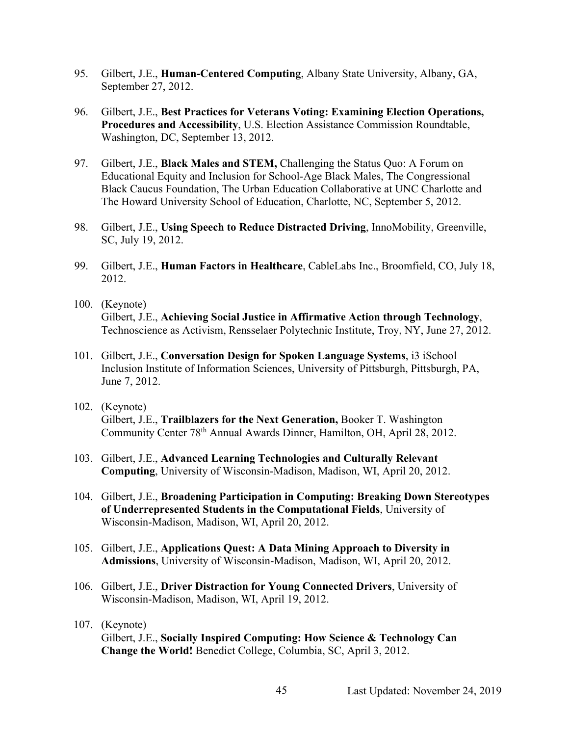95. Gilbert, J.E., **Human-Centered Computing**, Albany State University, Albany, GA, September 27, 2012.

96. Gilbert, J.E., **Best Practices for Veterans Voting: Examining Election Operations, Procedures and Accessibility**, U.S. Election Assistance Commission Roundtable, Washington, DC, September 13, 2012.

97. Gilbert, J.E., **Black Males and STEM,** Challenging the Status Quo: A Forum on Educational Equity and Inclusion for School-Age Black Males, The Congressional Black Caucus Foundation, The Urban Education Collaborative at UNC Charlotte and The Howard University School of Education, Charlotte, NC, September 5, 2012.

98. Gilbert, J.E., **Using Speech to Reduce Distracted Driving**, InnoMobility, Greenville, SC, July 19, 2012.

99. Gilbert, J.E., **Human Factors in Healthcare**, CableLabs Inc., Broomfield, CO, July 18, 2012.

100. (Keynote)
Gilbert, J.E., **Achieving Social Justice in Affirmative Action through Technology**, Technoscience as Activism, Rensselaer Polytechnic Institute, Troy, NY, June 27, 2012.

101. Gilbert, J.E., **Conversation Design for Spoken Language Systems**, i3 iSchool Inclusion Institute of Information Sciences, University of Pittsburgh, Pittsburgh, PA, June 7, 2012.

102. (Keynote)
Gilbert, J.E., **Trailblazers for the Next Generation,** Booker T. Washington Community Center 78th Annual Awards Dinner, Hamilton, OH, April 28, 2012.

103. Gilbert, J.E., **Advanced Learning Technologies and Culturally Relevant Computing**, University of Wisconsin-Madison, Madison, WI, April 20, 2012.

104. Gilbert, J.E., **Broadening Participation in Computing: Breaking Down Stereotypes of Underrepresented Students in the Computational Fields**, University of Wisconsin-Madison, Madison, WI, April 20, 2012.

105. Gilbert, J.E., **Applications Quest: A Data Mining Approach to Diversity in Admissions**, University of Wisconsin-Madison, Madison, WI, April 20, 2012.

106. Gilbert, J.E., **Driver Distraction for Young Connected Drivers**, University of Wisconsin-Madison, Madison, WI, April 19, 2012.

107. (Keynote)
Gilbert, J.E., **Socially Inspired Computing: How Science & Technology Can Change the World!** Benedict College, Columbia, SC, April 3, 2012.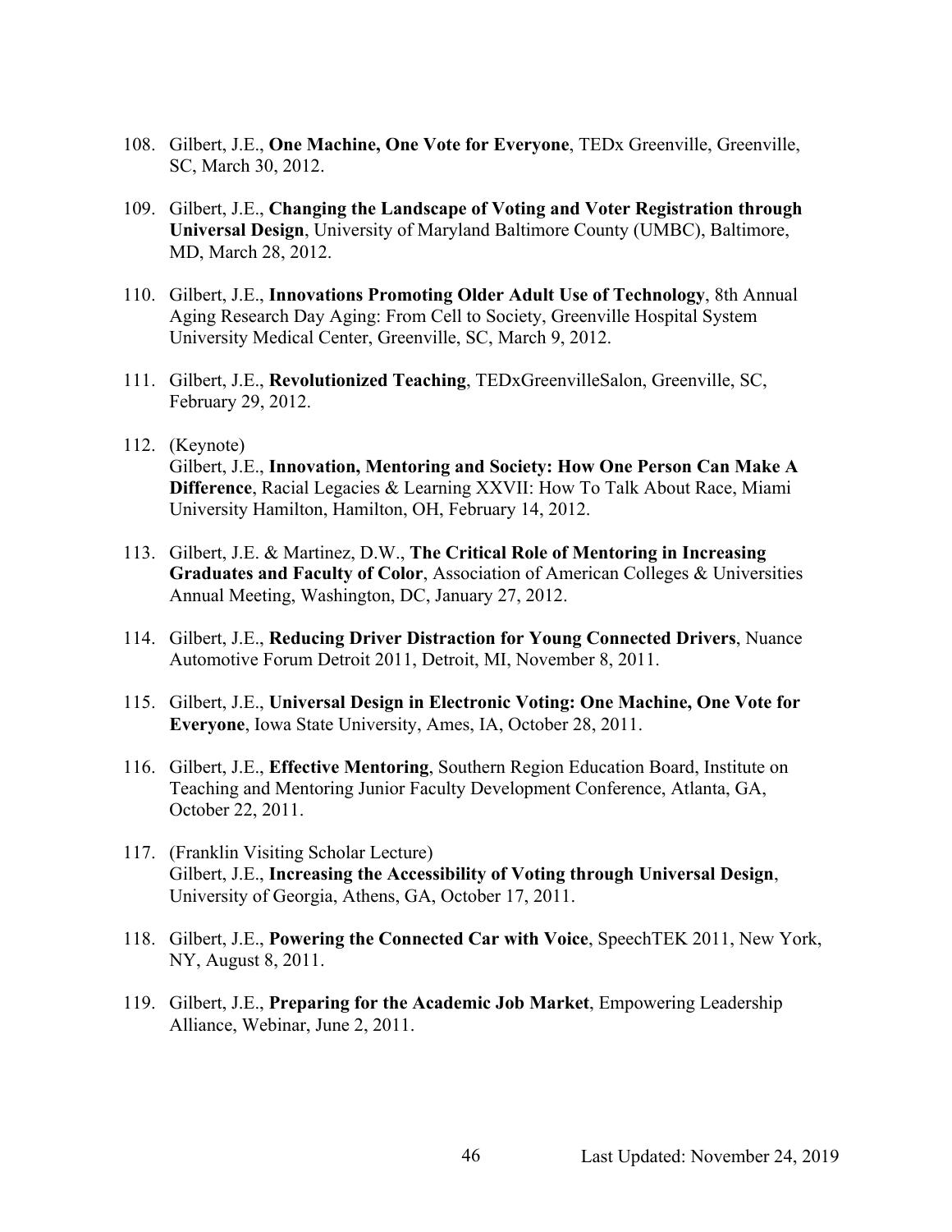108. Gilbert, J.E., **One Machine, One Vote for Everyone**, TEDx Greenville, Greenville, SC, March 30, 2012.

109. Gilbert, J.E., **Changing the Landscape of Voting and Voter Registration through Universal Design**, University of Maryland Baltimore County (UMBC), Baltimore, MD, March 28, 2012.

110. Gilbert, J.E., **Innovations Promoting Older Adult Use of Technology**, 8th Annual Aging Research Day Aging: From Cell to Society, Greenville Hospital System University Medical Center, Greenville, SC, March 9, 2012.

111. Gilbert, J.E., **Revolutionized Teaching**, TEDxGreenvilleSalon, Greenville, SC, February 29, 2012.

112. (Keynote)
Gilbert, J.E., **Innovation, Mentoring and Society: How One Person Can Make A Difference**, Racial Legacies & Learning XXVII: How To Talk About Race, Miami University Hamilton, Hamilton, OH, February 14, 2012.

113. Gilbert, J.E. & Martinez, D.W., **The Critical Role of Mentoring in Increasing Graduates and Faculty of Color**, Association of American Colleges & Universities Annual Meeting, Washington, DC, January 27, 2012.

114. Gilbert, J.E., **Reducing Driver Distraction for Young Connected Drivers**, Nuance Automotive Forum Detroit 2011, Detroit, MI, November 8, 2011.

115. Gilbert, J.E., **Universal Design in Electronic Voting: One Machine, One Vote for Everyone**, Iowa State University, Ames, IA, October 28, 2011.

116. Gilbert, J.E., **Effective Mentoring**, Southern Region Education Board, Institute on Teaching and Mentoring Junior Faculty Development Conference, Atlanta, GA, October 22, 2011.

117. (Franklin Visiting Scholar Lecture)
Gilbert, J.E., **Increasing the Accessibility of Voting through Universal Design**, University of Georgia, Athens, GA, October 17, 2011.

118. Gilbert, J.E., **Powering the Connected Car with Voice**, SpeechTEK 2011, New York, NY, August 8, 2011.

119. Gilbert, J.E., **Preparing for the Academic Job Market**, Empowering Leadership Alliance, Webinar, June 2, 2011.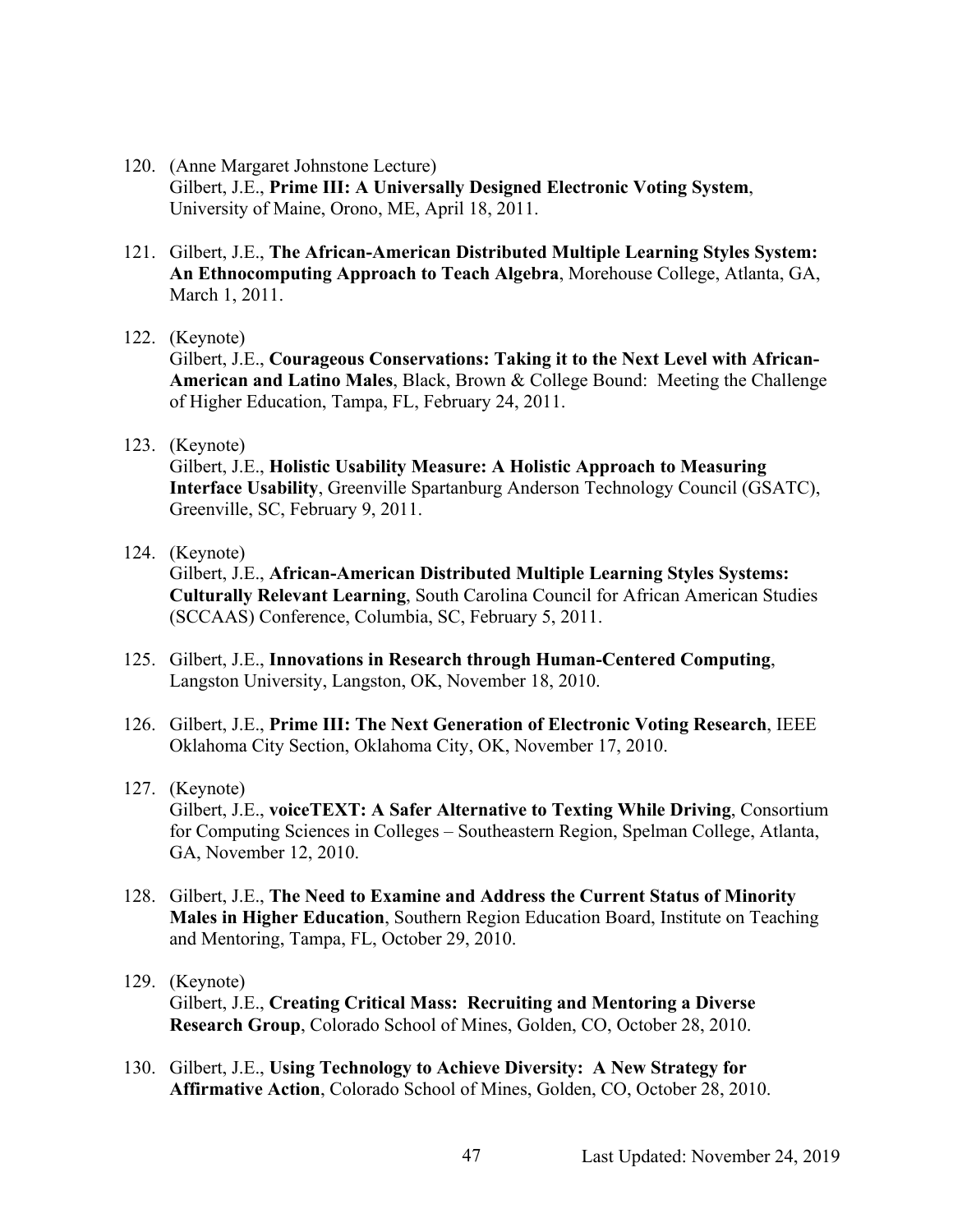120. (Anne Margaret Johnstone Lecture)
     Gilbert, J.E., **Prime III: A Universally Designed Electronic Voting System**, University of Maine, Orono, ME, April 18, 2011.

121. Gilbert, J.E., **The African-American Distributed Multiple Learning Styles System: An Ethnocomputing Approach to Teach Algebra**, Morehouse College, Atlanta, GA, March 1, 2011.

122. (Keynote)
     Gilbert, J.E., **Courageous Conservations: Taking it to the Next Level with African-American and Latino Males**, Black, Brown & College Bound: Meeting the Challenge of Higher Education, Tampa, FL, February 24, 2011.

123. (Keynote)
     Gilbert, J.E., **Holistic Usability Measure: A Holistic Approach to Measuring Interface Usability**, Greenville Spartanburg Anderson Technology Council (GSATC), Greenville, SC, February 9, 2011.

124. (Keynote)
     Gilbert, J.E., **African-American Distributed Multiple Learning Styles Systems: Culturally Relevant Learning**, South Carolina Council for African American Studies (SCCAAS) Conference, Columbia, SC, February 5, 2011.

125. Gilbert, J.E., **Innovations in Research through Human-Centered Computing**, Langston University, Langston, OK, November 18, 2010.

126. Gilbert, J.E., **Prime III: The Next Generation of Electronic Voting Research**, IEEE Oklahoma City Section, Oklahoma City, OK, November 17, 2010.

127. (Keynote)
     Gilbert, J.E., **voiceTEXT: A Safer Alternative to Texting While Driving**, Consortium for Computing Sciences in Colleges – Southeastern Region, Spelman College, Atlanta, GA, November 12, 2010.

128. Gilbert, J.E., **The Need to Examine and Address the Current Status of Minority Males in Higher Education**, Southern Region Education Board, Institute on Teaching and Mentoring, Tampa, FL, October 29, 2010.

129. (Keynote)
     Gilbert, J.E., **Creating Critical Mass: Recruiting and Mentoring a Diverse Research Group**, Colorado School of Mines, Golden, CO, October 28, 2010.

130. Gilbert, J.E., **Using Technology to Achieve Diversity: A New Strategy for Affirmative Action**, Colorado School of Mines, Golden, CO, October 28, 2010.

Last Updated: November 24, 2019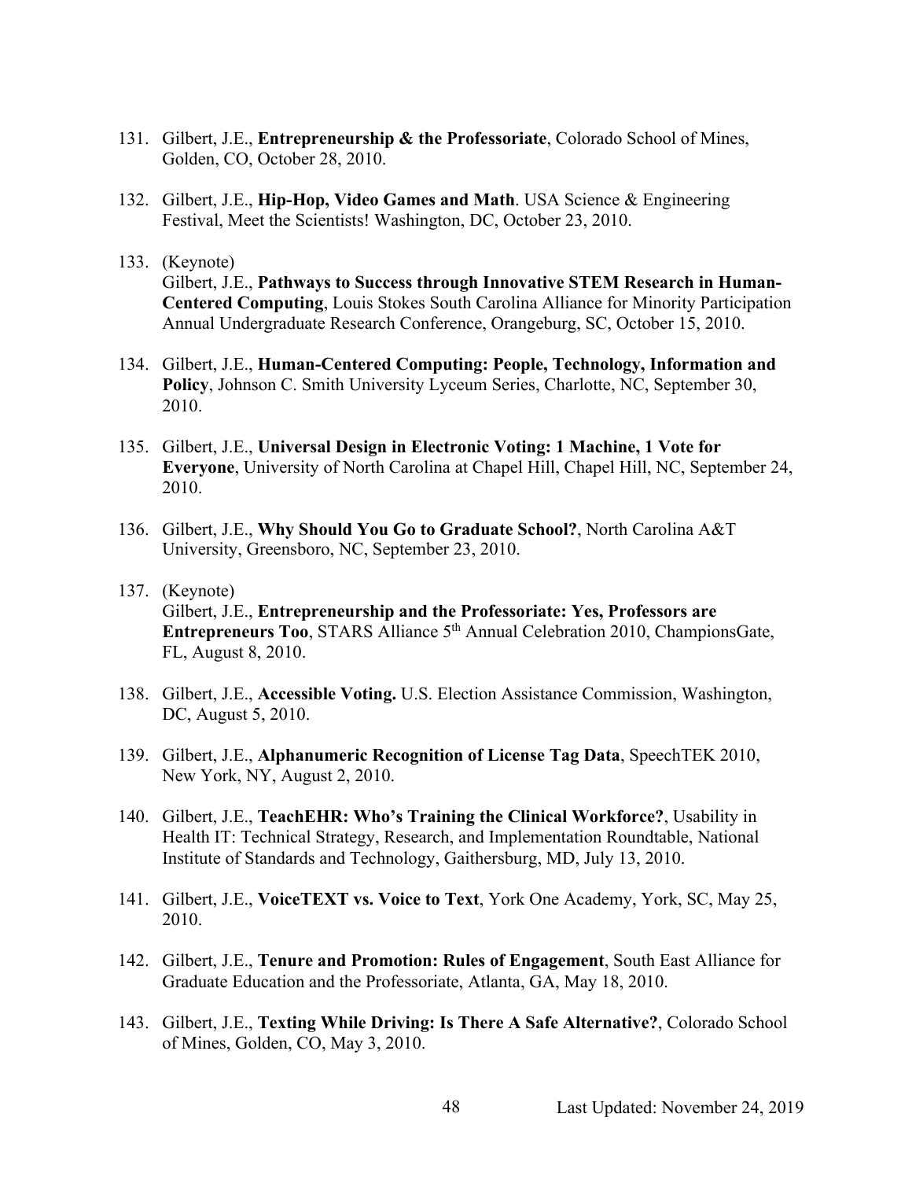131. Gilbert, J.E., **Entrepreneurship & the Professoriate**, Colorado School of Mines, Golden, CO, October 28, 2010.

132. Gilbert, J.E., **Hip-Hop, Video Games and Math**. USA Science & Engineering Festival, Meet the Scientists! Washington, DC, October 23, 2010.

133. (Keynote)
Gilbert, J.E., **Pathways to Success through Innovative STEM Research in Human-Centered Computing**, Louis Stokes South Carolina Alliance for Minority Participation Annual Undergraduate Research Conference, Orangeburg, SC, October 15, 2010.

134. Gilbert, J.E., **Human-Centered Computing: People, Technology, Information and Policy**, Johnson C. Smith University Lyceum Series, Charlotte, NC, September 30, 2010.

135. Gilbert, J.E., **Universal Design in Electronic Voting: 1 Machine, 1 Vote for Everyone**, University of North Carolina at Chapel Hill, Chapel Hill, NC, September 24, 2010.

136. Gilbert, J.E., **Why Should You Go to Graduate School?**, North Carolina A&T University, Greensboro, NC, September 23, 2010.

137. (Keynote)
Gilbert, J.E., **Entrepreneurship and the Professoriate: Yes, Professors are Entrepreneurs Too**, STARS Alliance 5th Annual Celebration 2010, ChampionsGate, FL, August 8, 2010.

138. Gilbert, J.E., **Accessible Voting.** U.S. Election Assistance Commission, Washington, DC, August 5, 2010.

139. Gilbert, J.E., **Alphanumeric Recognition of License Tag Data**, SpeechTEK 2010, New York, NY, August 2, 2010.

140. Gilbert, J.E., **TeachEHR: Who's Training the Clinical Workforce?**, Usability in Health IT: Technical Strategy, Research, and Implementation Roundtable, National Institute of Standards and Technology, Gaithersburg, MD, July 13, 2010.

141. Gilbert, J.E., **VoiceTEXT vs. Voice to Text**, York One Academy, York, SC, May 25, 2010.

142. Gilbert, J.E., **Tenure and Promotion: Rules of Engagement**, South East Alliance for Graduate Education and the Professoriate, Atlanta, GA, May 18, 2010.

143. Gilbert, J.E., **Texting While Driving: Is There A Safe Alternative?**, Colorado School of Mines, Golden, CO, May 3, 2010.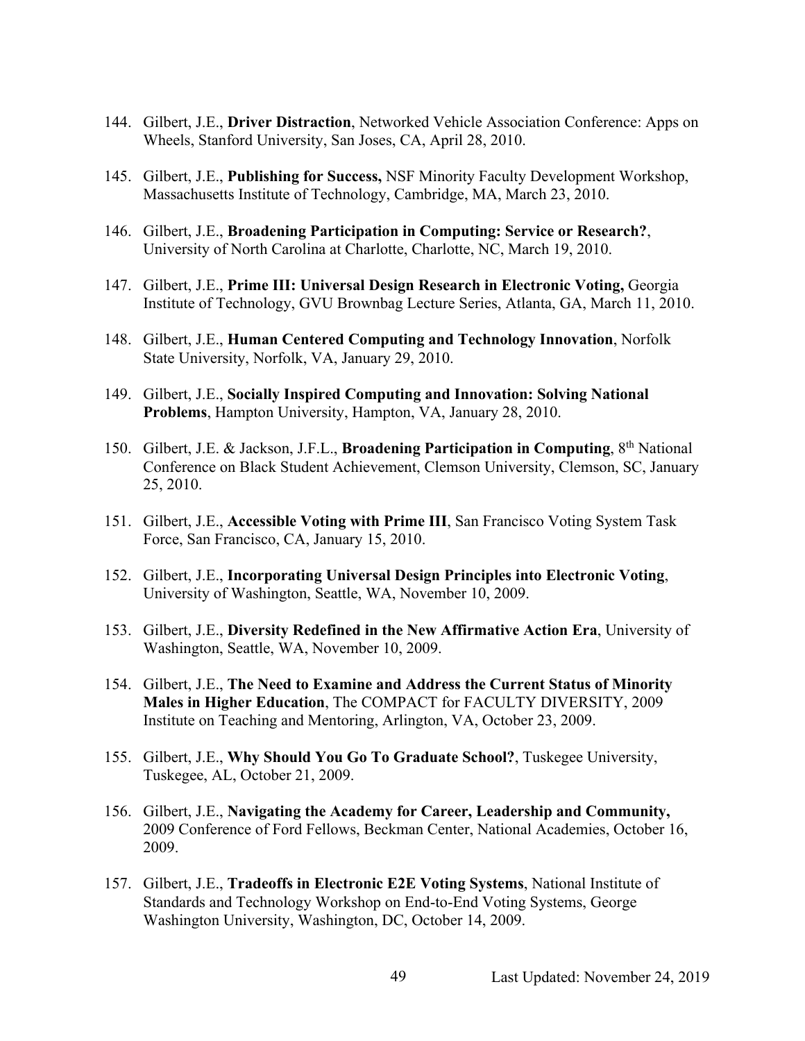144. Gilbert, J.E., **Driver Distraction**, Networked Vehicle Association Conference: Apps on Wheels, Stanford University, San Joses, CA, April 28, 2010.

145. Gilbert, J.E., **Publishing for Success,** NSF Minority Faculty Development Workshop, Massachusetts Institute of Technology, Cambridge, MA, March 23, 2010.

146. Gilbert, J.E., **Broadening Participation in Computing: Service or Research?**, University of North Carolina at Charlotte, Charlotte, NC, March 19, 2010.

147. Gilbert, J.E., **Prime III: Universal Design Research in Electronic Voting,** Georgia Institute of Technology, GVU Brownbag Lecture Series, Atlanta, GA, March 11, 2010.

148. Gilbert, J.E., **Human Centered Computing and Technology Innovation**, Norfolk State University, Norfolk, VA, January 29, 2010.

149. Gilbert, J.E., **Socially Inspired Computing and Innovation: Solving National Problems**, Hampton University, Hampton, VA, January 28, 2010.

150. Gilbert, J.E. & Jackson, J.F.L., **Broadening Participation in Computing**, 8th National Conference on Black Student Achievement, Clemson University, Clemson, SC, January 25, 2010.

151. Gilbert, J.E., **Accessible Voting with Prime III**, San Francisco Voting System Task Force, San Francisco, CA, January 15, 2010.

152. Gilbert, J.E., **Incorporating Universal Design Principles into Electronic Voting**, University of Washington, Seattle, WA, November 10, 2009.

153. Gilbert, J.E., **Diversity Redefined in the New Affirmative Action Era**, University of Washington, Seattle, WA, November 10, 2009.

154. Gilbert, J.E., **The Need to Examine and Address the Current Status of Minority Males in Higher Education**, The COMPACT for FACULTY DIVERSITY, 2009 Institute on Teaching and Mentoring, Arlington, VA, October 23, 2009.

155. Gilbert, J.E., **Why Should You Go To Graduate School?**, Tuskegee University, Tuskegee, AL, October 21, 2009.

156. Gilbert, J.E., **Navigating the Academy for Career, Leadership and Community,** 2009 Conference of Ford Fellows, Beckman Center, National Academies, October 16, 2009.

157. Gilbert, J.E., **Tradeoffs in Electronic E2E Voting Systems**, National Institute of Standards and Technology Workshop on End-to-End Voting Systems, George Washington University, Washington, DC, October 14, 2009.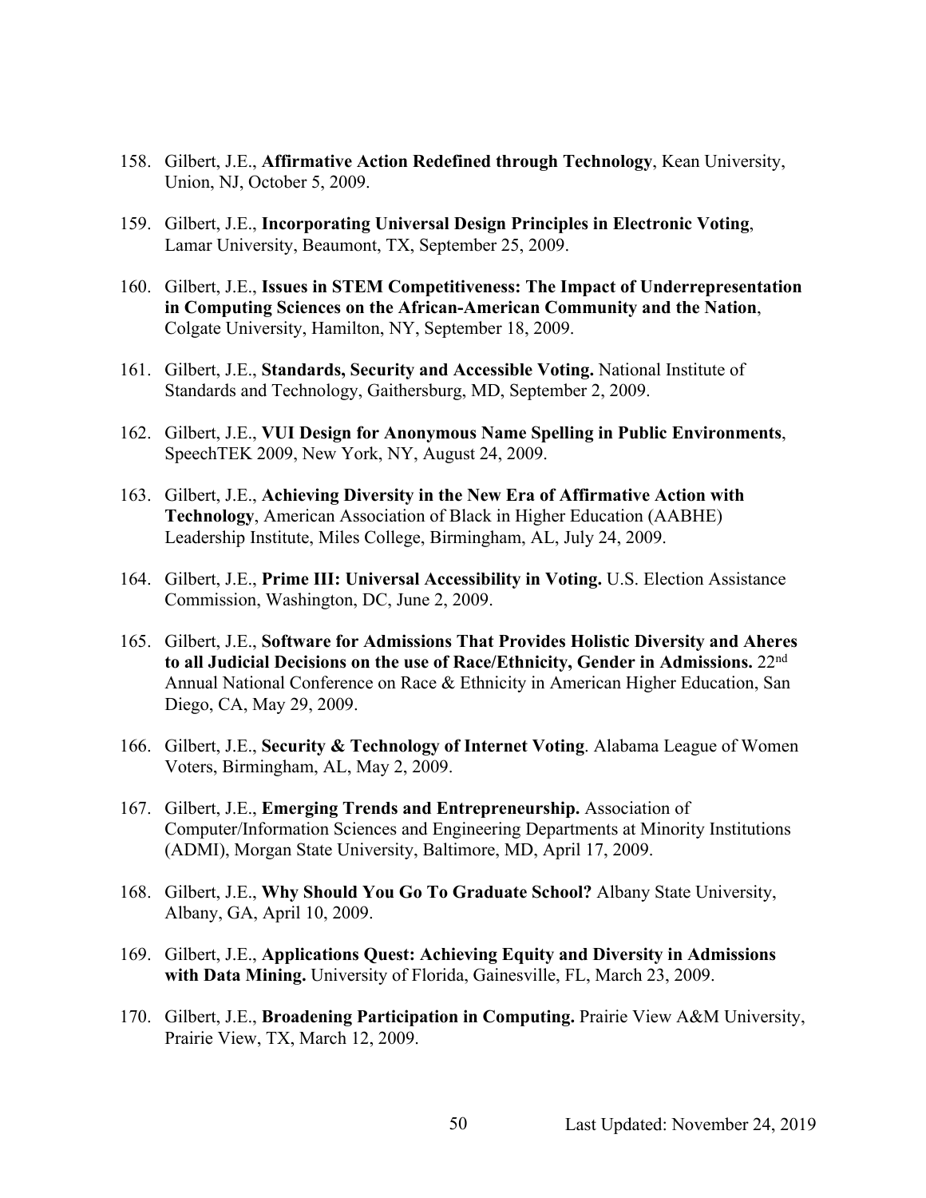158. Gilbert, J.E., **Affirmative Action Redefined through Technology**, Kean University, Union, NJ, October 5, 2009.

159. Gilbert, J.E., **Incorporating Universal Design Principles in Electronic Voting**, Lamar University, Beaumont, TX, September 25, 2009.

160. Gilbert, J.E., **Issues in STEM Competitiveness: The Impact of Underrepresentation in Computing Sciences on the African-American Community and the Nation**, Colgate University, Hamilton, NY, September 18, 2009.

161. Gilbert, J.E., **Standards, Security and Accessible Voting.** National Institute of Standards and Technology, Gaithersburg, MD, September 2, 2009.

162. Gilbert, J.E., **VUI Design for Anonymous Name Spelling in Public Environments**, SpeechTEK 2009, New York, NY, August 24, 2009.

163. Gilbert, J.E., **Achieving Diversity in the New Era of Affirmative Action with Technology**, American Association of Black in Higher Education (AABHE) Leadership Institute, Miles College, Birmingham, AL, July 24, 2009.

164. Gilbert, J.E., **Prime III: Universal Accessibility in Voting.** U.S. Election Assistance Commission, Washington, DC, June 2, 2009.

165. Gilbert, J.E., **Software for Admissions That Provides Holistic Diversity and Aheres to all Judicial Decisions on the use of Race/Ethnicity, Gender in Admissions.** 22nd Annual National Conference on Race & Ethnicity in American Higher Education, San Diego, CA, May 29, 2009.

166. Gilbert, J.E., **Security & Technology of Internet Voting**. Alabama League of Women Voters, Birmingham, AL, May 2, 2009.

167. Gilbert, J.E., **Emerging Trends and Entrepreneurship.** Association of Computer/Information Sciences and Engineering Departments at Minority Institutions (ADMI), Morgan State University, Baltimore, MD, April 17, 2009.

168. Gilbert, J.E., **Why Should You Go To Graduate School?** Albany State University, Albany, GA, April 10, 2009.

169. Gilbert, J.E., **Applications Quest: Achieving Equity and Diversity in Admissions with Data Mining.** University of Florida, Gainesville, FL, March 23, 2009.

170. Gilbert, J.E., **Broadening Participation in Computing.** Prairie View A&M University, Prairie View, TX, March 12, 2009.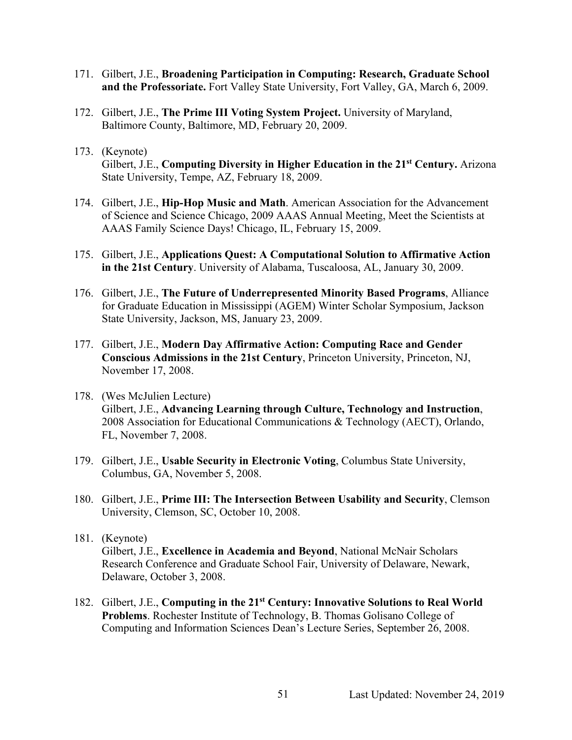171. Gilbert, J.E., **Broadening Participation in Computing: Research, Graduate School and the Professoriate.** Fort Valley State University, Fort Valley, GA, March 6, 2009.

172. Gilbert, J.E., **The Prime III Voting System Project.** University of Maryland, Baltimore County, Baltimore, MD, February 20, 2009.

173. (Keynote)
Gilbert, J.E., **Computing Diversity in Higher Education in the 21st Century.** Arizona State University, Tempe, AZ, February 18, 2009.

174. Gilbert, J.E., **Hip-Hop Music and Math**. American Association for the Advancement of Science and Science Chicago, 2009 AAAS Annual Meeting, Meet the Scientists at AAAS Family Science Days! Chicago, IL, February 15, 2009.

175. Gilbert, J.E., **Applications Quest: A Computational Solution to Affirmative Action in the 21st Century**. University of Alabama, Tuscaloosa, AL, January 30, 2009.

176. Gilbert, J.E., **The Future of Underrepresented Minority Based Programs**, Alliance for Graduate Education in Mississippi (AGEM) Winter Scholar Symposium, Jackson State University, Jackson, MS, January 23, 2009.

177. Gilbert, J.E., **Modern Day Affirmative Action: Computing Race and Gender Conscious Admissions in the 21st Century**, Princeton University, Princeton, NJ, November 17, 2008.

178. (Wes McJulien Lecture)
Gilbert, J.E., **Advancing Learning through Culture, Technology and Instruction**, 2008 Association for Educational Communications & Technology (AECT), Orlando, FL, November 7, 2008.

179. Gilbert, J.E., **Usable Security in Electronic Voting**, Columbus State University, Columbus, GA, November 5, 2008.

180. Gilbert, J.E., **Prime III: The Intersection Between Usability and Security**, Clemson University, Clemson, SC, October 10, 2008.

181. (Keynote)
Gilbert, J.E., **Excellence in Academia and Beyond**, National McNair Scholars Research Conference and Graduate School Fair, University of Delaware, Newark, Delaware, October 3, 2008.

182. Gilbert, J.E., **Computing in the 21st Century: Innovative Solutions to Real World Problems**. Rochester Institute of Technology, B. Thomas Golisano College of Computing and Information Sciences Dean's Lecture Series, September 26, 2008.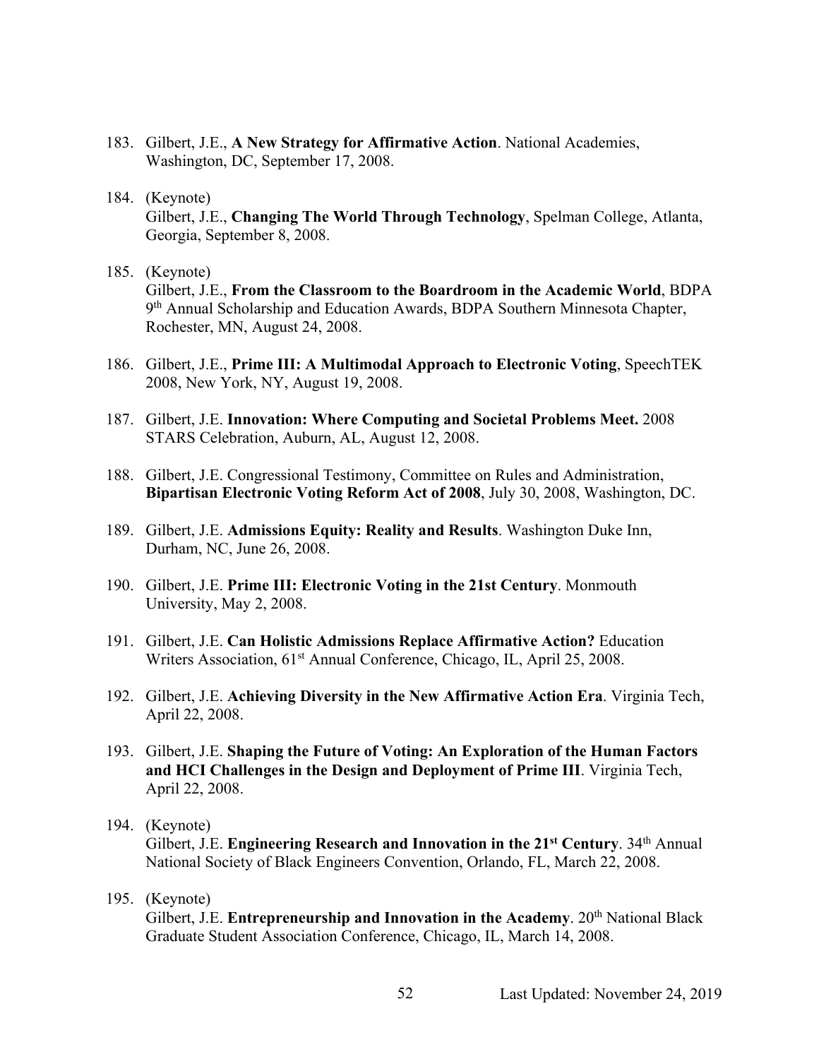183. Gilbert, J.E., **A New Strategy for Affirmative Action**. National Academies, Washington, DC, September 17, 2008.

184. (Keynote)
Gilbert, J.E., **Changing The World Through Technology**, Spelman College, Atlanta, Georgia, September 8, 2008.

185. (Keynote)
Gilbert, J.E., **From the Classroom to the Boardroom in the Academic World**, BDPA 9th Annual Scholarship and Education Awards, BDPA Southern Minnesota Chapter, Rochester, MN, August 24, 2008.

186. Gilbert, J.E., **Prime III: A Multimodal Approach to Electronic Voting**, SpeechTEK 2008, New York, NY, August 19, 2008.

187. Gilbert, J.E. **Innovation: Where Computing and Societal Problems Meet.** 2008 STARS Celebration, Auburn, AL, August 12, 2008.

188. Gilbert, J.E. Congressional Testimony, Committee on Rules and Administration, **Bipartisan Electronic Voting Reform Act of 2008**, July 30, 2008, Washington, DC.

189. Gilbert, J.E. **Admissions Equity: Reality and Results**. Washington Duke Inn, Durham, NC, June 26, 2008.

190. Gilbert, J.E. **Prime III: Electronic Voting in the 21st Century**. Monmouth University, May 2, 2008.

191. Gilbert, J.E. **Can Holistic Admissions Replace Affirmative Action?** Education Writers Association, 61st Annual Conference, Chicago, IL, April 25, 2008.

192. Gilbert, J.E. **Achieving Diversity in the New Affirmative Action Era**. Virginia Tech, April 22, 2008.

193. Gilbert, J.E. **Shaping the Future of Voting: An Exploration of the Human Factors and HCI Challenges in the Design and Deployment of Prime III**. Virginia Tech, April 22, 2008.

194. (Keynote)
Gilbert, J.E. **Engineering Research and Innovation in the 21st Century**. 34th Annual National Society of Black Engineers Convention, Orlando, FL, March 22, 2008.

195. (Keynote)
Gilbert, J.E. **Entrepreneurship and Innovation in the Academy**. 20th National Black Graduate Student Association Conference, Chicago, IL, March 14, 2008.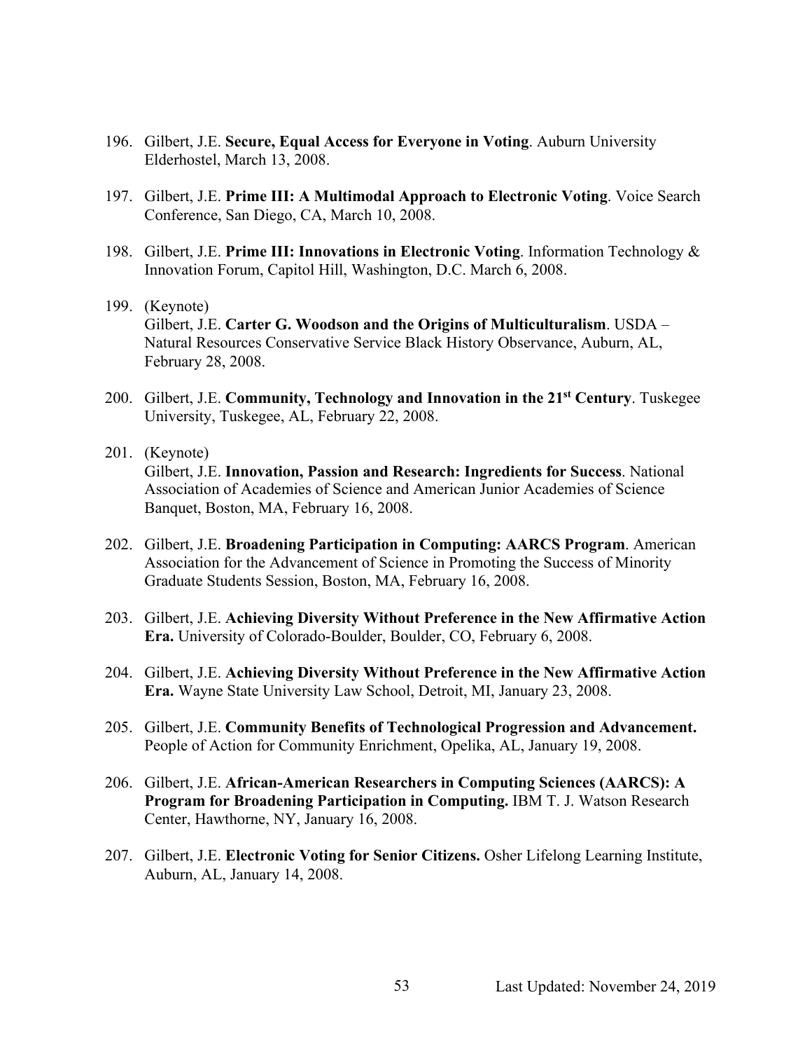196. Gilbert, J.E. **Secure, Equal Access for Everyone in Voting**. Auburn University Elderhostel, March 13, 2008.

197. Gilbert, J.E. **Prime III: A Multimodal Approach to Electronic Voting**. Voice Search Conference, San Diego, CA, March 10, 2008.

198. Gilbert, J.E. **Prime III: Innovations in Electronic Voting**. Information Technology & Innovation Forum, Capitol Hill, Washington, D.C. March 6, 2008.

199. (Keynote)
Gilbert, J.E. **Carter G. Woodson and the Origins of Multiculturalism**. USDA – Natural Resources Conservative Service Black History Observance, Auburn, AL, February 28, 2008.

200. Gilbert, J.E. **Community, Technology and Innovation in the 21st Century**. Tuskegee University, Tuskegee, AL, February 22, 2008.

201. (Keynote)
Gilbert, J.E. **Innovation, Passion and Research: Ingredients for Success**. National Association of Academies of Science and American Junior Academies of Science Banquet, Boston, MA, February 16, 2008.

202. Gilbert, J.E. **Broadening Participation in Computing: AARCS Program**. American Association for the Advancement of Science in Promoting the Success of Minority Graduate Students Session, Boston, MA, February 16, 2008.

203. Gilbert, J.E. **Achieving Diversity Without Preference in the New Affirmative Action Era.** University of Colorado-Boulder, Boulder, CO, February 6, 2008.

204. Gilbert, J.E. **Achieving Diversity Without Preference in the New Affirmative Action Era.** Wayne State University Law School, Detroit, MI, January 23, 2008.

205. Gilbert, J.E. **Community Benefits of Technological Progression and Advancement.** People of Action for Community Enrichment, Opelika, AL, January 19, 2008.

206. Gilbert, J.E. **African-American Researchers in Computing Sciences (AARCS): A Program for Broadening Participation in Computing.** IBM T. J. Watson Research Center, Hawthorne, NY, January 16, 2008.

207. Gilbert, J.E. **Electronic Voting for Senior Citizens.** Osher Lifelong Learning Institute, Auburn, AL, January 14, 2008.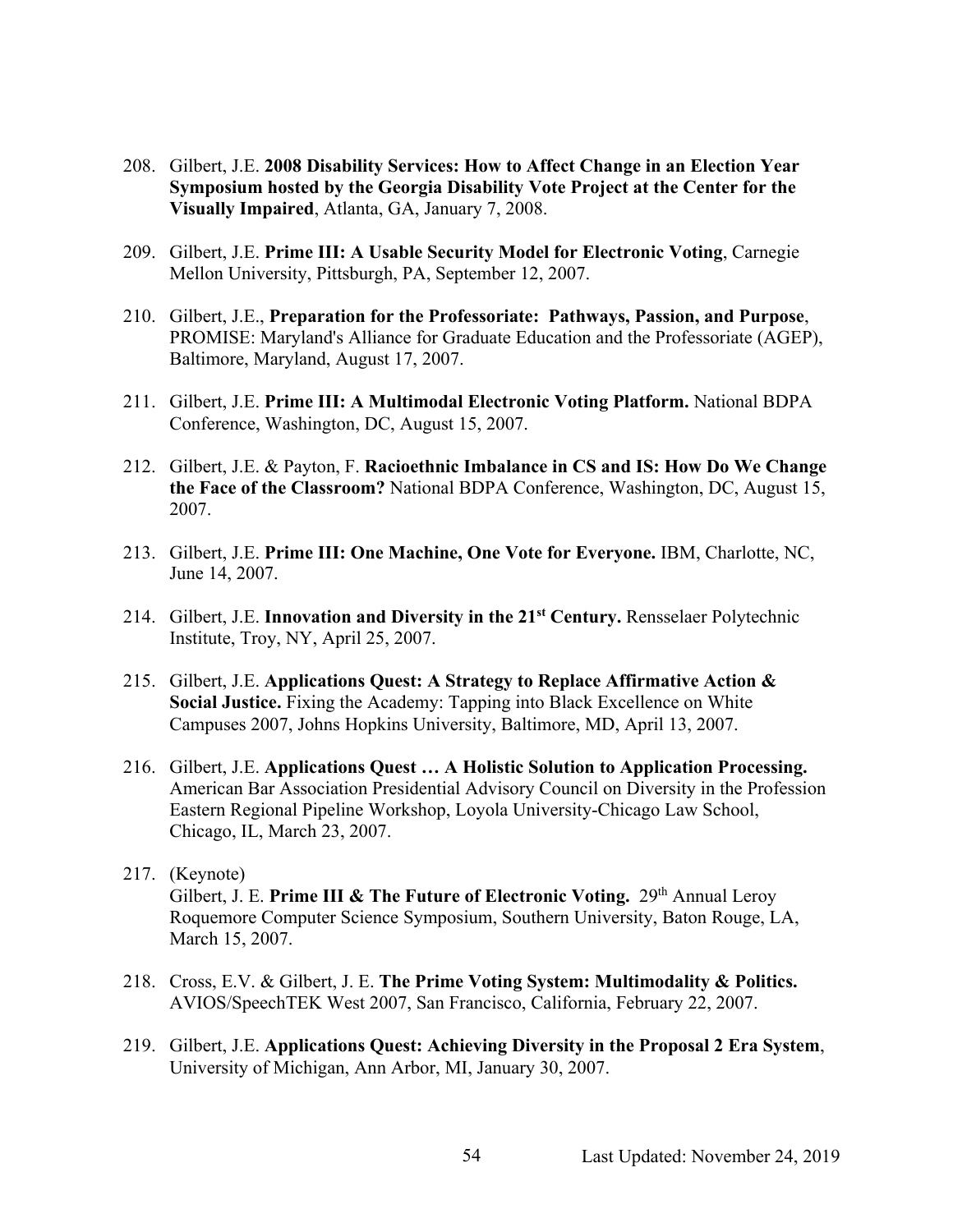208. Gilbert, J.E. **2008 Disability Services: How to Affect Change in an Election Year Symposium hosted by the Georgia Disability Vote Project at the Center for the Visually Impaired**, Atlanta, GA, January 7, 2008.

209. Gilbert, J.E. **Prime III: A Usable Security Model for Electronic Voting**, Carnegie Mellon University, Pittsburgh, PA, September 12, 2007.

210. Gilbert, J.E., **Preparation for the Professoriate: Pathways, Passion, and Purpose**, PROMISE: Maryland's Alliance for Graduate Education and the Professoriate (AGEP), Baltimore, Maryland, August 17, 2007.

211. Gilbert, J.E. **Prime III: A Multimodal Electronic Voting Platform.** National BDPA Conference, Washington, DC, August 15, 2007.

212. Gilbert, J.E. & Payton, F. **Racioethnic Imbalance in CS and IS: How Do We Change the Face of the Classroom?** National BDPA Conference, Washington, DC, August 15, 2007.

213. Gilbert, J.E. **Prime III: One Machine, One Vote for Everyone.** IBM, Charlotte, NC, June 14, 2007.

214. Gilbert, J.E. **Innovation and Diversity in the 21st Century.** Rensselaer Polytechnic Institute, Troy, NY, April 25, 2007.

215. Gilbert, J.E. **Applications Quest: A Strategy to Replace Affirmative Action & Social Justice.** Fixing the Academy: Tapping into Black Excellence on White Campuses 2007, Johns Hopkins University, Baltimore, MD, April 13, 2007.

216. Gilbert, J.E. **Applications Quest … A Holistic Solution to Application Processing.** American Bar Association Presidential Advisory Council on Diversity in the Profession Eastern Regional Pipeline Workshop, Loyola University-Chicago Law School, Chicago, IL, March 23, 2007.

217. (Keynote)
Gilbert, J. E. **Prime III & The Future of Electronic Voting.** 29th Annual Leroy Roquemore Computer Science Symposium, Southern University, Baton Rouge, LA, March 15, 2007.

218. Cross, E.V. & Gilbert, J. E. **The Prime Voting System: Multimodality & Politics.** AVIOS/SpeechTEK West 2007, San Francisco, California, February 22, 2007.

219. Gilbert, J.E. **Applications Quest: Achieving Diversity in the Proposal 2 Era System**, University of Michigan, Ann Arbor, MI, January 30, 2007.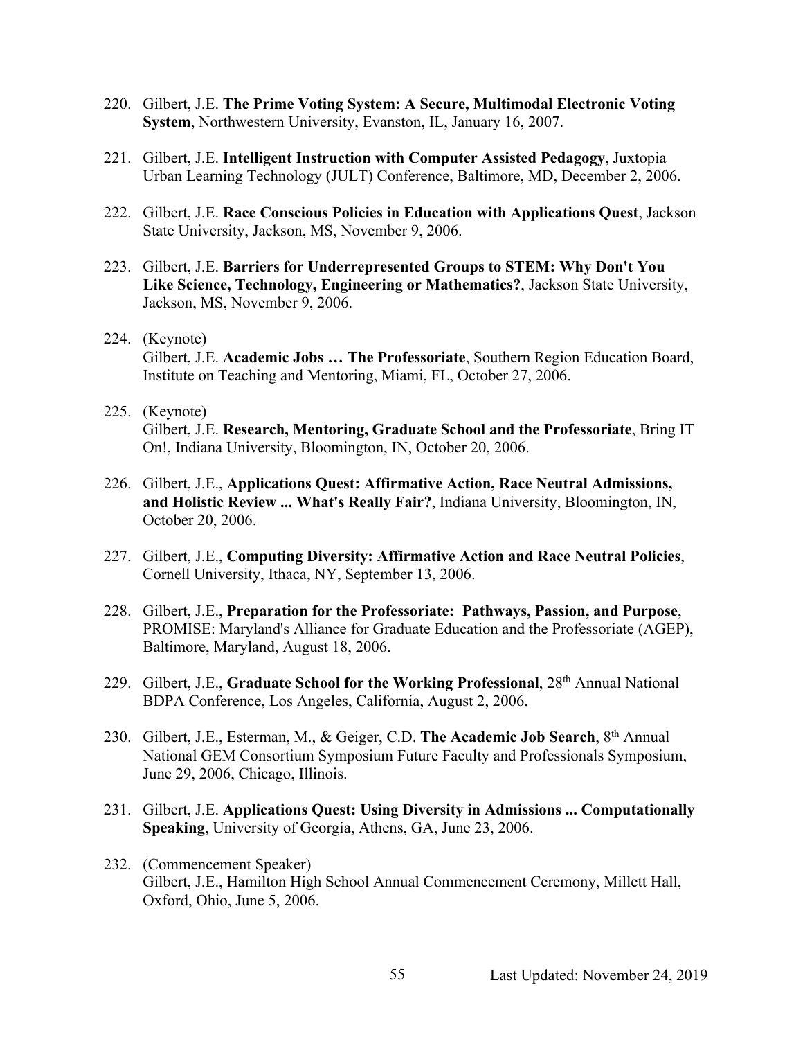220. Gilbert, J.E. **The Prime Voting System: A Secure, Multimodal Electronic Voting System**, Northwestern University, Evanston, IL, January 16, 2007.

221. Gilbert, J.E. **Intelligent Instruction with Computer Assisted Pedagogy**, Juxtopia Urban Learning Technology (JULT) Conference, Baltimore, MD, December 2, 2006.

222. Gilbert, J.E. **Race Conscious Policies in Education with Applications Quest**, Jackson State University, Jackson, MS, November 9, 2006.

223. Gilbert, J.E. **Barriers for Underrepresented Groups to STEM: Why Don't You Like Science, Technology, Engineering or Mathematics?**, Jackson State University, Jackson, MS, November 9, 2006.

224. (Keynote)
Gilbert, J.E. **Academic Jobs … The Professoriate**, Southern Region Education Board, Institute on Teaching and Mentoring, Miami, FL, October 27, 2006.

225. (Keynote)
Gilbert, J.E. **Research, Mentoring, Graduate School and the Professoriate**, Bring IT On!, Indiana University, Bloomington, IN, October 20, 2006.

226. Gilbert, J.E., **Applications Quest: Affirmative Action, Race Neutral Admissions, and Holistic Review ... What's Really Fair?**, Indiana University, Bloomington, IN, October 20, 2006.

227. Gilbert, J.E., **Computing Diversity: Affirmative Action and Race Neutral Policies**, Cornell University, Ithaca, NY, September 13, 2006.

228. Gilbert, J.E., **Preparation for the Professoriate: Pathways, Passion, and Purpose**, PROMISE: Maryland's Alliance for Graduate Education and the Professoriate (AGEP), Baltimore, Maryland, August 18, 2006.

229. Gilbert, J.E., **Graduate School for the Working Professional**, 28th Annual National BDPA Conference, Los Angeles, California, August 2, 2006.

230. Gilbert, J.E., Esterman, M., & Geiger, C.D. **The Academic Job Search**, 8th Annual National GEM Consortium Symposium Future Faculty and Professionals Symposium, June 29, 2006, Chicago, Illinois.

231. Gilbert, J.E. **Applications Quest: Using Diversity in Admissions ... Computationally Speaking**, University of Georgia, Athens, GA, June 23, 2006.

232. (Commencement Speaker)
Gilbert, J.E., Hamilton High School Annual Commencement Ceremony, Millett Hall, Oxford, Ohio, June 5, 2006.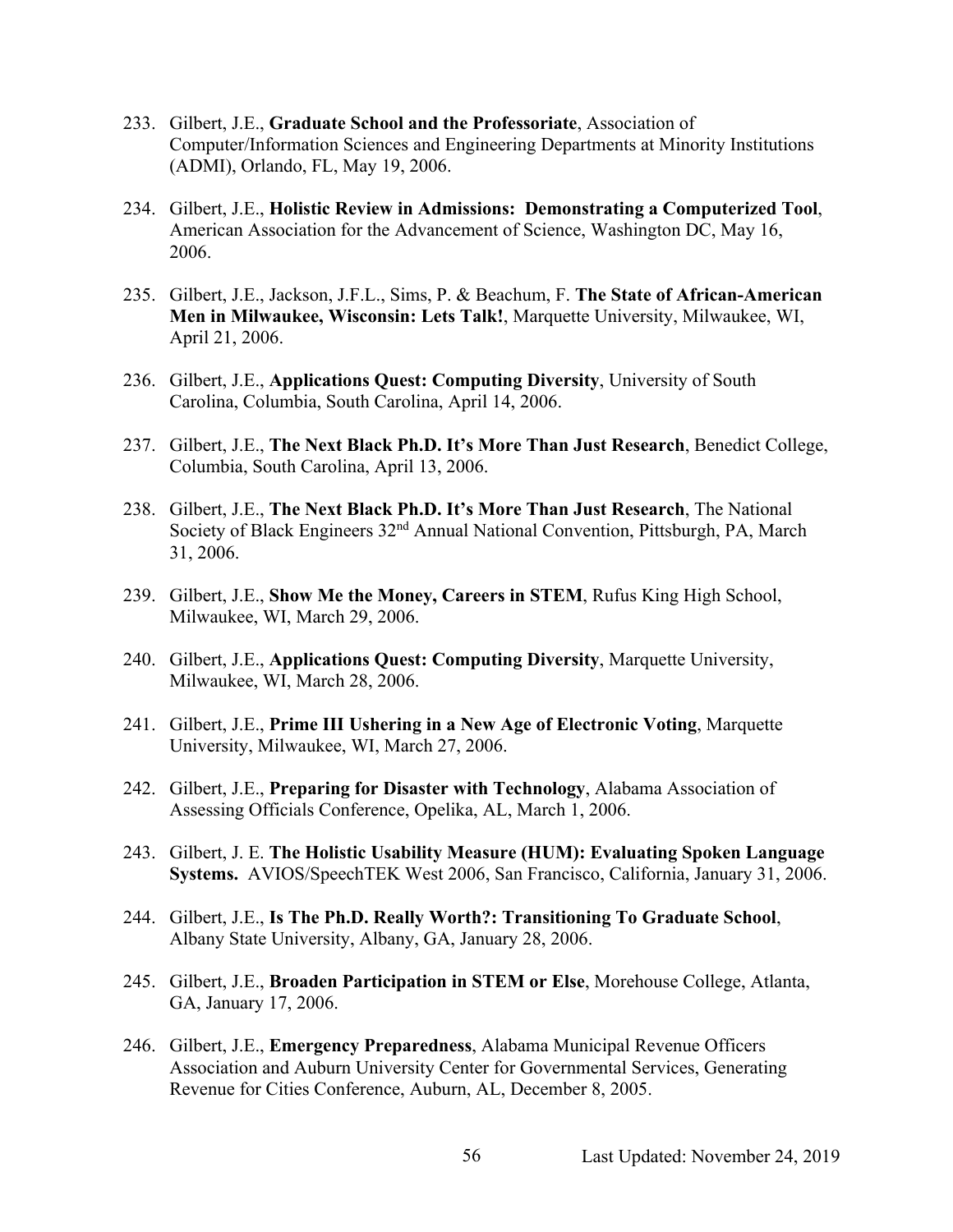233. Gilbert, J.E., **Graduate School and the Professoriate**, Association of Computer/Information Sciences and Engineering Departments at Minority Institutions (ADMI), Orlando, FL, May 19, 2006.

234. Gilbert, J.E., **Holistic Review in Admissions: Demonstrating a Computerized Tool**, American Association for the Advancement of Science, Washington DC, May 16, 2006.

235. Gilbert, J.E., Jackson, J.F.L., Sims, P. & Beachum, F. **The State of African-American Men in Milwaukee, Wisconsin: Lets Talk!**, Marquette University, Milwaukee, WI, April 21, 2006.

236. Gilbert, J.E., **Applications Quest: Computing Diversity**, University of South Carolina, Columbia, South Carolina, April 14, 2006.

237. Gilbert, J.E., **The Next Black Ph.D. It's More Than Just Research**, Benedict College, Columbia, South Carolina, April 13, 2006.

238. Gilbert, J.E., **The Next Black Ph.D. It's More Than Just Research**, The National Society of Black Engineers 32nd Annual National Convention, Pittsburgh, PA, March 31, 2006.

239. Gilbert, J.E., **Show Me the Money, Careers in STEM**, Rufus King High School, Milwaukee, WI, March 29, 2006.

240. Gilbert, J.E., **Applications Quest: Computing Diversity**, Marquette University, Milwaukee, WI, March 28, 2006.

241. Gilbert, J.E., **Prime III Ushering in a New Age of Electronic Voting**, Marquette University, Milwaukee, WI, March 27, 2006.

242. Gilbert, J.E., **Preparing for Disaster with Technology**, Alabama Association of Assessing Officials Conference, Opelika, AL, March 1, 2006.

243. Gilbert, J. E. **The Holistic Usability Measure (HUM): Evaluating Spoken Language Systems.** AVIOS/SpeechTEK West 2006, San Francisco, California, January 31, 2006.

244. Gilbert, J.E., **Is The Ph.D. Really Worth?: Transitioning To Graduate School**, Albany State University, Albany, GA, January 28, 2006.

245. Gilbert, J.E., **Broaden Participation in STEM or Else**, Morehouse College, Atlanta, GA, January 17, 2006.

246. Gilbert, J.E., **Emergency Preparedness**, Alabama Municipal Revenue Officers Association and Auburn University Center for Governmental Services, Generating Revenue for Cities Conference, Auburn, AL, December 8, 2005.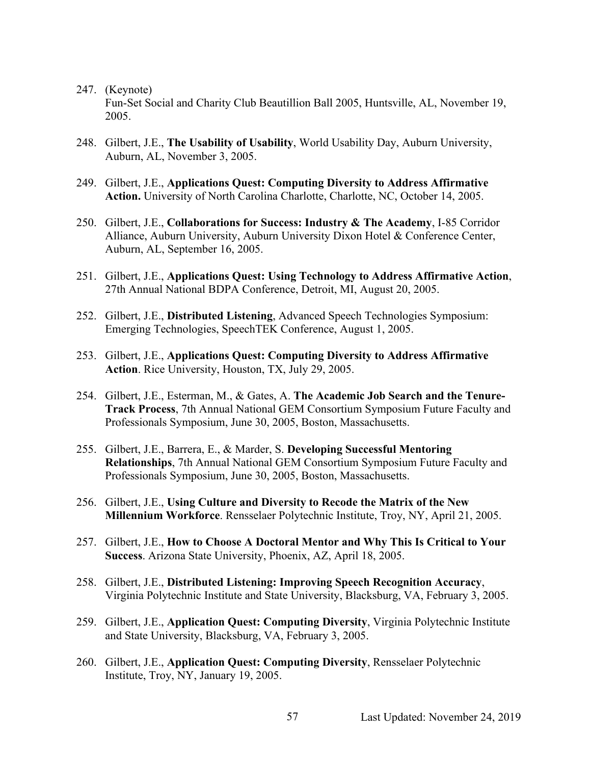247. (Keynote)
     Fun-Set Social and Charity Club Beautillion Ball 2005, Huntsville, AL, November 19, 2005.

248. Gilbert, J.E., **The Usability of Usability**, World Usability Day, Auburn University, Auburn, AL, November 3, 2005.

249. Gilbert, J.E., **Applications Quest: Computing Diversity to Address Affirmative Action.** University of North Carolina Charlotte, Charlotte, NC, October 14, 2005.

250. Gilbert, J.E., **Collaborations for Success: Industry & The Academy**, I-85 Corridor Alliance, Auburn University, Auburn University Dixon Hotel & Conference Center, Auburn, AL, September 16, 2005.

251. Gilbert, J.E., **Applications Quest: Using Technology to Address Affirmative Action**, 27th Annual National BDPA Conference, Detroit, MI, August 20, 2005.

252. Gilbert, J.E., **Distributed Listening**, Advanced Speech Technologies Symposium: Emerging Technologies, SpeechTEK Conference, August 1, 2005.

253. Gilbert, J.E., **Applications Quest: Computing Diversity to Address Affirmative Action**. Rice University, Houston, TX, July 29, 2005.

254. Gilbert, J.E., Esterman, M., & Gates, A. **The Academic Job Search and the Tenure-Track Process**, 7th Annual National GEM Consortium Symposium Future Faculty and Professionals Symposium, June 30, 2005, Boston, Massachusetts.

255. Gilbert, J.E., Barrera, E., & Marder, S. **Developing Successful Mentoring Relationships**, 7th Annual National GEM Consortium Symposium Future Faculty and Professionals Symposium, June 30, 2005, Boston, Massachusetts.

256. Gilbert, J.E., **Using Culture and Diversity to Recode the Matrix of the New Millennium Workforce**. Rensselaer Polytechnic Institute, Troy, NY, April 21, 2005.

257. Gilbert, J.E., **How to Choose A Doctoral Mentor and Why This Is Critical to Your Success**. Arizona State University, Phoenix, AZ, April 18, 2005.

258. Gilbert, J.E., **Distributed Listening: Improving Speech Recognition Accuracy**, Virginia Polytechnic Institute and State University, Blacksburg, VA, February 3, 2005.

259. Gilbert, J.E., **Application Quest: Computing Diversity**, Virginia Polytechnic Institute and State University, Blacksburg, VA, February 3, 2005.

260. Gilbert, J.E., **Application Quest: Computing Diversity**, Rensselaer Polytechnic Institute, Troy, NY, January 19, 2005.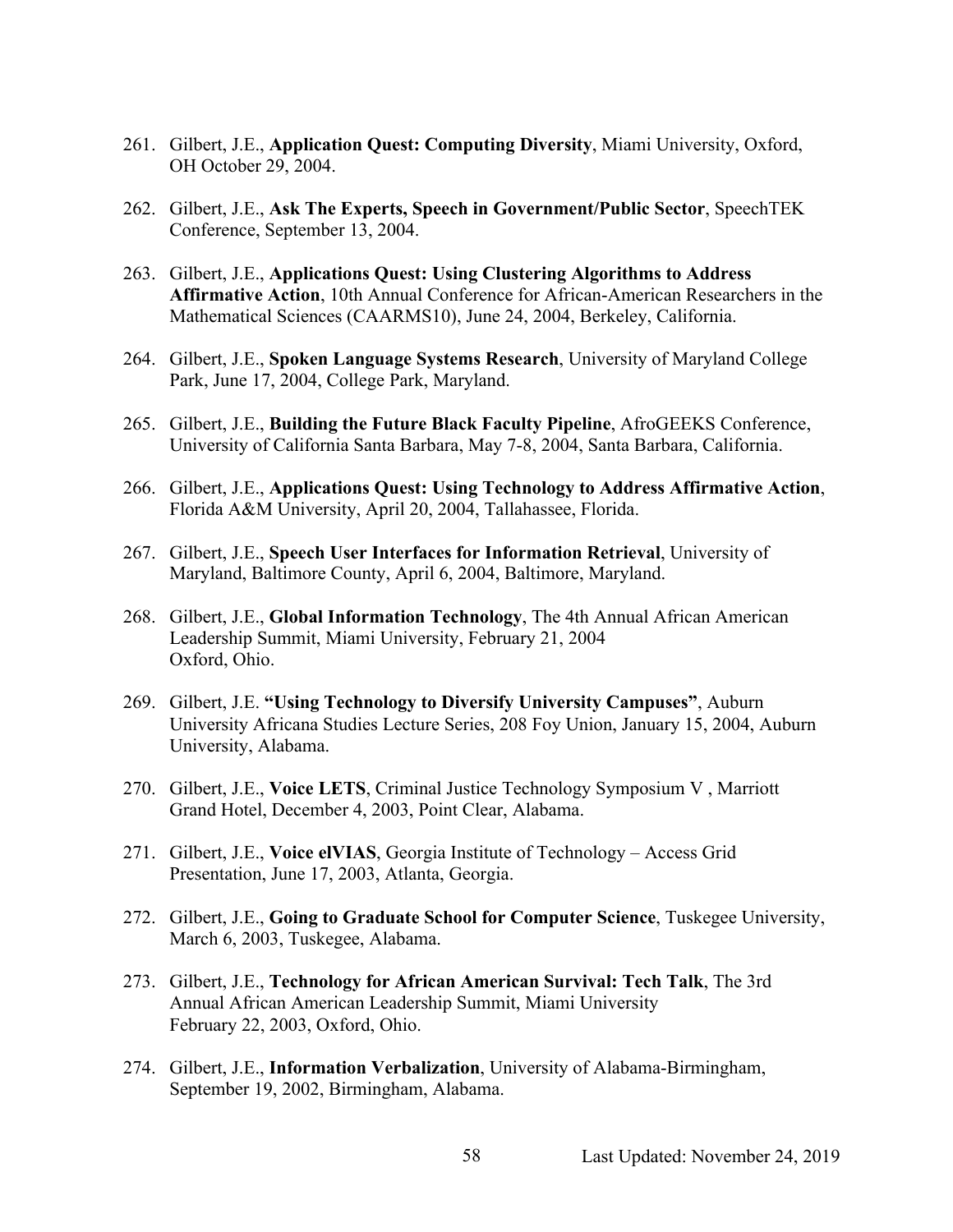261. Gilbert, J.E., **Application Quest: Computing Diversity**, Miami University, Oxford, OH October 29, 2004.

262. Gilbert, J.E., **Ask The Experts, Speech in Government/Public Sector**, SpeechTEK Conference, September 13, 2004.

263. Gilbert, J.E., **Applications Quest: Using Clustering Algorithms to Address Affirmative Action**, 10th Annual Conference for African-American Researchers in the Mathematical Sciences (CAARMS10), June 24, 2004, Berkeley, California.

264. Gilbert, J.E., **Spoken Language Systems Research**, University of Maryland College Park, June 17, 2004, College Park, Maryland.

265. Gilbert, J.E., **Building the Future Black Faculty Pipeline**, AfroGEEKS Conference, University of California Santa Barbara, May 7-8, 2004, Santa Barbara, California.

266. Gilbert, J.E., **Applications Quest: Using Technology to Address Affirmative Action**, Florida A&M University, April 20, 2004, Tallahassee, Florida.

267. Gilbert, J.E., **Speech User Interfaces for Information Retrieval**, University of Maryland, Baltimore County, April 6, 2004, Baltimore, Maryland.

268. Gilbert, J.E., **Global Information Technology**, The 4th Annual African American Leadership Summit, Miami University, February 21, 2004 Oxford, Ohio.

269. Gilbert, J.E. **"Using Technology to Diversify University Campuses"**, Auburn University Africana Studies Lecture Series, 208 Foy Union, January 15, 2004, Auburn University, Alabama.

270. Gilbert, J.E., **Voice LETS**, Criminal Justice Technology Symposium V , Marriott Grand Hotel, December 4, 2003, Point Clear, Alabama.

271. Gilbert, J.E., **Voice elVIAS**, Georgia Institute of Technology – Access Grid Presentation, June 17, 2003, Atlanta, Georgia.

272. Gilbert, J.E., **Going to Graduate School for Computer Science**, Tuskegee University, March 6, 2003, Tuskegee, Alabama.

273. Gilbert, J.E., **Technology for African American Survival: Tech Talk**, The 3rd Annual African American Leadership Summit, Miami University February 22, 2003, Oxford, Ohio.

274. Gilbert, J.E., **Information Verbalization**, University of Alabama-Birmingham, September 19, 2002, Birmingham, Alabama.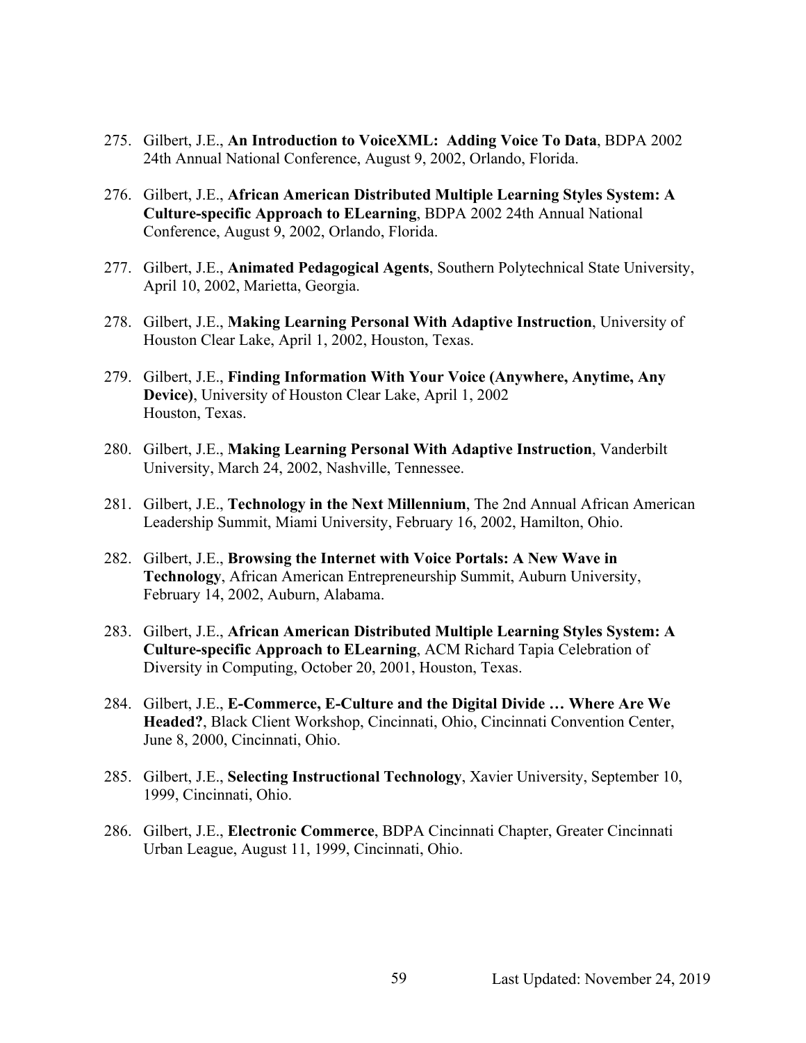275. Gilbert, J.E., **An Introduction to VoiceXML: Adding Voice To Data**, BDPA 2002 24th Annual National Conference, August 9, 2002, Orlando, Florida.

276. Gilbert, J.E., **African American Distributed Multiple Learning Styles System: A Culture-specific Approach to ELearning**, BDPA 2002 24th Annual National Conference, August 9, 2002, Orlando, Florida.

277. Gilbert, J.E., **Animated Pedagogical Agents**, Southern Polytechnical State University, April 10, 2002, Marietta, Georgia.

278. Gilbert, J.E., **Making Learning Personal With Adaptive Instruction**, University of Houston Clear Lake, April 1, 2002, Houston, Texas.

279. Gilbert, J.E., **Finding Information With Your Voice (Anywhere, Anytime, Any Device)**, University of Houston Clear Lake, April 1, 2002 Houston, Texas.

280. Gilbert, J.E., **Making Learning Personal With Adaptive Instruction**, Vanderbilt University, March 24, 2002, Nashville, Tennessee.

281. Gilbert, J.E., **Technology in the Next Millennium**, The 2nd Annual African American Leadership Summit, Miami University, February 16, 2002, Hamilton, Ohio.

282. Gilbert, J.E., **Browsing the Internet with Voice Portals: A New Wave in Technology**, African American Entrepreneurship Summit, Auburn University, February 14, 2002, Auburn, Alabama.

283. Gilbert, J.E., **African American Distributed Multiple Learning Styles System: A Culture-specific Approach to ELearning**, ACM Richard Tapia Celebration of Diversity in Computing, October 20, 2001, Houston, Texas.

284. Gilbert, J.E., **E-Commerce, E-Culture and the Digital Divide … Where Are We Headed?**, Black Client Workshop, Cincinnati, Ohio, Cincinnati Convention Center, June 8, 2000, Cincinnati, Ohio.

285. Gilbert, J.E., **Selecting Instructional Technology**, Xavier University, September 10, 1999, Cincinnati, Ohio.

286. Gilbert, J.E., **Electronic Commerce**, BDPA Cincinnati Chapter, Greater Cincinnati Urban League, August 11, 1999, Cincinnati, Ohio.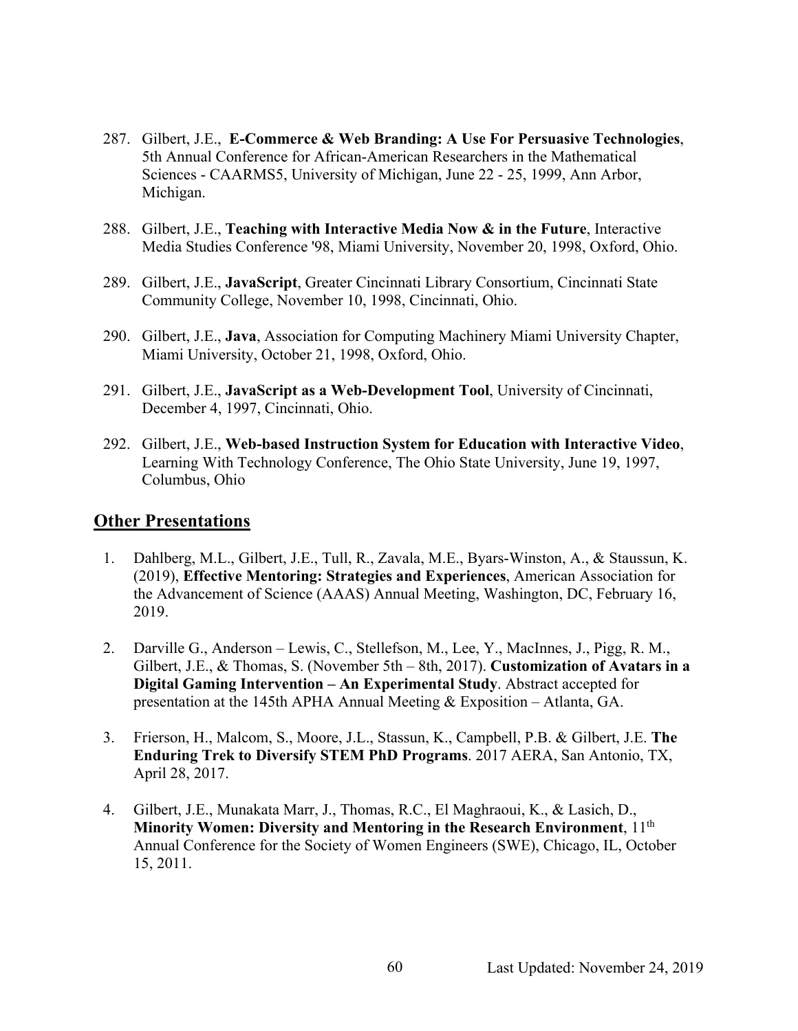287. Gilbert, J.E., **E-Commerce & Web Branding: A Use For Persuasive Technologies**, 5th Annual Conference for African-American Researchers in the Mathematical Sciences - CAARMS5, University of Michigan, June 22 - 25, 1999, Ann Arbor, Michigan.

288. Gilbert, J.E., **Teaching with Interactive Media Now & in the Future**, Interactive Media Studies Conference '98, Miami University, November 20, 1998, Oxford, Ohio.

289. Gilbert, J.E., **JavaScript**, Greater Cincinnati Library Consortium, Cincinnati State Community College, November 10, 1998, Cincinnati, Ohio.

290. Gilbert, J.E., **Java**, Association for Computing Machinery Miami University Chapter, Miami University, October 21, 1998, Oxford, Ohio.

291. Gilbert, J.E., **JavaScript as a Web-Development Tool**, University of Cincinnati, December 4, 1997, Cincinnati, Ohio.

292. Gilbert, J.E., **Web-based Instruction System for Education with Interactive Video**, Learning With Technology Conference, The Ohio State University, June 19, 1997, Columbus, Ohio

## Other Presentations

1. Dahlberg, M.L., Gilbert, J.E., Tull, R., Zavala, M.E., Byars-Winston, A., & Staussun, K. (2019), **Effective Mentoring: Strategies and Experiences**, American Association for the Advancement of Science (AAAS) Annual Meeting, Washington, DC, February 16, 2019.

2. Darville G., Anderson – Lewis, C., Stellefson, M., Lee, Y., MacInnes, J., Pigg, R. M., Gilbert, J.E., & Thomas, S. (November 5th – 8th, 2017). **Customization of Avatars in a Digital Gaming Intervention – An Experimental Study**. Abstract accepted for presentation at the 145th APHA Annual Meeting & Exposition – Atlanta, GA.

3. Frierson, H., Malcom, S., Moore, J.L., Stassun, K., Campbell, P.B. & Gilbert, J.E. **The Enduring Trek to Diversify STEM PhD Programs**. 2017 AERA, San Antonio, TX, April 28, 2017.

4. Gilbert, J.E., Munakata Marr, J., Thomas, R.C., El Maghraoui, K., & Lasich, D., **Minority Women: Diversity and Mentoring in the Research Environment**, 11th Annual Conference for the Society of Women Engineers (SWE), Chicago, IL, October 15, 2011.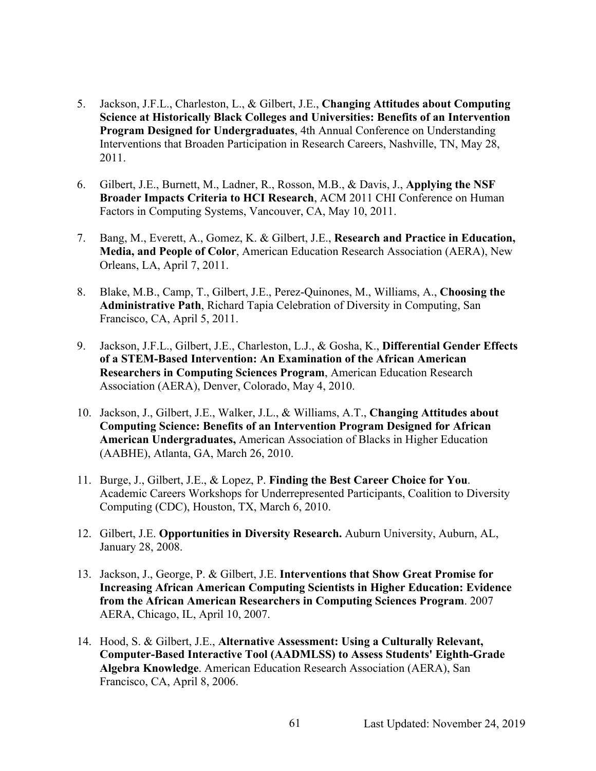5. Jackson, J.F.L., Charleston, L., & Gilbert, J.E., **Changing Attitudes about Computing Science at Historically Black Colleges and Universities: Benefits of an Intervention Program Designed for Undergraduates**, 4th Annual Conference on Understanding Interventions that Broaden Participation in Research Careers, Nashville, TN, May 28, 2011.

6. Gilbert, J.E., Burnett, M., Ladner, R., Rosson, M.B., & Davis, J., **Applying the NSF Broader Impacts Criteria to HCI Research**, ACM 2011 CHI Conference on Human Factors in Computing Systems, Vancouver, CA, May 10, 2011.

7. Bang, M., Everett, A., Gomez, K. & Gilbert, J.E., **Research and Practice in Education, Media, and People of Color**, American Education Research Association (AERA), New Orleans, LA, April 7, 2011.

8. Blake, M.B., Camp, T., Gilbert, J.E., Perez-Quinones, M., Williams, A., **Choosing the Administrative Path**, Richard Tapia Celebration of Diversity in Computing, San Francisco, CA, April 5, 2011.

9. Jackson, J.F.L., Gilbert, J.E., Charleston, L.J., & Gosha, K., **Differential Gender Effects of a STEM-Based Intervention: An Examination of the African American Researchers in Computing Sciences Program**, American Education Research Association (AERA), Denver, Colorado, May 4, 2010.

10. Jackson, J., Gilbert, J.E., Walker, J.L., & Williams, A.T., **Changing Attitudes about Computing Science: Benefits of an Intervention Program Designed for African American Undergraduates,** American Association of Blacks in Higher Education (AABHE), Atlanta, GA, March 26, 2010.

11. Burge, J., Gilbert, J.E., & Lopez, P. **Finding the Best Career Choice for You**. Academic Careers Workshops for Underrepresented Participants, Coalition to Diversity Computing (CDC), Houston, TX, March 6, 2010.

12. Gilbert, J.E. **Opportunities in Diversity Research.** Auburn University, Auburn, AL, January 28, 2008.

13. Jackson, J., George, P. & Gilbert, J.E. **Interventions that Show Great Promise for Increasing African American Computing Scientists in Higher Education: Evidence from the African American Researchers in Computing Sciences Program**. 2007 AERA, Chicago, IL, April 10, 2007.

14. Hood, S. & Gilbert, J.E., **Alternative Assessment: Using a Culturally Relevant, Computer-Based Interactive Tool (AADMLSS) to Assess Students' Eighth-Grade Algebra Knowledge**. American Education Research Association (AERA), San Francisco, CA, April 8, 2006.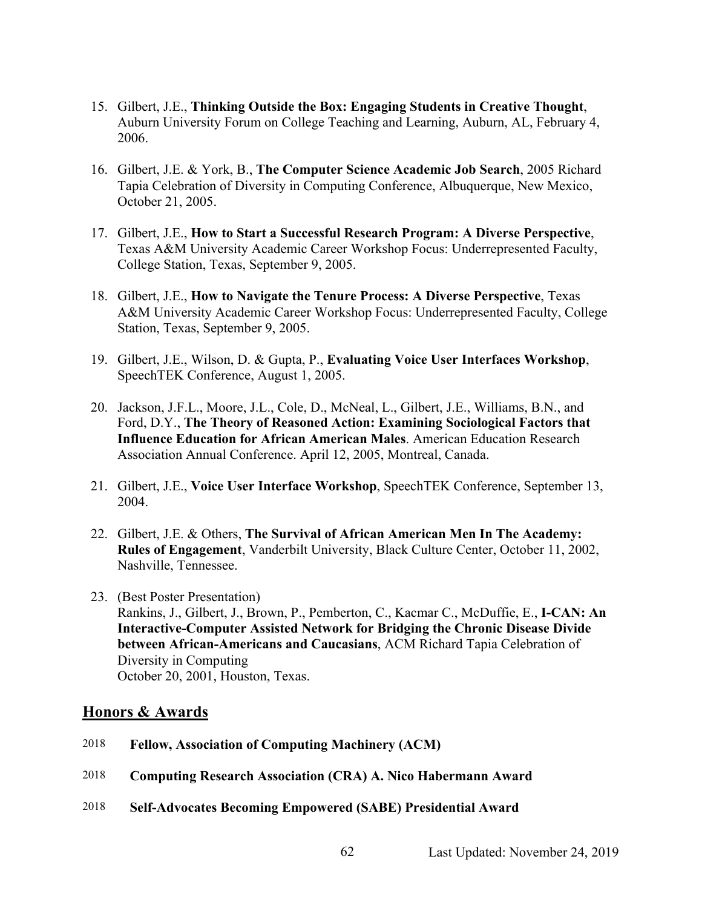15. Gilbert, J.E., **Thinking Outside the Box: Engaging Students in Creative Thought**, Auburn University Forum on College Teaching and Learning, Auburn, AL, February 4, 2006.

16. Gilbert, J.E. & York, B., **The Computer Science Academic Job Search**, 2005 Richard Tapia Celebration of Diversity in Computing Conference, Albuquerque, New Mexico, October 21, 2005.

17. Gilbert, J.E., **How to Start a Successful Research Program: A Diverse Perspective**, Texas A&M University Academic Career Workshop Focus: Underrepresented Faculty, College Station, Texas, September 9, 2005.

18. Gilbert, J.E., **How to Navigate the Tenure Process: A Diverse Perspective**, Texas A&M University Academic Career Workshop Focus: Underrepresented Faculty, College Station, Texas, September 9, 2005.

19. Gilbert, J.E., Wilson, D. & Gupta, P., **Evaluating Voice User Interfaces Workshop**, SpeechTEK Conference, August 1, 2005.

20. Jackson, J.F.L., Moore, J.L., Cole, D., McNeal, L., Gilbert, J.E., Williams, B.N., and Ford, D.Y., **The Theory of Reasoned Action: Examining Sociological Factors that Influence Education for African American Males**. American Education Research Association Annual Conference. April 12, 2005, Montreal, Canada.

21. Gilbert, J.E., **Voice User Interface Workshop**, SpeechTEK Conference, September 13, 2004.

22. Gilbert, J.E. & Others, **The Survival of African American Men In The Academy: Rules of Engagement**, Vanderbilt University, Black Culture Center, October 11, 2002, Nashville, Tennessee.

23. (Best Poster Presentation)
    Rankins, J., Gilbert, J., Brown, P., Pemberton, C., Kacmar C., McDuffie, E., **I-CAN: An Interactive-Computer Assisted Network for Bridging the Chronic Disease Divide between African-Americans and Caucasians**, ACM Richard Tapia Celebration of Diversity in Computing
    October 20, 2001, Houston, Texas.

## Honors & Awards

2018 **Fellow, Association of Computing Machinery (ACM)**

2018 **Computing Research Association (CRA) A. Nico Habermann Award**

2018 **Self-Advocates Becoming Empowered (SABE) Presidential Award**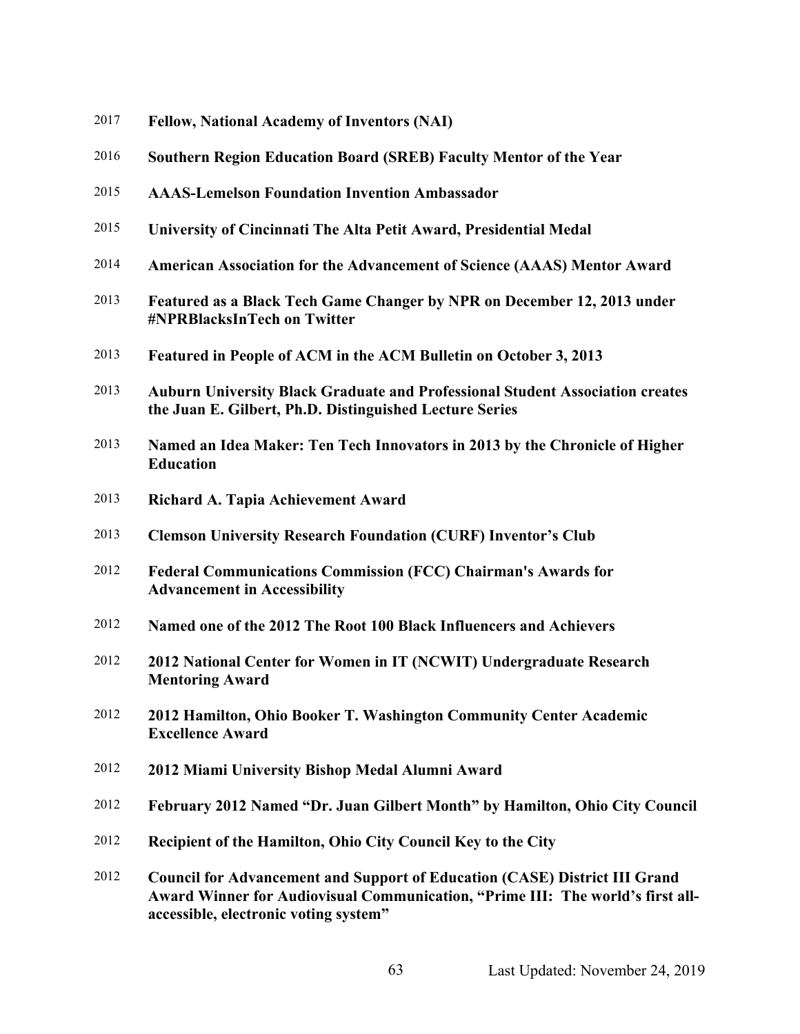2017 **Fellow, National Academy of Inventors (NAI)**

2016 **Southern Region Education Board (SREB) Faculty Mentor of the Year**

2015 **AAAS-Lemelson Foundation Invention Ambassador**

2015 **University of Cincinnati The Alta Petit Award, Presidential Medal**

2014 **American Association for the Advancement of Science (AAAS) Mentor Award**

2013 **Featured as a Black Tech Game Changer by NPR on December 12, 2013 under #NPRBlacksInTech on Twitter**

2013 **Featured in People of ACM in the ACM Bulletin on October 3, 2013**

2013 **Auburn University Black Graduate and Professional Student Association creates the Juan E. Gilbert, Ph.D. Distinguished Lecture Series**

2013 **Named an Idea Maker: Ten Tech Innovators in 2013 by the Chronicle of Higher Education**

2013 **Richard A. Tapia Achievement Award**

2013 **Clemson University Research Foundation (CURF) Inventor's Club**

2012 **Federal Communications Commission (FCC) Chairman's Awards for Advancement in Accessibility**

2012 **Named one of the 2012 The Root 100 Black Influencers and Achievers**

2012 **2012 National Center for Women in IT (NCWIT) Undergraduate Research Mentoring Award**

2012 **2012 Hamilton, Ohio Booker T. Washington Community Center Academic Excellence Award**

2012 **2012 Miami University Bishop Medal Alumni Award**

2012 **February 2012 Named "Dr. Juan Gilbert Month" by Hamilton, Ohio City Council**

2012 **Recipient of the Hamilton, Ohio City Council Key to the City**

2012 **Council for Advancement and Support of Education (CASE) District III Grand Award Winner for Audiovisual Communication, "Prime III: The world's first all-accessible, electronic voting system"**

Last Updated: November 24, 2019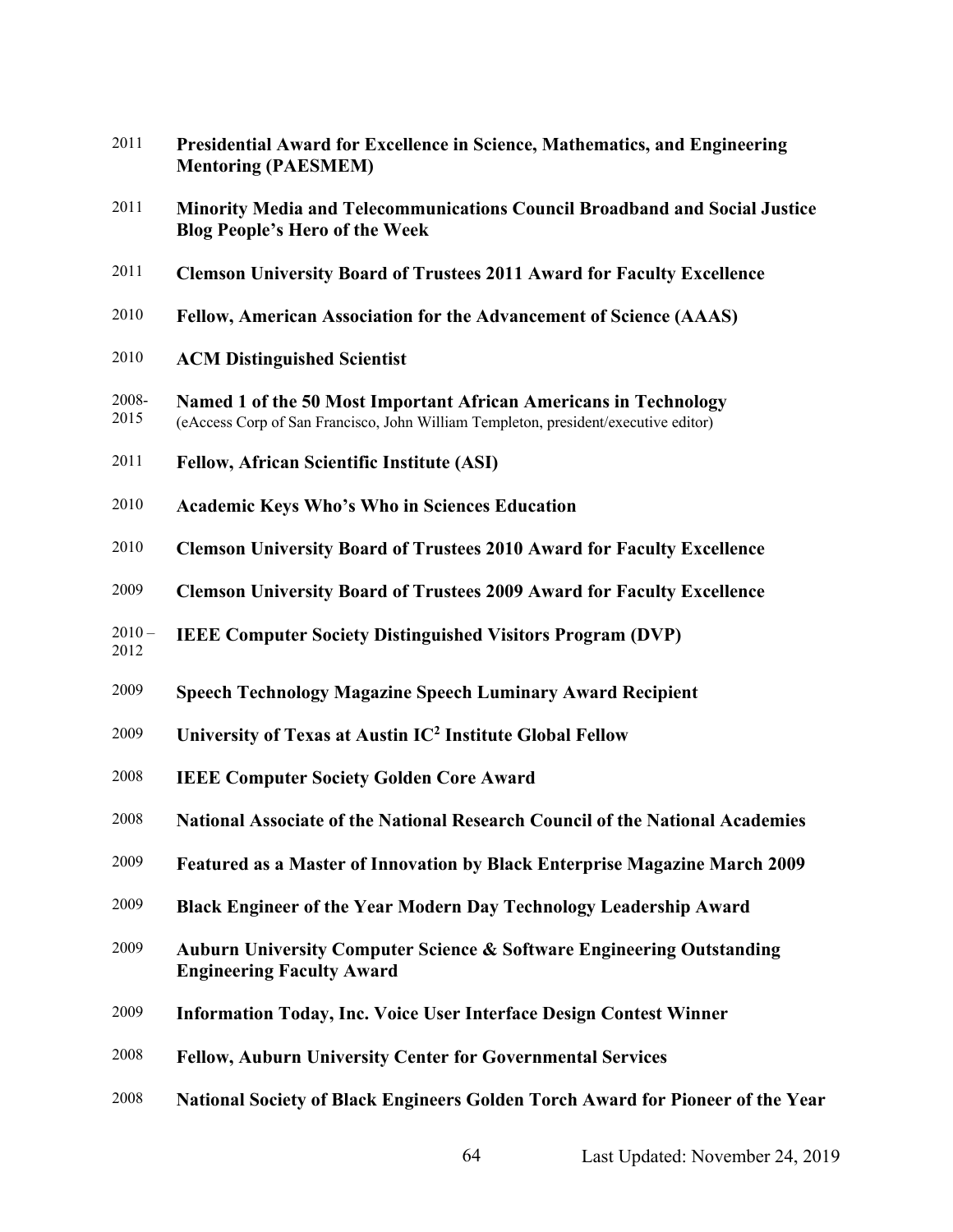2011 **Presidential Award for Excellence in Science, Mathematics, and Engineering Mentoring (PAESMEM)**

2011 **Minority Media and Telecommunications Council Broadband and Social Justice Blog People's Hero of the Week**

2011 **Clemson University Board of Trustees 2011 Award for Faculty Excellence**

2010 **Fellow, American Association for the Advancement of Science (AAAS)**

2010 **ACM Distinguished Scientist**

2008-2015 **Named 1 of the 50 Most Important African Americans in Technology**
(eAccess Corp of San Francisco, John William Templeton, president/executive editor)

2011 **Fellow, African Scientific Institute (ASI)**

2010 **Academic Keys Who's Who in Sciences Education**

2010 **Clemson University Board of Trustees 2010 Award for Faculty Excellence**

2009 **Clemson University Board of Trustees 2009 Award for Faculty Excellence**

2010 – 2012 **IEEE Computer Society Distinguished Visitors Program (DVP)**

2009 **Speech Technology Magazine Speech Luminary Award Recipient**

2009 **University of Texas at Austin $IC^2$ Institute Global Fellow**

2008 **IEEE Computer Society Golden Core Award**

2008 **National Associate of the National Research Council of the National Academies**

2009 **Featured as a Master of Innovation by Black Enterprise Magazine March 2009**

2009 **Black Engineer of the Year Modern Day Technology Leadership Award**

2009 **Auburn University Computer Science & Software Engineering Outstanding Engineering Faculty Award**

2009 **Information Today, Inc. Voice User Interface Design Contest Winner**

2008 **Fellow, Auburn University Center for Governmental Services**

2008 **National Society of Black Engineers Golden Torch Award for Pioneer of the Year**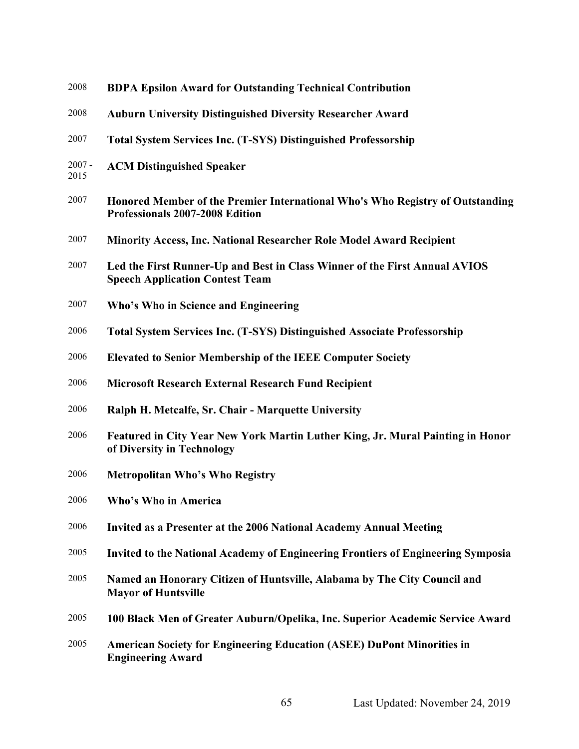2008 **BDPA Epsilon Award for Outstanding Technical Contribution**

2008 **Auburn University Distinguished Diversity Researcher Award**

2007 **Total System Services Inc. (T-SYS) Distinguished Professorship**

2007 - 2015 **ACM Distinguished Speaker**

2007 **Honored Member of the Premier International Who's Who Registry of Outstanding Professionals 2007-2008 Edition**

2007 **Minority Access, Inc. National Researcher Role Model Award Recipient**

2007 **Led the First Runner-Up and Best in Class Winner of the First Annual AVIOS Speech Application Contest Team**

2007 **Who's Who in Science and Engineering**

2006 **Total System Services Inc. (T-SYS) Distinguished Associate Professorship**

2006 **Elevated to Senior Membership of the IEEE Computer Society**

2006 **Microsoft Research External Research Fund Recipient**

2006 **Ralph H. Metcalfe, Sr. Chair - Marquette University**

2006 **Featured in City Year New York Martin Luther King, Jr. Mural Painting in Honor of Diversity in Technology**

2006 **Metropolitan Who's Who Registry**

2006 **Who's Who in America**

2006 **Invited as a Presenter at the 2006 National Academy Annual Meeting**

2005 **Invited to the National Academy of Engineering Frontiers of Engineering Symposia**

2005 **Named an Honorary Citizen of Huntsville, Alabama by The City Council and Mayor of Huntsville**

2005 **100 Black Men of Greater Auburn/Opelika, Inc. Superior Academic Service Award**

2005 **American Society for Engineering Education (ASEE) DuPont Minorities in Engineering Award**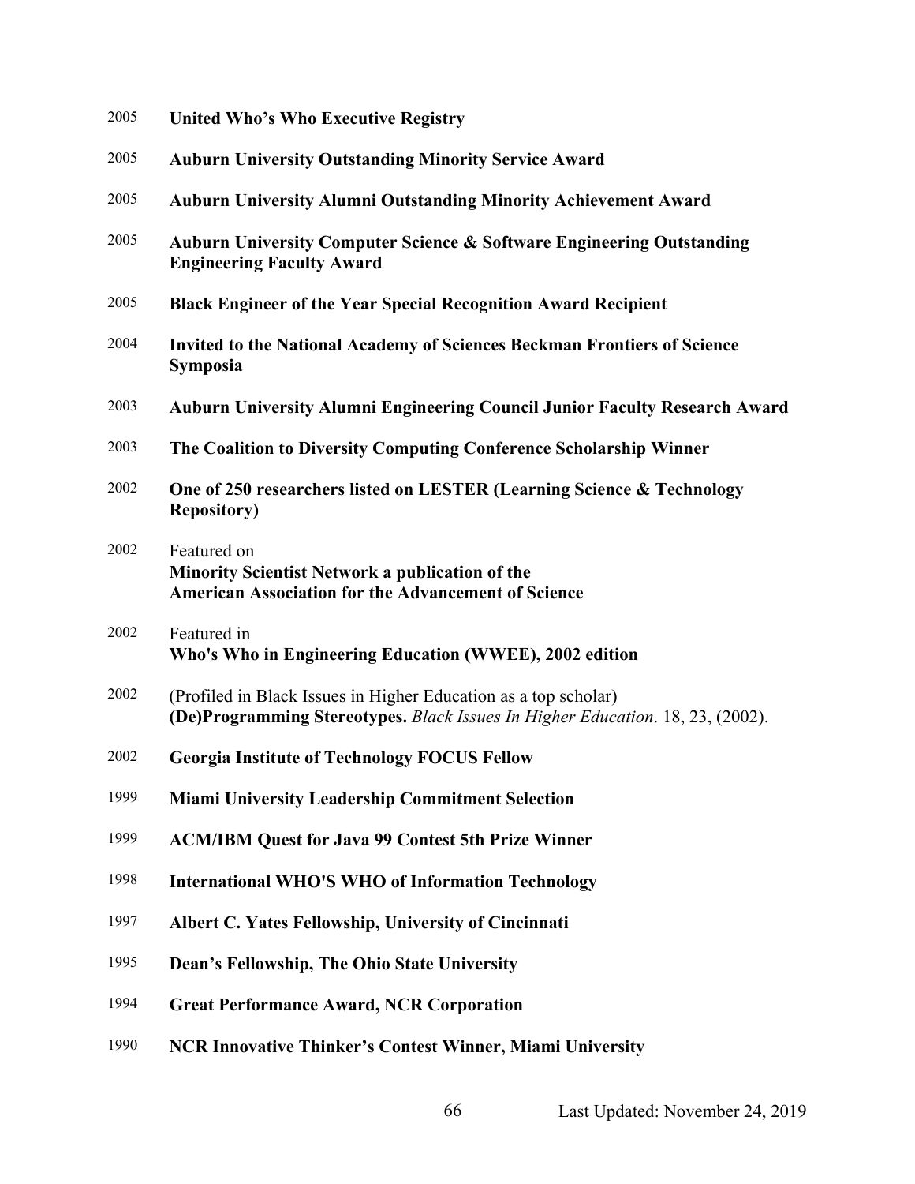2005 **United Who's Who Executive Registry**

2005 **Auburn University Outstanding Minority Service Award**

2005 **Auburn University Alumni Outstanding Minority Achievement Award**

2005 **Auburn University Computer Science & Software Engineering Outstanding Engineering Faculty Award**

2005 **Black Engineer of the Year Special Recognition Award Recipient**

2004 **Invited to the National Academy of Sciences Beckman Frontiers of Science Symposia**

2003 **Auburn University Alumni Engineering Council Junior Faculty Research Award**

2003 **The Coalition to Diversity Computing Conference Scholarship Winner**

2002 **One of 250 researchers listed on LESTER (Learning Science & Technology Repository)**

2002 Featured on
**Minority Scientist Network a publication of the American Association for the Advancement of Science**

2002 Featured in
**Who's Who in Engineering Education (WWEE), 2002 edition**

2002 (Profiled in Black Issues in Higher Education as a top scholar)
**(De)Programming Stereotypes.** *Black Issues In Higher Education*. 18, 23, (2002).

2002 **Georgia Institute of Technology FOCUS Fellow**

1999 **Miami University Leadership Commitment Selection**

1999 **ACM/IBM Quest for Java 99 Contest 5th Prize Winner**

1998 **International WHO'S WHO of Information Technology**

1997 **Albert C. Yates Fellowship, University of Cincinnati**

1995 **Dean's Fellowship, The Ohio State University**

1994 **Great Performance Award, NCR Corporation**

1990 **NCR Innovative Thinker's Contest Winner, Miami University**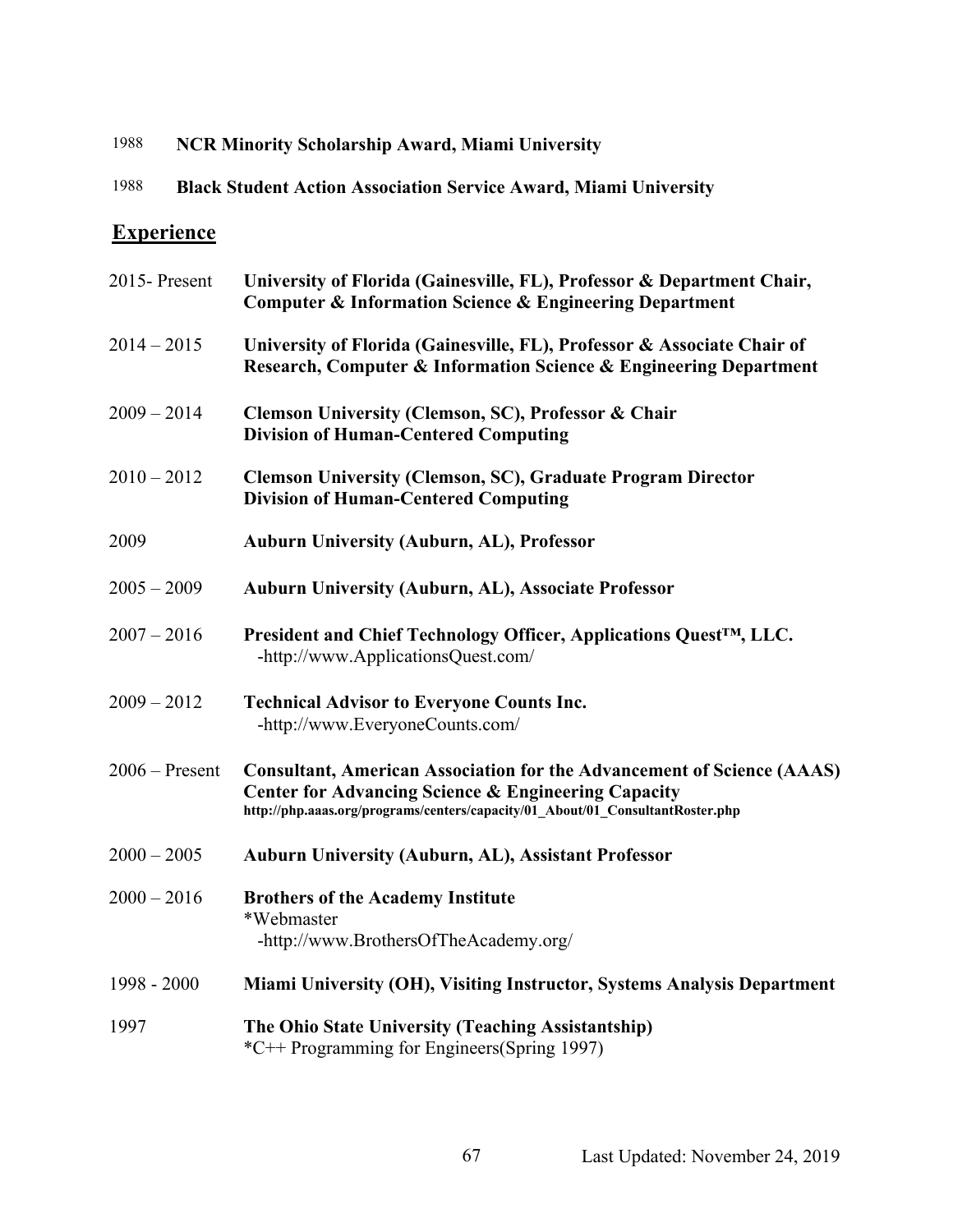1988 **NCR Minority Scholarship Award, Miami University**

1988 **Black Student Action Association Service Award, Miami University**

## Experience

2015- Present **University of Florida (Gainesville, FL), Professor & Department Chair, Computer & Information Science & Engineering Department**

2014 – 2015 **University of Florida (Gainesville, FL), Professor & Associate Chair of Research, Computer & Information Science & Engineering Department**

2009 – 2014 **Clemson University (Clemson, SC), Professor & Chair Division of Human-Centered Computing**

2010 – 2012 **Clemson University (Clemson, SC), Graduate Program Director Division of Human-Centered Computing**

2009 **Auburn University (Auburn, AL), Professor**

2005 – 2009 **Auburn University (Auburn, AL), Associate Professor**

2007 – 2016 **President and Chief Technology Officer, Applications Quest™, LLC.**
-http://www.ApplicationsQuest.com/

2009 – 2012 **Technical Advisor to Everyone Counts Inc.**
-http://www.EveryoneCounts.com/

2006 – Present **Consultant, American Association for the Advancement of Science (AAAS) Center for Advancing Science & Engineering Capacity**
**http://php.aaas.org/programs/centers/capacity/01_About/01_ConsultantRoster.php**

2000 – 2005 **Auburn University (Auburn, AL), Assistant Professor**

2000 – 2016 **Brothers of the Academy Institute**
*Webmaster
-http://www.BrothersOfTheAcademy.org/

1998 - 2000 **Miami University (OH), Visiting Instructor, Systems Analysis Department**

1997 **The Ohio State University (Teaching Assistantship)**
*C++ Programming for Engineers(Spring 1997)

Last Updated: November 24, 2019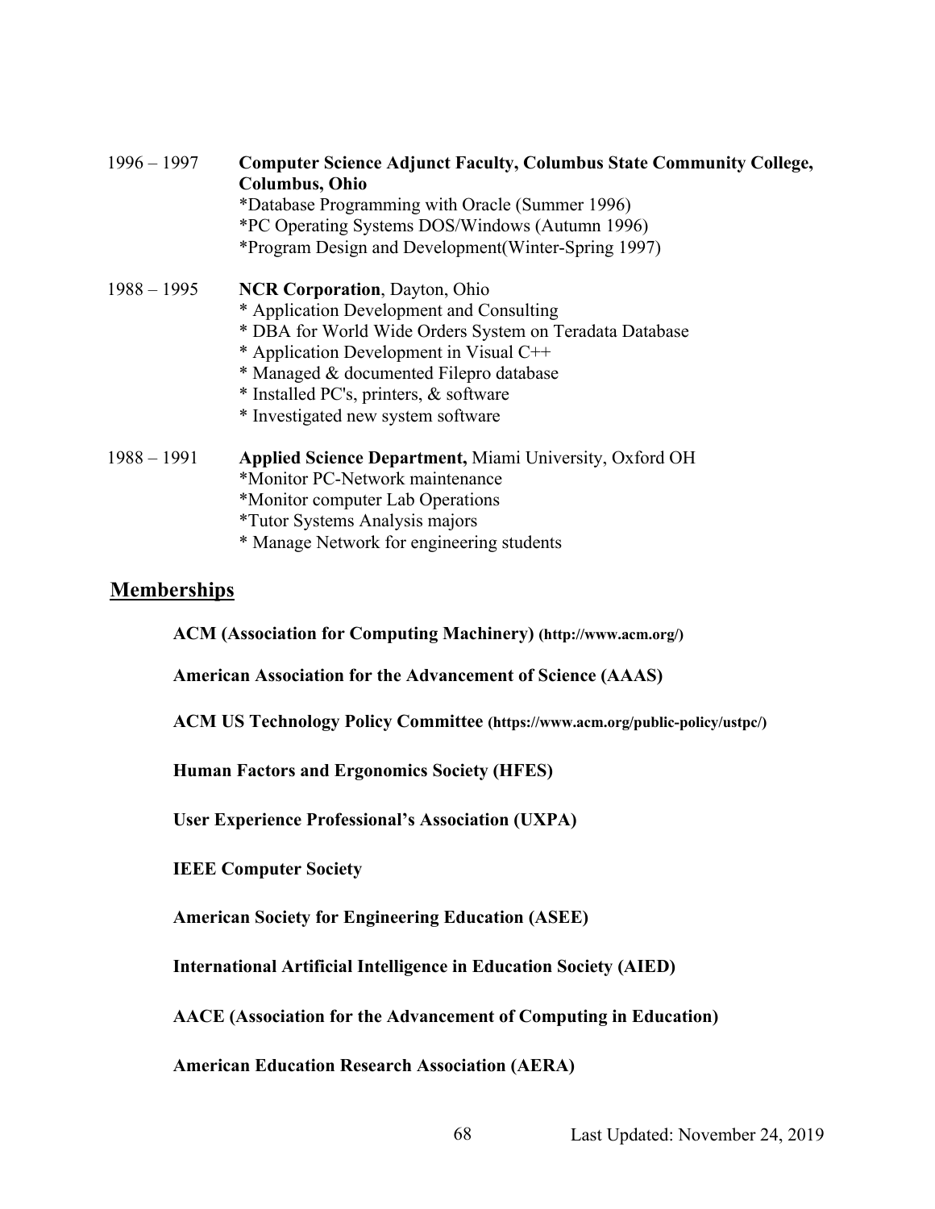1996 – 1997 **Computer Science Adjunct Faculty, Columbus State Community College, Columbus, Ohio**
*Database Programming with Oracle (Summer 1996)
*PC Operating Systems DOS/Windows (Autumn 1996)
*Program Design and Development(Winter-Spring 1997)

1988 – 1995 **NCR Corporation**, Dayton, Ohio
* Application Development and Consulting
* DBA for World Wide Orders System on Teradata Database
* Application Development in Visual C++
* Managed & documented Filepro database
* Installed PC's, printers, & software
* Investigated new system software

1988 – 1991 **Applied Science Department,** Miami University, Oxford OH
*Monitor PC-Network maintenance
*Monitor computer Lab Operations
*Tutor Systems Analysis majors
* Manage Network for engineering students

## Memberships

**ACM (Association for Computing Machinery) (http://www.acm.org/)**

**American Association for the Advancement of Science (AAAS)**

**ACM US Technology Policy Committee (https://www.acm.org/public-policy/ustpc/)**

**Human Factors and Ergonomics Society (HFES)**

**User Experience Professional's Association (UXPA)**

**IEEE Computer Society**

**American Society for Engineering Education (ASEE)**

**International Artificial Intelligence in Education Society (AIED)**

**AACE (Association for the Advancement of Computing in Education)**

**American Education Research Association (AERA)**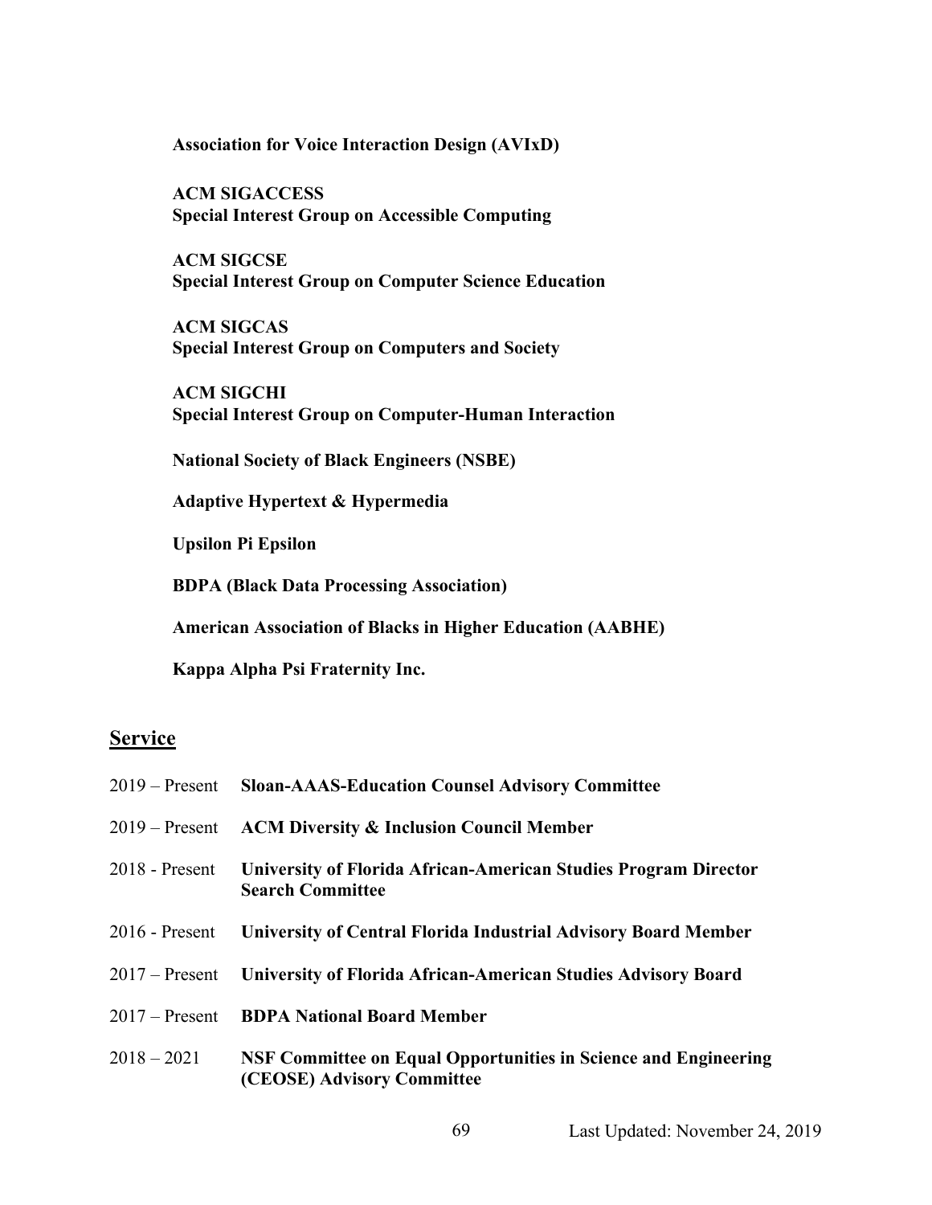**Association for Voice Interaction Design (AVIxD)**

**ACM SIGACCESS**
**Special Interest Group on Accessible Computing**

**ACM SIGCSE**
**Special Interest Group on Computer Science Education**

**ACM SIGCAS**
**Special Interest Group on Computers and Society**

**ACM SIGCHI**
**Special Interest Group on Computer-Human Interaction**

**National Society of Black Engineers (NSBE)**

**Adaptive Hypertext & Hypermedia**

**Upsilon Pi Epsilon**

**BDPA (Black Data Processing Association)**

**American Association of Blacks in Higher Education (AABHE)**

**Kappa Alpha Psi Fraternity Inc.**

## Service

2019 – Present **Sloan-AAAS-Education Counsel Advisory Committee**

2019 – Present **ACM Diversity & Inclusion Council Member**

2018 - Present **University of Florida African-American Studies Program Director Search Committee**

2016 - Present **University of Central Florida Industrial Advisory Board Member**

2017 – Present **University of Florida African-American Studies Advisory Board**

2017 – Present **BDPA National Board Member**

2018 – 2021 **NSF Committee on Equal Opportunities in Science and Engineering (CEOSE) Advisory Committee**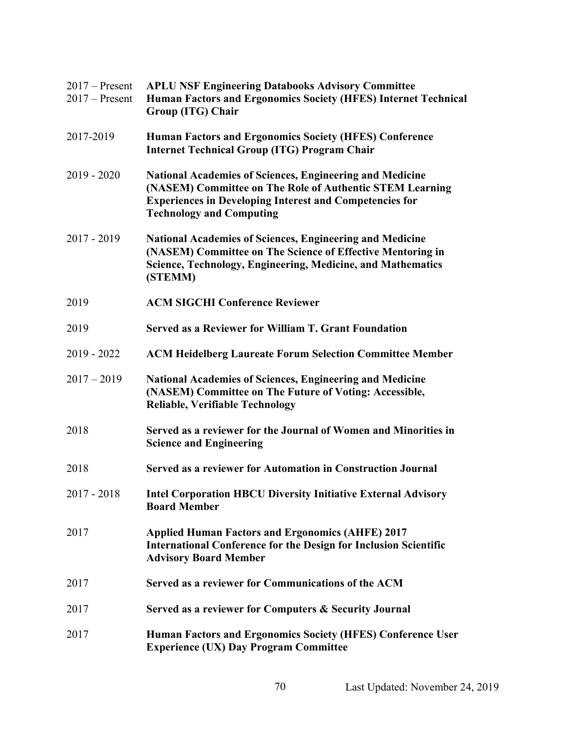| | |
|---|---|
| 2017 – Present | **APLU NSF Engineering Databooks Advisory Committee** |
| 2017 – Present | **Human Factors and Ergonomics Society (HFES) Internet Technical Group (ITG) Chair** |
| 2017-2019 | **Human Factors and Ergonomics Society (HFES) Conference Internet Technical Group (ITG) Program Chair** |
| 2019 - 2020 | **National Academies of Sciences, Engineering and Medicine (NASEM) Committee on The Role of Authentic STEM Learning Experiences in Developing Interest and Competencies for Technology and Computing** |
| 2017 - 2019 | **National Academies of Sciences, Engineering and Medicine (NASEM) Committee on The Science of Effective Mentoring in Science, Technology, Engineering, Medicine, and Mathematics (STEMM)** |
| 2019 | **ACM SIGCHI Conference Reviewer** |
| 2019 | **Served as a Reviewer for William T. Grant Foundation** |
| 2019 - 2022 | **ACM Heidelberg Laureate Forum Selection Committee Member** |
| 2017 – 2019 | **National Academies of Sciences, Engineering and Medicine (NASEM) Committee on The Future of Voting: Accessible, Reliable, Verifiable Technology** |
| 2018 | **Served as a reviewer for the Journal of Women and Minorities in Science and Engineering** |
| 2018 | **Served as a reviewer for Automation in Construction Journal** |
| 2017 - 2018 | **Intel Corporation HBCU Diversity Initiative External Advisory Board Member** |
| 2017 | **Applied Human Factors and Ergonomics (AHFE) 2017 International Conference for the Design for Inclusion Scientific Advisory Board Member** |
| 2017 | **Served as a reviewer for Communications of the ACM** |
| 2017 | **Served as a reviewer for Computers & Security Journal** |
| 2017 | **Human Factors and Ergonomics Society (HFES) Conference User Experience (UX) Day Program Committee** |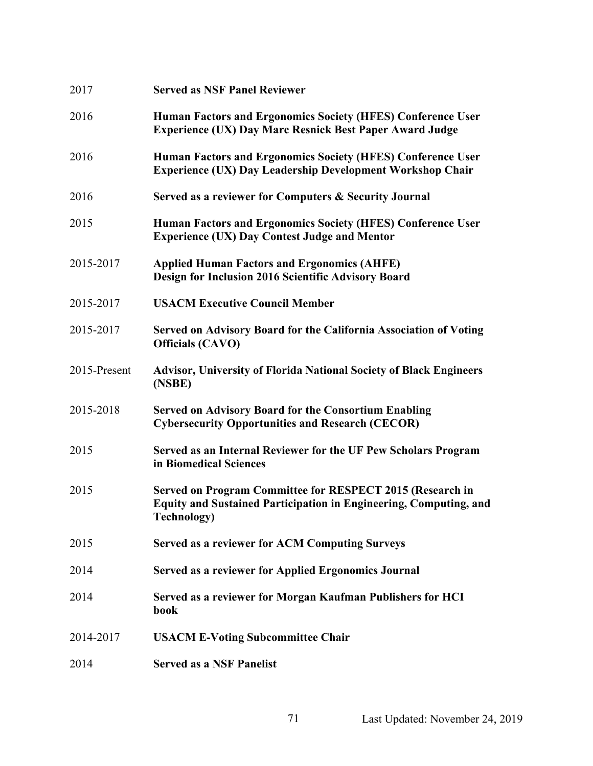| | |
|---|---|
| 2017 | **Served as NSF Panel Reviewer** |
| 2016 | **Human Factors and Ergonomics Society (HFES) Conference User Experience (UX) Day Marc Resnick Best Paper Award Judge** |
| 2016 | **Human Factors and Ergonomics Society (HFES) Conference User Experience (UX) Day Leadership Development Workshop Chair** |
| 2016 | **Served as a reviewer for Computers & Security Journal** |
| 2015 | **Human Factors and Ergonomics Society (HFES) Conference User Experience (UX) Day Contest Judge and Mentor** |
| 2015-2017 | **Applied Human Factors and Ergonomics (AHFE) Design for Inclusion 2016 Scientific Advisory Board** |
| 2015-2017 | **USACM Executive Council Member** |
| 2015-2017 | **Served on Advisory Board for the California Association of Voting Officials (CAVO)** |
| 2015-Present | **Advisor, University of Florida National Society of Black Engineers (NSBE)** |
| 2015-2018 | **Served on Advisory Board for the Consortium Enabling Cybersecurity Opportunities and Research (CECOR)** |
| 2015 | **Served as an Internal Reviewer for the UF Pew Scholars Program in Biomedical Sciences** |
| 2015 | **Served on Program Committee for RESPECT 2015 (Research in Equity and Sustained Participation in Engineering, Computing, and Technology)** |
| 2015 | **Served as a reviewer for ACM Computing Surveys** |
| 2014 | **Served as a reviewer for Applied Ergonomics Journal** |
| 2014 | **Served as a reviewer for Morgan Kaufman Publishers for HCI book** |
| 2014-2017 | **USACM E-Voting Subcommittee Chair** |
| 2014 | **Served as a NSF Panelist** |

Last Updated: November 24, 2019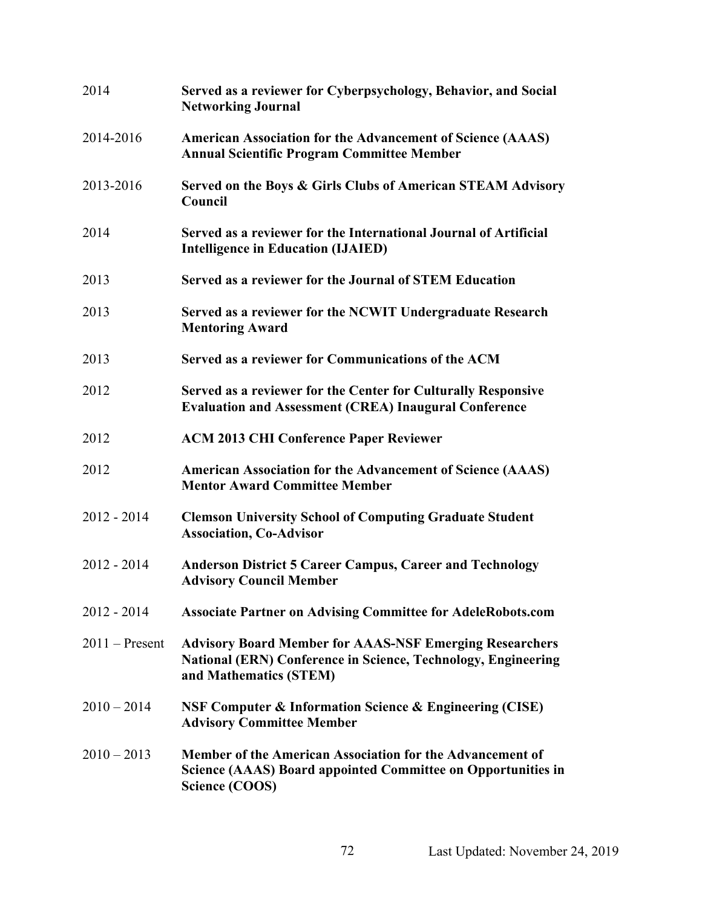2014 **Served as a reviewer for Cyberpsychology, Behavior, and Social Networking Journal**

2014-2016 **American Association for the Advancement of Science (AAAS) Annual Scientific Program Committee Member**

2013-2016 **Served on the Boys & Girls Clubs of American STEAM Advisory Council**

2014 **Served as a reviewer for the International Journal of Artificial Intelligence in Education (IJAIED)**

2013 **Served as a reviewer for the Journal of STEM Education**

2013 **Served as a reviewer for the NCWIT Undergraduate Research Mentoring Award**

2013 **Served as a reviewer for Communications of the ACM**

2012 **Served as a reviewer for the Center for Culturally Responsive Evaluation and Assessment (CREA) Inaugural Conference**

2012 **ACM 2013 CHI Conference Paper Reviewer**

2012 **American Association for the Advancement of Science (AAAS) Mentor Award Committee Member**

2012 - 2014 **Clemson University School of Computing Graduate Student Association, Co-Advisor**

2012 - 2014 **Anderson District 5 Career Campus, Career and Technology Advisory Council Member**

2012 - 2014 **Associate Partner on Advising Committee for AdeleRobots.com**

2011 – Present **Advisory Board Member for AAAS-NSF Emerging Researchers National (ERN) Conference in Science, Technology, Engineering and Mathematics (STEM)**

2010 – 2014 **NSF Computer & Information Science & Engineering (CISE) Advisory Committee Member**

2010 – 2013 **Member of the American Association for the Advancement of Science (AAAS) Board appointed Committee on Opportunities in Science (COOS)**

Last Updated: November 24, 2019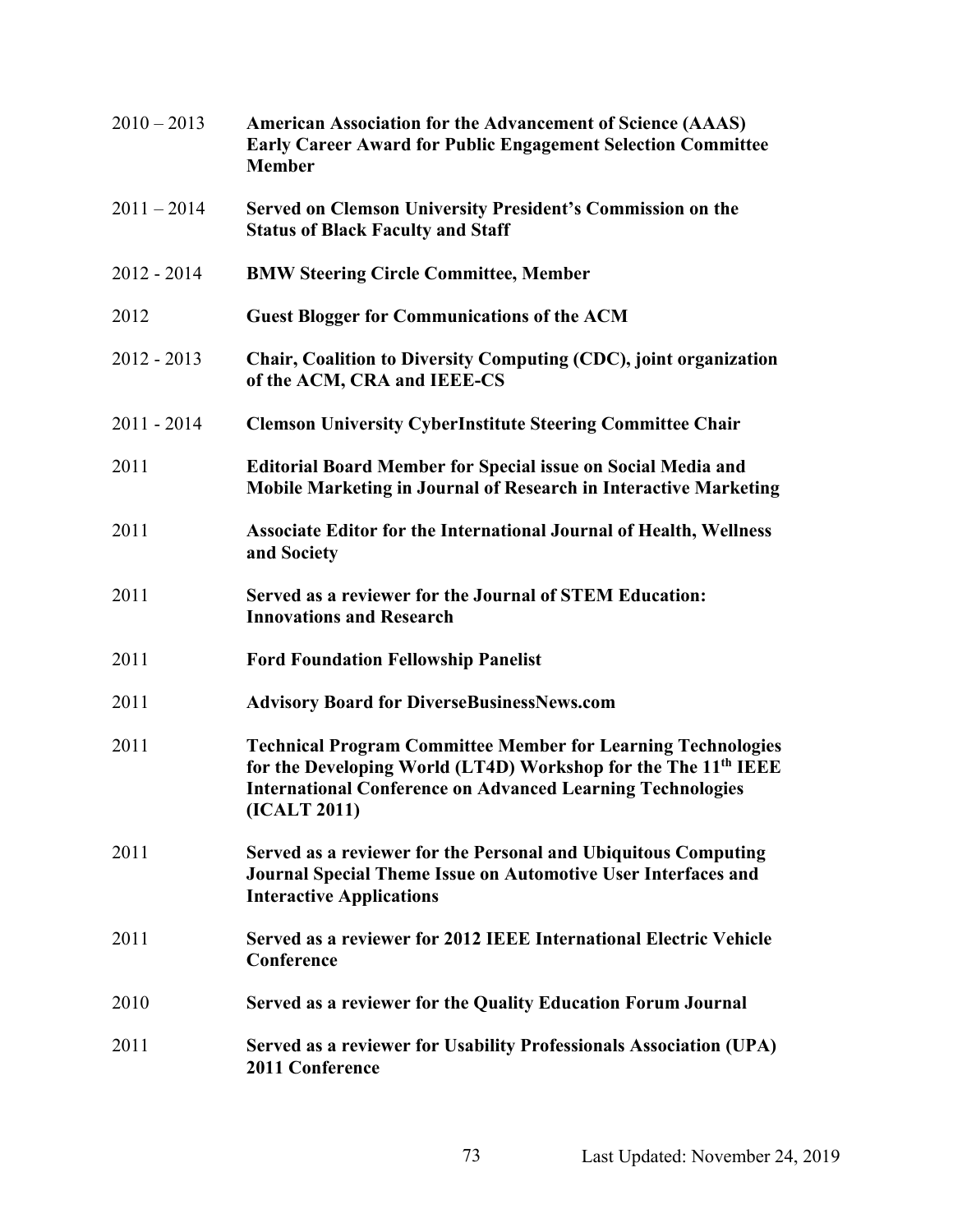2010 – 2013 **American Association for the Advancement of Science (AAAS) Early Career Award for Public Engagement Selection Committee Member**

2011 – 2014 **Served on Clemson University President's Commission on the Status of Black Faculty and Staff**

2012 - 2014 **BMW Steering Circle Committee, Member**

2012 **Guest Blogger for Communications of the ACM**

2012 - 2013 **Chair, Coalition to Diversity Computing (CDC), joint organization of the ACM, CRA and IEEE-CS**

2011 - 2014 **Clemson University CyberInstitute Steering Committee Chair**

2011 **Editorial Board Member for Special issue on Social Media and Mobile Marketing in Journal of Research in Interactive Marketing**

2011 **Associate Editor for the International Journal of Health, Wellness and Society**

2011 **Served as a reviewer for the Journal of STEM Education: Innovations and Research**

2011 **Ford Foundation Fellowship Panelist**

2011 **Advisory Board for DiverseBusinessNews.com**

2011 **Technical Program Committee Member for Learning Technologies for the Developing World (LT4D) Workshop for the The 11th IEEE International Conference on Advanced Learning Technologies (ICALT 2011)**

2011 **Served as a reviewer for the Personal and Ubiquitous Computing Journal Special Theme Issue on Automotive User Interfaces and Interactive Applications**

2011 **Served as a reviewer for 2012 IEEE International Electric Vehicle Conference**

2010 **Served as a reviewer for the Quality Education Forum Journal**

2011 **Served as a reviewer for Usability Professionals Association (UPA) 2011 Conference**

Last Updated: November 24, 2019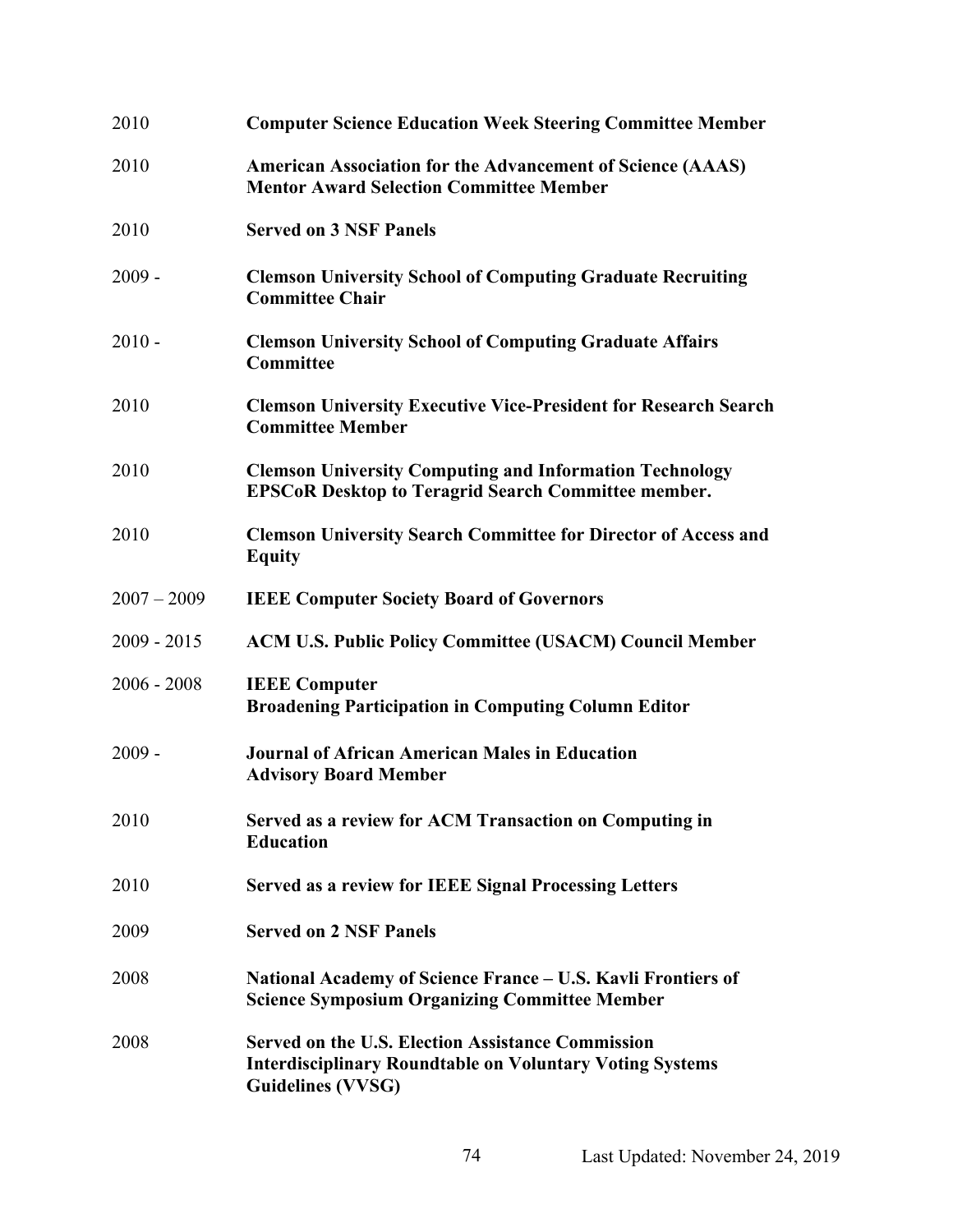| | |
|---|---|
| 2010 | **Computer Science Education Week Steering Committee Member** |
| 2010 | **American Association for the Advancement of Science (AAAS) Mentor Award Selection Committee Member** |
| 2010 | **Served on 3 NSF Panels** |
| 2009 - | **Clemson University School of Computing Graduate Recruiting Committee Chair** |
| 2010 - | **Clemson University School of Computing Graduate Affairs Committee** |
| 2010 | **Clemson University Executive Vice-President for Research Search Committee Member** |
| 2010 | **Clemson University Computing and Information Technology EPSCoR Desktop to Teragrid Search Committee member.** |
| 2010 | **Clemson University Search Committee for Director of Access and Equity** |
| 2007 – 2009 | **IEEE Computer Society Board of Governors** |
| 2009 - 2015 | **ACM U.S. Public Policy Committee (USACM) Council Member** |
| 2006 - 2008 | **IEEE Computer**<br>**Broadening Participation in Computing Column Editor** |
| 2009 - | **Journal of African American Males in Education**<br>**Advisory Board Member** |
| 2010 | **Served as a review for ACM Transaction on Computing in Education** |
| 2010 | **Served as a review for IEEE Signal Processing Letters** |
| 2009 | **Served on 2 NSF Panels** |
| 2008 | **National Academy of Science France – U.S. Kavli Frontiers of Science Symposium Organizing Committee Member** |
| 2008 | **Served on the U.S. Election Assistance Commission Interdisciplinary Roundtable on Voluntary Voting Systems Guidelines (VVSG)** |

Last Updated: November 24, 2019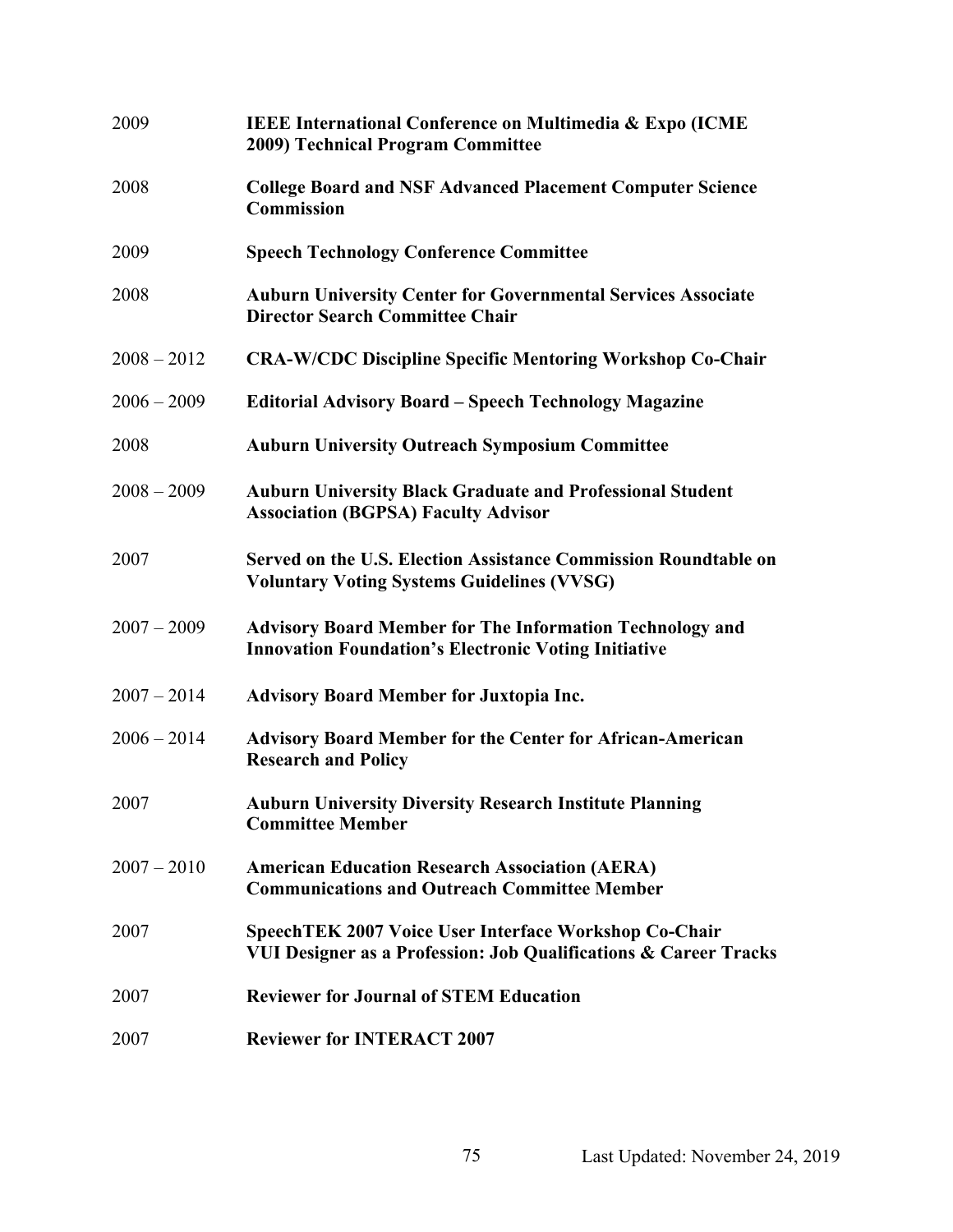| | |
|---|---|
| 2009 | **IEEE International Conference on Multimedia & Expo (ICME 2009) Technical Program Committee** |
| 2008 | **College Board and NSF Advanced Placement Computer Science Commission** |
| 2009 | **Speech Technology Conference Committee** |
| 2008 | **Auburn University Center for Governmental Services Associate Director Search Committee Chair** |
| 2008 – 2012 | **CRA-W/CDC Discipline Specific Mentoring Workshop Co-Chair** |
| 2006 – 2009 | **Editorial Advisory Board – Speech Technology Magazine** |
| 2008 | **Auburn University Outreach Symposium Committee** |
| 2008 – 2009 | **Auburn University Black Graduate and Professional Student Association (BGPSA) Faculty Advisor** |
| 2007 | **Served on the U.S. Election Assistance Commission Roundtable on Voluntary Voting Systems Guidelines (VVSG)** |
| 2007 – 2009 | **Advisory Board Member for The Information Technology and Innovation Foundation's Electronic Voting Initiative** |
| 2007 – 2014 | **Advisory Board Member for Juxtopia Inc.** |
| 2006 – 2014 | **Advisory Board Member for the Center for African-American Research and Policy** |
| 2007 | **Auburn University Diversity Research Institute Planning Committee Member** |
| 2007 – 2010 | **American Education Research Association (AERA) Communications and Outreach Committee Member** |
| 2007 | **SpeechTEK 2007 Voice User Interface Workshop Co-Chair VUI Designer as a Profession: Job Qualifications & Career Tracks** |
| 2007 | **Reviewer for Journal of STEM Education** |
| 2007 | **Reviewer for INTERACT 2007** |

Last Updated: November 24, 2019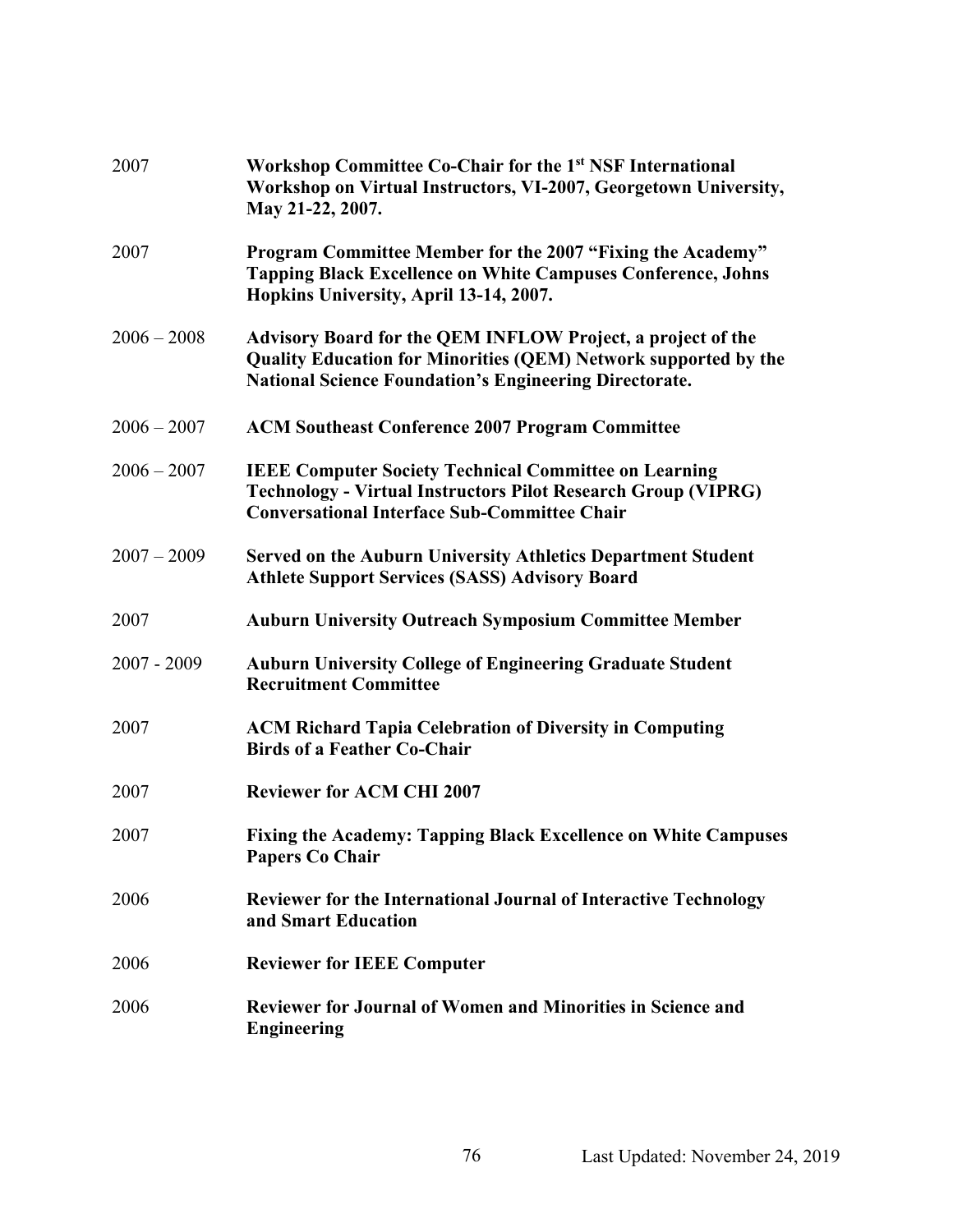| | |
|---|---|
| 2007 | **Workshop Committee Co-Chair for the 1st NSF International Workshop on Virtual Instructors, VI-2007, Georgetown University, May 21-22, 2007.** |
| 2007 | **Program Committee Member for the 2007 "Fixing the Academy" Tapping Black Excellence on White Campuses Conference, Johns Hopkins University, April 13-14, 2007.** |
| 2006 – 2008 | **Advisory Board for the QEM INFLOW Project, a project of the Quality Education for Minorities (QEM) Network supported by the National Science Foundation's Engineering Directorate.** |
| 2006 – 2007 | **ACM Southeast Conference 2007 Program Committee** |
| 2006 – 2007 | **IEEE Computer Society Technical Committee on Learning Technology - Virtual Instructors Pilot Research Group (VIPRG) Conversational Interface Sub-Committee Chair** |
| 2007 – 2009 | **Served on the Auburn University Athletics Department Student Athlete Support Services (SASS) Advisory Board** |
| 2007 | **Auburn University Outreach Symposium Committee Member** |
| 2007 - 2009 | **Auburn University College of Engineering Graduate Student Recruitment Committee** |
| 2007 | **ACM Richard Tapia Celebration of Diversity in Computing Birds of a Feather Co-Chair** |
| 2007 | **Reviewer for ACM CHI 2007** |
| 2007 | **Fixing the Academy: Tapping Black Excellence on White Campuses Papers Co Chair** |
| 2006 | **Reviewer for the International Journal of Interactive Technology and Smart Education** |
| 2006 | **Reviewer for IEEE Computer** |
| 2006 | **Reviewer for Journal of Women and Minorities in Science and Engineering** |

Last Updated: November 24, 2019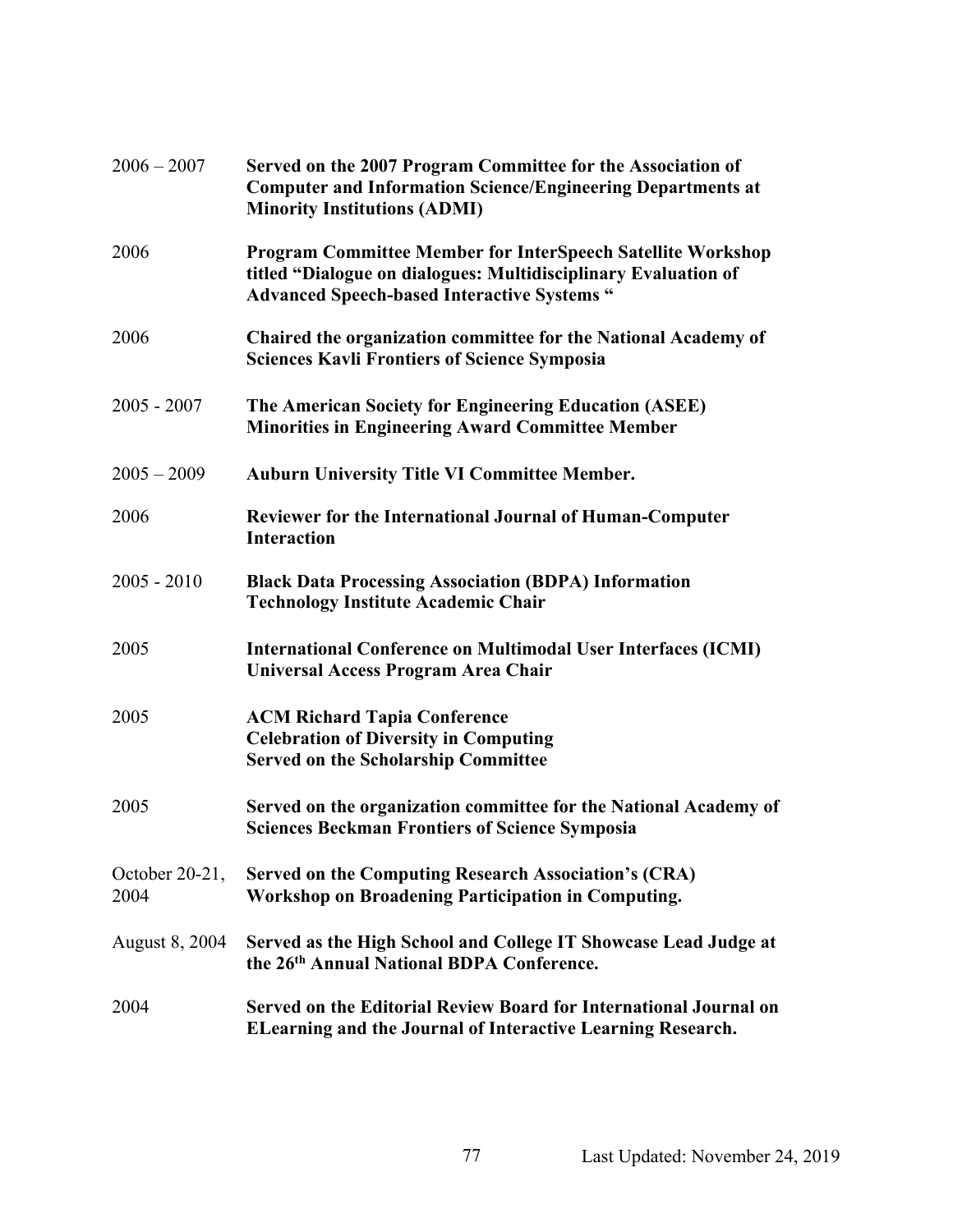| | |
|---|---|
| 2006 – 2007 | **Served on the 2007 Program Committee for the Association of Computer and Information Science/Engineering Departments at Minority Institutions (ADMI)** |
| 2006 | **Program Committee Member for InterSpeech Satellite Workshop titled "Dialogue on dialogues: Multidisciplinary Evaluation of Advanced Speech-based Interactive Systems "** |
| 2006 | **Chaired the organization committee for the National Academy of Sciences Kavli Frontiers of Science Symposia** |
| 2005 - 2007 | **The American Society for Engineering Education (ASEE) Minorities in Engineering Award Committee Member** |
| 2005 – 2009 | **Auburn University Title VI Committee Member.** |
| 2006 | **Reviewer for the International Journal of Human-Computer Interaction** |
| 2005 - 2010 | **Black Data Processing Association (BDPA) Information Technology Institute Academic Chair** |
| 2005 | **International Conference on Multimodal User Interfaces (ICMI) Universal Access Program Area Chair** |
| 2005 | **ACM Richard Tapia Conference**<br>**Celebration of Diversity in Computing**<br>**Served on the Scholarship Committee** |
| 2005 | **Served on the organization committee for the National Academy of Sciences Beckman Frontiers of Science Symposia** |
| October 20-21, 2004 | **Served on the Computing Research Association's (CRA) Workshop on Broadening Participation in Computing.** |
| August 8, 2004 | **Served as the High School and College IT Showcase Lead Judge at the 26th Annual National BDPA Conference.** |
| 2004 | **Served on the Editorial Review Board for International Journal on ELearning and the Journal of Interactive Learning Research.** |

Last Updated: November 24, 2019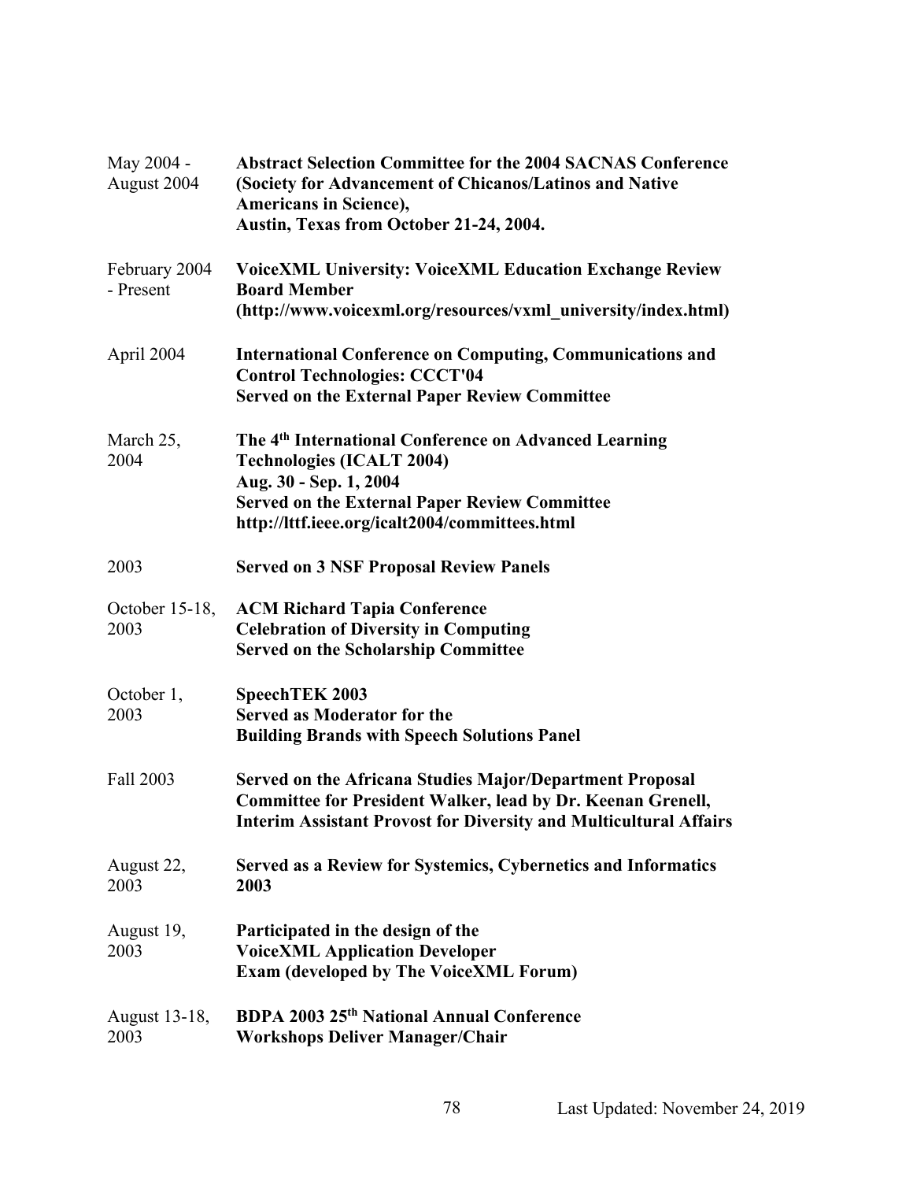| | |
|---|---|
| May 2004 - August 2004 | **Abstract Selection Committee for the 2004 SACNAS Conference (Society for Advancement of Chicanos/Latinos and Native Americans in Science), Austin, Texas from October 21-24, 2004.** |
| February 2004 - Present | **VoiceXML University: VoiceXML Education Exchange Review Board Member (http://www.voicexml.org/resources/vxml_university/index.html)** |
| April 2004 | **International Conference on Computing, Communications and Control Technologies: CCCT'04**<br>**Served on the External Paper Review Committee** |
| March 25, 2004 | **The 4th International Conference on Advanced Learning Technologies (ICALT 2004)**<br>**Aug. 30 - Sep. 1, 2004**<br>**Served on the External Paper Review Committee**<br>**http://lttf.ieee.org/icalt2004/committees.html** |
| 2003 | **Served on 3 NSF Proposal Review Panels** |
| October 15-18, 2003 | **ACM Richard Tapia Conference**<br>**Celebration of Diversity in Computing**<br>**Served on the Scholarship Committee** |
| October 1, 2003 | **SpeechTEK 2003**<br>**Served as Moderator for the**<br>**Building Brands with Speech Solutions Panel** |
| Fall 2003 | **Served on the Africana Studies Major/Department Proposal Committee for President Walker, lead by Dr. Keenan Grenell, Interim Assistant Provost for Diversity and Multicultural Affairs** |
| August 22, 2003 | **Served as a Review for Systemics, Cybernetics and Informatics 2003** |
| August 19, 2003 | **Participated in the design of the**<br>**VoiceXML Application Developer**<br>**Exam (developed by The VoiceXML Forum)** |
| August 13-18, 2003 | **BDPA 2003 25th National Annual Conference**<br>**Workshops Deliver Manager/Chair** |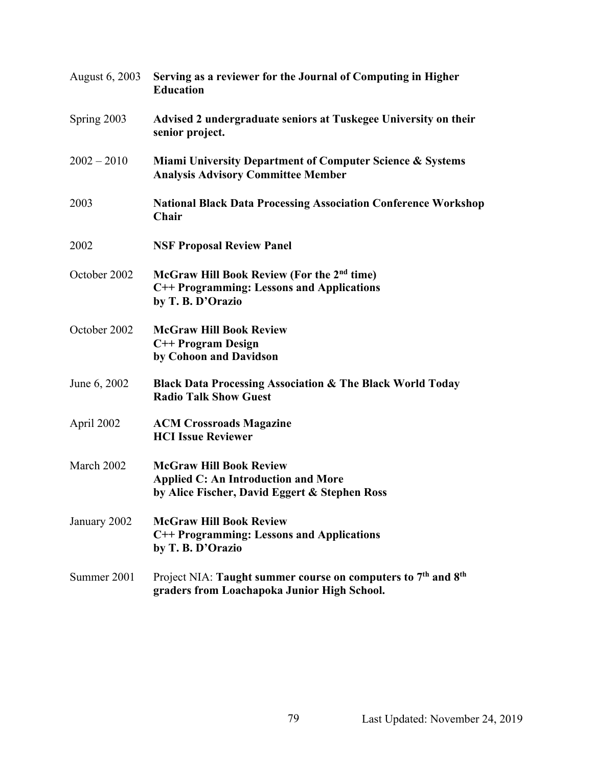August 6, 2003 **Serving as a reviewer for the Journal of Computing in Higher Education**

Spring 2003 **Advised 2 undergraduate seniors at Tuskegee University on their senior project.**

2002 – 2010 **Miami University Department of Computer Science & Systems Analysis Advisory Committee Member**

2003 **National Black Data Processing Association Conference Workshop Chair**

2002 **NSF Proposal Review Panel**

October 2002 **McGraw Hill Book Review (For the 2nd time)**
**C++ Programming: Lessons and Applications**
**by T. B. D'Orazio**

October 2002 **McGraw Hill Book Review**
**C++ Program Design**
**by Cohoon and Davidson**

June 6, 2002 **Black Data Processing Association & The Black World Today Radio Talk Show Guest**

April 2002 **ACM Crossroads Magazine**
**HCI Issue Reviewer**

March 2002 **McGraw Hill Book Review**
**Applied C: An Introduction and More**
**by Alice Fischer, David Eggert & Stephen Ross**

January 2002 **McGraw Hill Book Review**
**C++ Programming: Lessons and Applications**
**by T. B. D'Orazio**

Summer 2001 Project NIA: **Taught summer course on computers to 7th and 8th graders from Loachapoka Junior High School.**

Last Updated: November 24, 2019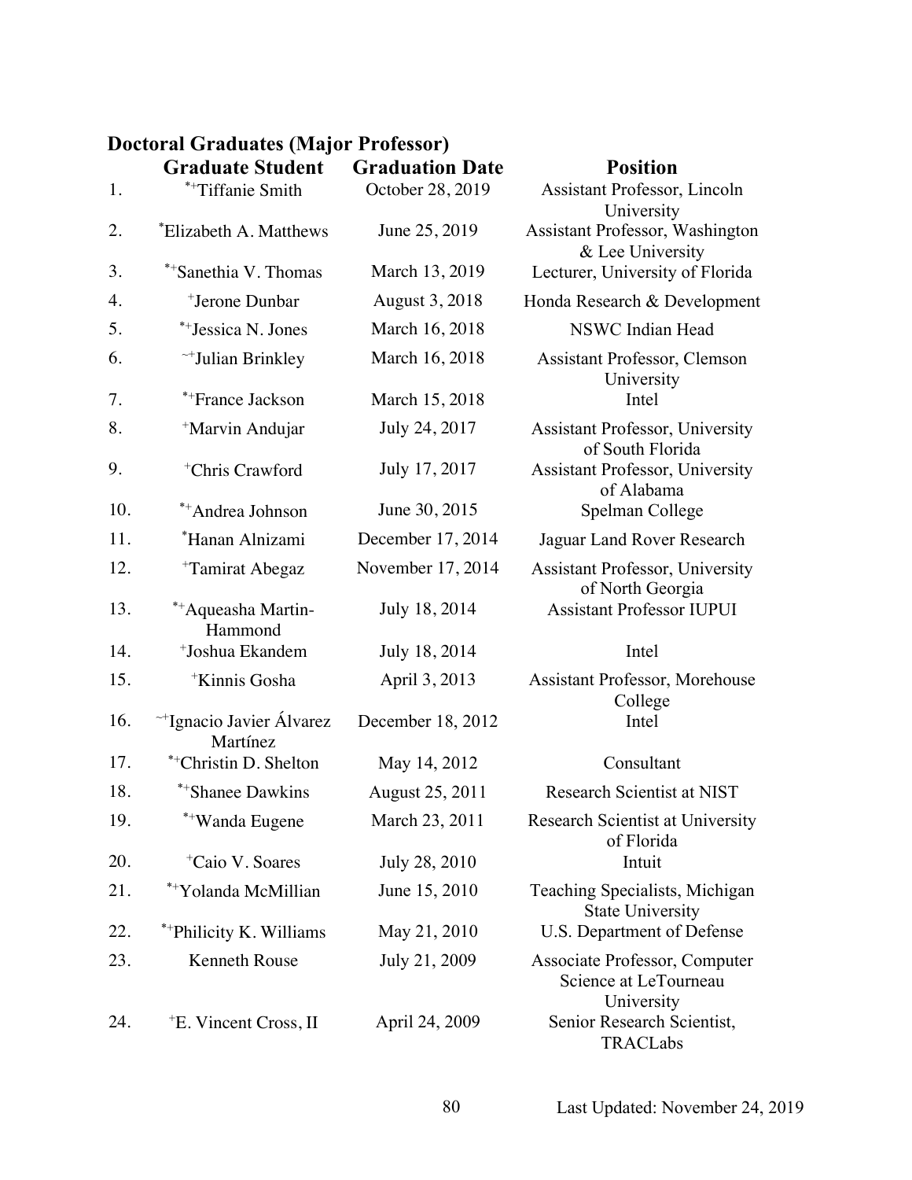### Doctoral Graduates (Major Professor)

| | Graduate Student | Graduation Date | Position |
|---|---|---|---|
| 1. | *+Tiffanie Smith | October 28, 2019 | Assistant Professor, Lincoln University |
| 2. | *Elizabeth A. Matthews | June 25, 2019 | Assistant Professor, Washington & Lee University |
| 3. | *+Sanethia V. Thomas | March 13, 2019 | Lecturer, University of Florida |
| 4. | +Jerone Dunbar | August 3, 2018 | Honda Research & Development |
| 5. | *+Jessica N. Jones | March 16, 2018 | NSWC Indian Head |
| 6. | ~+Julian Brinkley | March 16, 2018 | Assistant Professor, Clemson University |
| 7. | *+France Jackson | March 15, 2018 | Intel |
| 8. | +Marvin Andujar | July 24, 2017 | Assistant Professor, University of South Florida |
| 9. | +Chris Crawford | July 17, 2017 | Assistant Professor, University of Alabama |
| 10. | *+Andrea Johnson | June 30, 2015 | Spelman College |
| 11. | *Hanan Alnizami | December 17, 2014 | Jaguar Land Rover Research |
| 12. | +Tamirat Abegaz | November 17, 2014 | Assistant Professor, University of North Georgia |
| 13. | *+Aqueasha Martin-Hammond | July 18, 2014 | Assistant Professor IUPUI |
| 14. | +Joshua Ekandem | July 18, 2014 | Intel |
| 15. | +Kinnis Gosha | April 3, 2013 | Assistant Professor, Morehouse College |
| 16. | ~+Ignacio Javier Álvarez Martínez | December 18, 2012 | Intel |
| 17. | *+Christin D. Shelton | May 14, 2012 | Consultant |
| 18. | *+Shanee Dawkins | August 25, 2011 | Research Scientist at NIST |
| 19. | *+Wanda Eugene | March 23, 2011 | Research Scientist at University of Florida |
| 20. | +Caio V. Soares | July 28, 2010 | Intuit |
| 21. | *+Yolanda McMillian | June 15, 2010 | Teaching Specialists, Michigan State University |
| 22. | *+Philicity K. Williams | May 21, 2010 | U.S. Department of Defense |
| 23. | Kenneth Rouse | July 21, 2009 | Associate Professor, Computer Science at LeTourneau University |
| 24. | +E. Vincent Cross, II | April 24, 2009 | Senior Research Scientist, TRACLabs |

Last Updated: November 24, 2019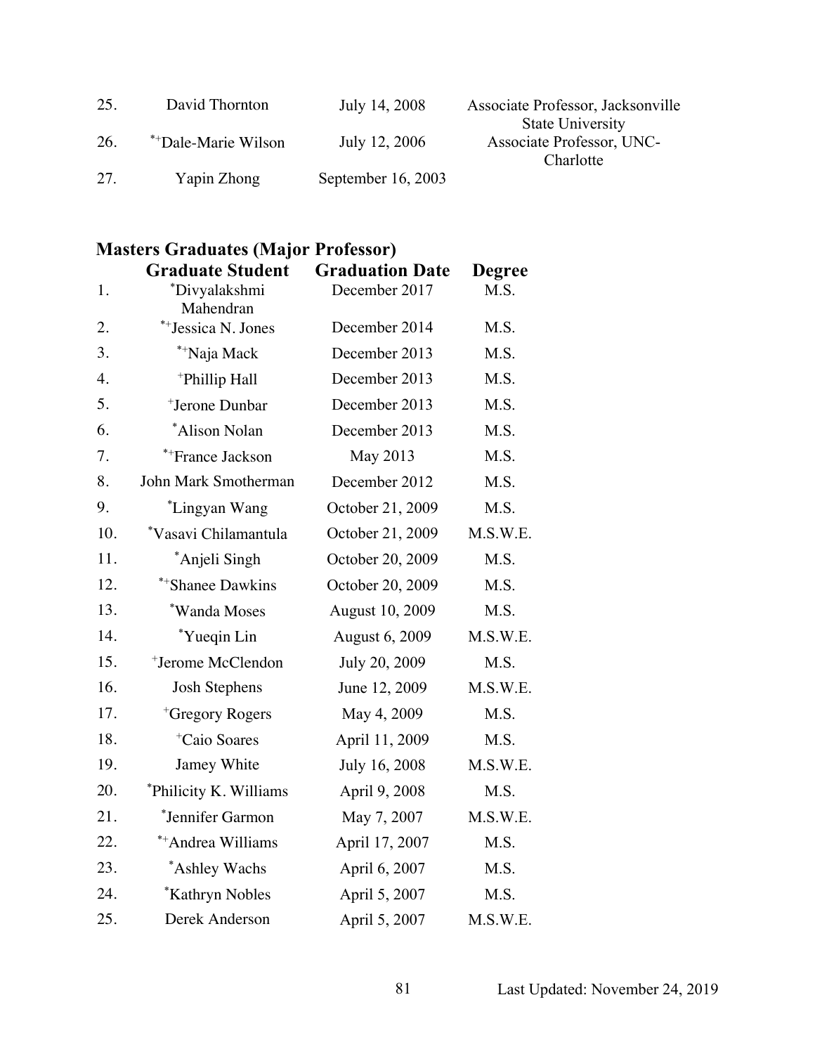| | | | |
|---|---|---|---|
| 25. | David Thornton | July 14, 2008 | Associate Professor, Jacksonville State University |
| 26. | *+Dale-Marie Wilson | July 12, 2006 | Associate Professor, UNC-Charlotte |
| 27. | Yapin Zhong | September 16, 2003 | |

## Masters Graduates (Major Professor)

| | Graduate Student | Graduation Date | Degree |
|---|---|---|---|
| 1. | *Divyalakshmi Mahendran | December 2017 | M.S. |
| 2. | *+Jessica N. Jones | December 2014 | M.S. |
| 3. | *+Naja Mack | December 2013 | M.S. |
| 4. | +Phillip Hall | December 2013 | M.S. |
| 5. | +Jerone Dunbar | December 2013 | M.S. |
| 6. | *Alison Nolan | December 2013 | M.S. |
| 7. | *+France Jackson | May 2013 | M.S. |
| 8. | John Mark Smotherman | December 2012 | M.S. |
| 9. | *Lingyan Wang | October 21, 2009 | M.S. |
| 10. | *Vasavi Chilamantula | October 21, 2009 | M.S.W.E. |
| 11. | *Anjeli Singh | October 20, 2009 | M.S. |
| 12. | *+Shanee Dawkins | October 20, 2009 | M.S. |
| 13. | *Wanda Moses | August 10, 2009 | M.S. |
| 14. | *Yueqin Lin | August 6, 2009 | M.S.W.E. |
| 15. | +Jerome McClendon | July 20, 2009 | M.S. |
| 16. | Josh Stephens | June 12, 2009 | M.S.W.E. |
| 17. | +Gregory Rogers | May 4, 2009 | M.S. |
| 18. | +Caio Soares | April 11, 2009 | M.S. |
| 19. | Jamey White | July 16, 2008 | M.S.W.E. |
| 20. | *Philicity K. Williams | April 9, 2008 | M.S. |
| 21. | *Jennifer Garmon | May 7, 2007 | M.S.W.E. |
| 22. | *+Andrea Williams | April 17, 2007 | M.S. |
| 23. | *Ashley Wachs | April 6, 2007 | M.S. |
| 24. | *Kathryn Nobles | April 5, 2007 | M.S. |
| 25. | Derek Anderson | April 5, 2007 | M.S.W.E. |

Last Updated: November 24, 2019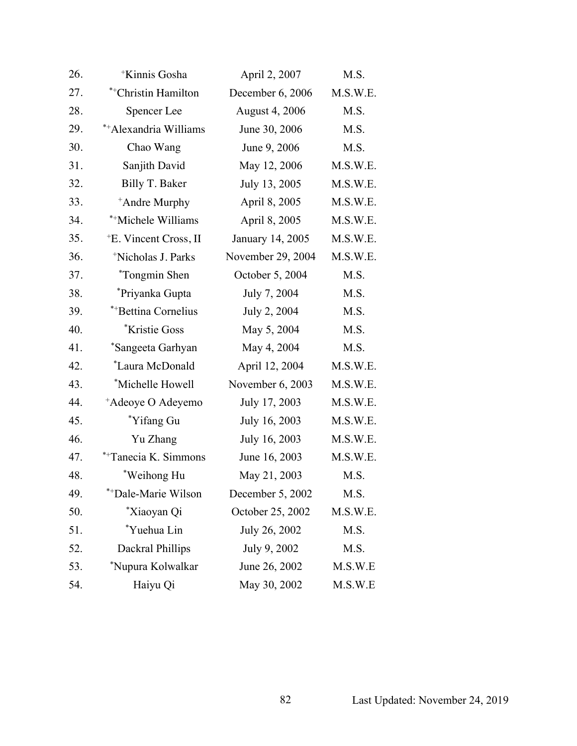| | | | |
|---|---|---|---|
| 26. | [+]Kinnis Gosha | April 2, 2007 | M.S. |
| 27. | [*+]Christin Hamilton | December 6, 2006 | M.S.W.E. |
| 28. | Spencer Lee | August 4, 2006 | M.S. |
| 29. | [*+]Alexandria Williams | June 30, 2006 | M.S. |
| 30. | Chao Wang | June 9, 2006 | M.S. |
| 31. | Sanjith David | May 12, 2006 | M.S.W.E. |
| 32. | Billy T. Baker | July 13, 2005 | M.S.W.E. |
| 33. | [+]Andre Murphy | April 8, 2005 | M.S.W.E. |
| 34. | [*+]Michele Williams | April 8, 2005 | M.S.W.E. |
| 35. | [+]E. Vincent Cross, II | January 14, 2005 | M.S.W.E. |
| 36. | [+]Nicholas J. Parks | November 29, 2004 | M.S.W.E. |
| 37. | [*]Tongmin Shen | October 5, 2004 | M.S. |
| 38. | [*]Priyanka Gupta | July 7, 2004 | M.S. |
| 39. | [*+]Bettina Cornelius | July 2, 2004 | M.S. |
| 40. | [*]Kristie Goss | May 5, 2004 | M.S. |
| 41. | [*]Sangeeta Garhyan | May 4, 2004 | M.S. |
| 42. | [*]Laura McDonald | April 12, 2004 | M.S.W.E. |
| 43. | [*]Michelle Howell | November 6, 2003 | M.S.W.E. |
| 44. | [+]Adeoye O Adeyemo | July 17, 2003 | M.S.W.E. |
| 45. | [*]Yifang Gu | July 16, 2003 | M.S.W.E. |
| 46. | Yu Zhang | July 16, 2003 | M.S.W.E. |
| 47. | [*+]Tanecia K. Simmons | June 16, 2003 | M.S.W.E. |
| 48. | [*]Weihong Hu | May 21, 2003 | M.S. |
| 49. | [*+]Dale-Marie Wilson | December 5, 2002 | M.S. |
| 50. | [*]Xiaoyan Qi | October 25, 2002 | M.S.W.E. |
| 51. | [*]Yuehua Lin | July 26, 2002 | M.S. |
| 52. | Dackral Phillips | July 9, 2002 | M.S. |
| 53. | [*]Nupura Kolwalkar | June 26, 2002 | M.S.W.E |
| 54. | Haiyu Qi | May 30, 2002 | M.S.W.E |

Last Updated: November 24, 2019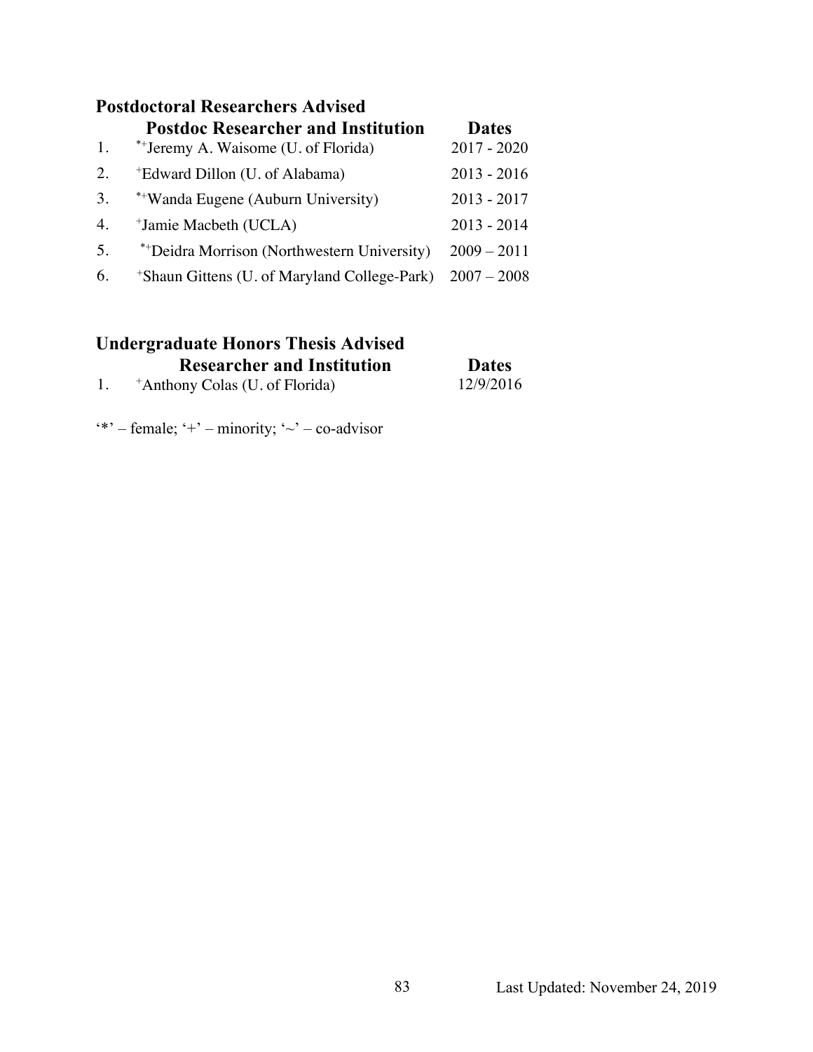## Postdoctoral Researchers Advised

| | Postdoc Researcher and Institution | Dates |
|---|---|---|
| 1. | *+Jeremy A. Waisome (U. of Florida) | 2017 - 2020 |
| 2. | +Edward Dillon (U. of Alabama) | 2013 - 2016 |
| 3. | *+Wanda Eugene (Auburn University) | 2013 - 2017 |
| 4. | +Jamie Macbeth (UCLA) | 2013 - 2014 |
| 5. | *+Deidra Morrison (Northwestern University) | 2009 – 2011 |
| 6. | +Shaun Gittens (U. of Maryland College-Park) | 2007 – 2008 |

## Undergraduate Honors Thesis Advised

| | Researcher and Institution | Dates |
|---|---|---|
| 1. | +Anthony Colas (U. of Florida) | 12/9/2016 |

'*' – female; '+' – minority; '~' – co-advisor